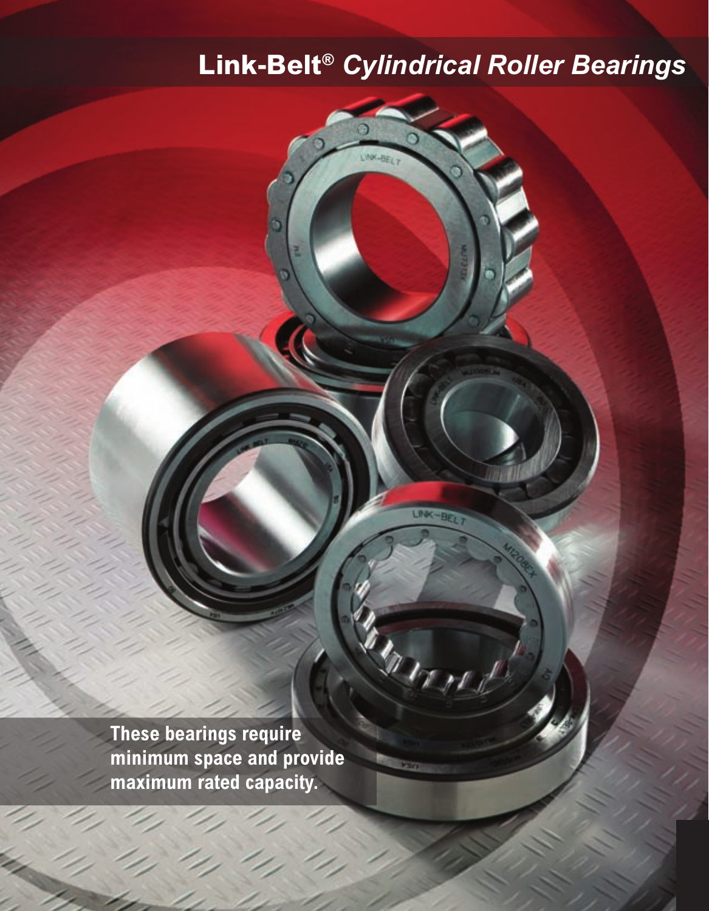# Link-Belt® *Cylindrical Roller Bearings*

**These bearings require minimum space and provide maximum rated capacity.**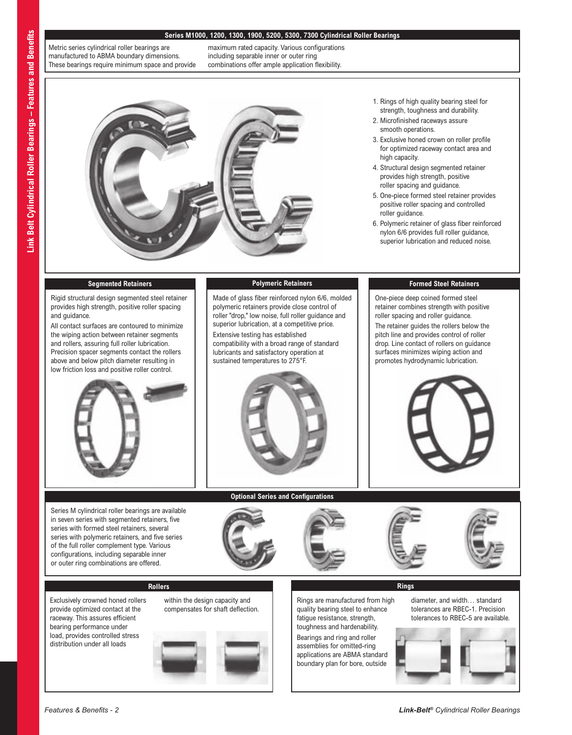## Series M1000, 1200, 1300, 1900, 5200, 5300, 7300 Cylindrical Roller Bearings

Metric series cylindrical roller bearings are manufactured to ABMA boundary dimensions. These bearings require minimum space and provide maximum rated capacity. Various configurations including separable inner or outer ring combinations offer ample application flexibility.

1. Rings of high quality bearing steel for strength, toughness and durability.
2. Microfinished raceways assure smooth operations.
3. Exclusive honed crown on roller profile for optimized raceway contact area and high capacity.
4. Structural design segmented retainer provides high strength, positive roller spacing and guidance.
5. One-piece formed steel retainer provides positive roller spacing and controlled roller guidance.
6. Polymeric retainer of glass fiber reinforced nylon 6/6 provides full roller guidance, superior lubrication and reduced noise.

### Segmented Retainers

Rigid structural design segmented steel retainer provides high strength, positive roller spacing and guidance.

All contact surfaces are contoured to minimize the wiping action between retainer segments and rollers, assuring full roller lubrication. Precision spacer segments contact the rollers above and below pitch diameter resulting in low friction loss and positive roller control.

### Polymeric Retainers

Made of glass fiber reinforced nylon 6/6, molded polymeric retainers provide close control of roller "drop," low noise, full roller guidance and superior lubrication, at a competitive price.

Extensive testing has established compatibility with a broad range of standard lubricants and satisfactory operation at sustained temperatures to 275°F.

### Formed Steel Retainers

One-piece deep coined formed steel retainer combines strength with positive roller spacing and roller guidance.

The retainer guides the rollers below the pitch line and provides control of roller drop. Line contact of rollers on guidance surfaces minimizes wiping action and promotes hydrodynamic lubrication.

### Optional Series and Configurations

Series M cylindrical roller bearings are available in seven series with segmented retainers, five series with formed steel retainers, several series with polymeric retainers, and five series of the full roller complement type. Various configurations, including separable inner or outer ring combinations are offered.

### Rollers

Exclusively crowned honed rollers provide optimized contact at the raceway. This assures efficient bearing performance under load, provides controlled stress distribution under all loads within the design capacity and compensates for shaft deflection.

### Rings

Rings are manufactured from high quality bearing steel to enhance fatigue resistance, strength, toughness and hardenability.

Bearings and ring and roller assemblies for omitted-ring applications are ABMA standard boundary plan for bore, outside diameter, and width… standard tolerances are RBEC-1. Precision tolerances to RBEC-5 are available.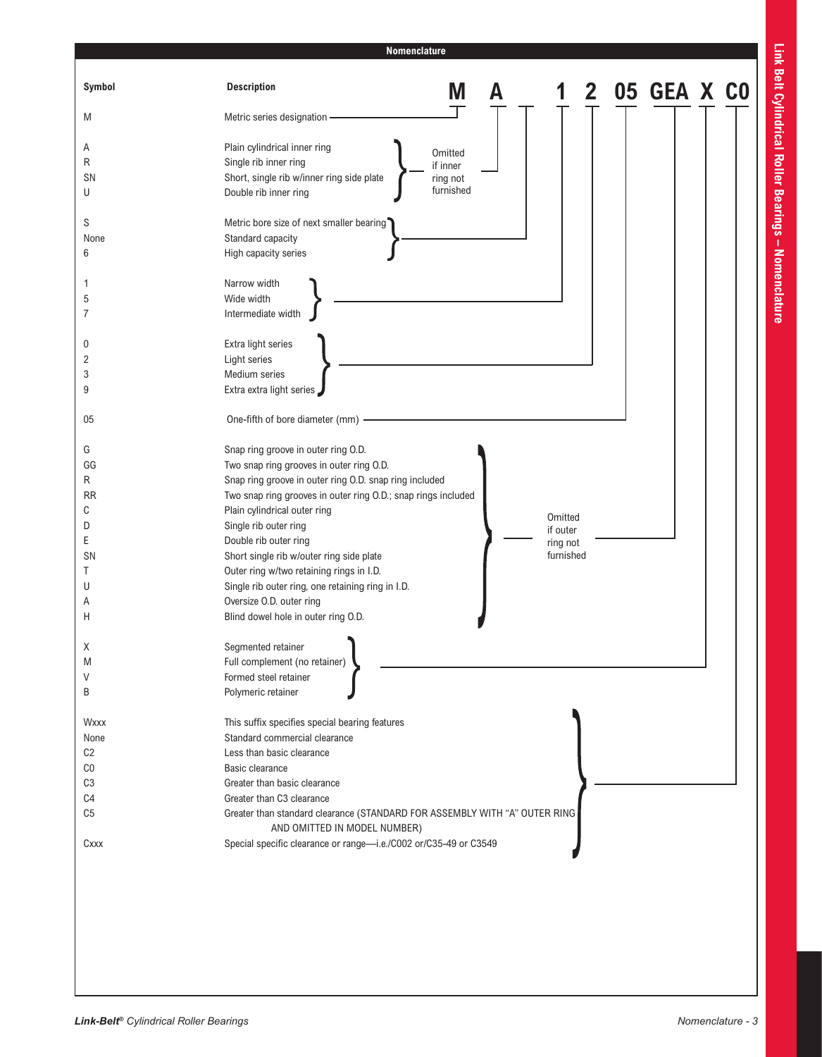## Nomenclature

**M A _ 1 2 05 GEA X C0**

| Symbol | Description | Position |
| --- | --- | --- |
| M | Metric series designation | M |
| A | Plain cylindrical inner ring | A (Omitted if inner ring not furnished) |
| R | Single rib inner ring | |
| SN | Short, single rib w/inner ring side plate | |
| U | Double rib inner ring | |
| S | Metric bore size of next smaller bearing | _ |
| None | Standard capacity | |
| 6 | High capacity series | |
| 1 | Narrow width | 1 |
| 5 | Wide width | |
| 7 | Intermediate width | |
| 0 | Extra light series | 2 |
| 2 | Light series | |
| 3 | Medium series | |
| 9 | Extra extra light series | |
| 05 | One-fifth of bore diameter (mm) | 05 |
| G | Snap ring groove in outer ring O.D. | GEA (Omitted if outer ring not furnished) |
| GG | Two snap ring grooves in outer ring O.D. | |
| R | Snap ring groove in outer ring O.D. snap ring included | |
| RR | Two snap ring grooves in outer ring O.D.; snap rings included | |
| C | Plain cylindrical outer ring | |
| D | Single rib outer ring | |
| E | Double rib outer ring | |
| SN | Short single rib w/outer ring side plate | |
| T | Outer ring w/two retaining rings in I.D. | |
| U | Single rib outer ring, one retaining ring in I.D. | |
| A | Oversize O.D. outer ring | |
| H | Blind dowel hole in outer ring O.D. | |
| X | Segmented retainer | X |
| M | Full complement (no retainer) | |
| V | Formed steel retainer | |
| B | Polymeric retainer | |
| Wxxx | This suffix specifies special bearing features | C0 |
| None | Standard commercial clearance | |
| C2 | Less than basic clearance | |
| C0 | Basic clearance | |
| C3 | Greater than basic clearance | |
| C4 | Greater than C3 clearance | |
| C5 | Greater than standard clearance (STANDARD FOR ASSEMBLY WITH "A" OUTER RING AND OMITTED IN MODEL NUMBER) | |
| Cxxx | Special specific clearance or range—i.e./C002 or/C35-49 or C3549 | |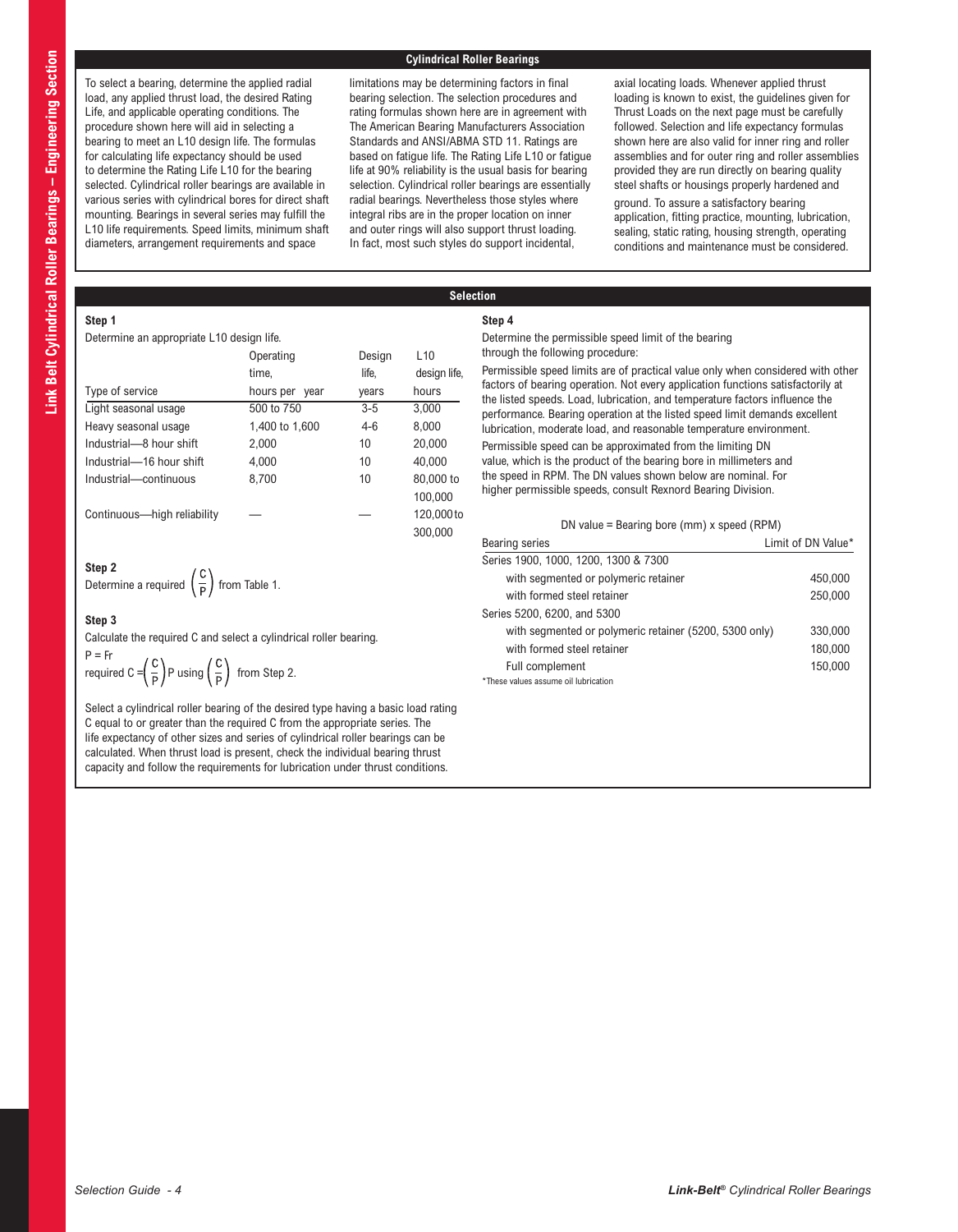## Cylindrical Roller Bearings

To select a bearing, determine the applied radial load, any applied thrust load, the desired Rating Life, and applicable operating conditions. The procedure shown here will aid in selecting a bearing to meet an L10 design life. The formulas for calculating life expectancy should be used to determine the Rating Life L10 for the bearing selected. Cylindrical roller bearings are available in various series with cylindrical bores for direct shaft mounting. Bearings in several series may fulfill the L10 life requirements. Speed limits, minimum shaft diameters, arrangement requirements and space limitations may be determining factors in final bearing selection. The selection procedures and rating formulas shown here are in agreement with The American Bearing Manufacturers Association Standards and ANSI/ABMA STD 11. Ratings are based on fatigue life. The Rating Life L10 or fatigue life at 90% reliability is the usual basis for bearing selection. Cylindrical roller bearings are essentially radial bearings. Nevertheless those styles where integral ribs are in the proper location on inner and outer rings will also support thrust loading. In fact, most such styles do support incidental, axial locating loads. Whenever applied thrust loading is known to exist, the guidelines given for Thrust Loads on the next page must be carefully followed. Selection and life expectancy formulas shown here are also valid for inner ring and roller assemblies and for outer ring and roller assemblies provided they are run directly on bearing quality steel shafts or housings properly hardened and ground. To assure a satisfactory bearing application, fitting practice, mounting, lubrication, sealing, static rating, housing strength, operating conditions and maintenance must be considered.

## Selection

### Step 1

Determine an appropriate L10 design life.

| Type of service | Operating time, hours per year | Design life, years | L10 design life, hours |
|---|---|---|---|
| Light seasonal usage | 500 to 750 | 3-5 | 3,000 |
| Heavy seasonal usage | 1,400 to 1,600 | 4-6 | 8,000 |
| Industrial—8 hour shift | 2,000 | 10 | 20,000 |
| Industrial—16 hour shift | 4,000 | 10 | 40,000 |
| Industrial—continuous | 8,700 | 10 | 80,000 to 100,000 |
| Continuous—high reliability | — | — | 120,000 to 300,000 |

### Step 2

Determine a required $\left(\frac{C}{P}\right)$ from Table 1.

### Step 3

Calculate the required C and select a cylindrical roller bearing.

$P = F_r$

required $C = \left(\frac{C}{P}\right) P$ using $\left(\frac{C}{P}\right)$ from Step 2.

Select a cylindrical roller bearing of the desired type having a basic load rating C equal to or greater than the required C from the appropriate series. The life expectancy of other sizes and series of cylindrical roller bearings can be calculated. When thrust load is present, check the individual bearing thrust capacity and follow the requirements for lubrication under thrust conditions.

### Step 4

Determine the permissible speed limit of the bearing through the following procedure:

Permissible speed limits are of practical value only when considered with other factors of bearing operation. Not every application functions satisfactorily at the listed speeds. Load, lubrication, and temperature factors influence the performance. Bearing operation at the listed speed limit demands excellent lubrication, moderate load, and reasonable temperature environment.

Permissible speed can be approximated from the limiting DN value, which is the product of the bearing bore in millimeters and the speed in RPM. The DN values shown below are nominal. For higher permissible speeds, consult Rexnord Bearing Division.

DN value = Bearing bore (mm) x speed (RPM)

| Bearing series | Limit of DN Value* |
|---|---|
| Series 1900, 1000, 1200, 1300 & 7300 | |
| with segmented or polymeric retainer | 450,000 |
| with formed steel retainer | 250,000 |
| Series 5200, 6200, and 5300 | |
| with segmented or polymeric retainer (5200, 5300 only) | 330,000 |
| with formed steel retainer | 180,000 |
| Full complement | 150,000 |

*These values assume oil lubrication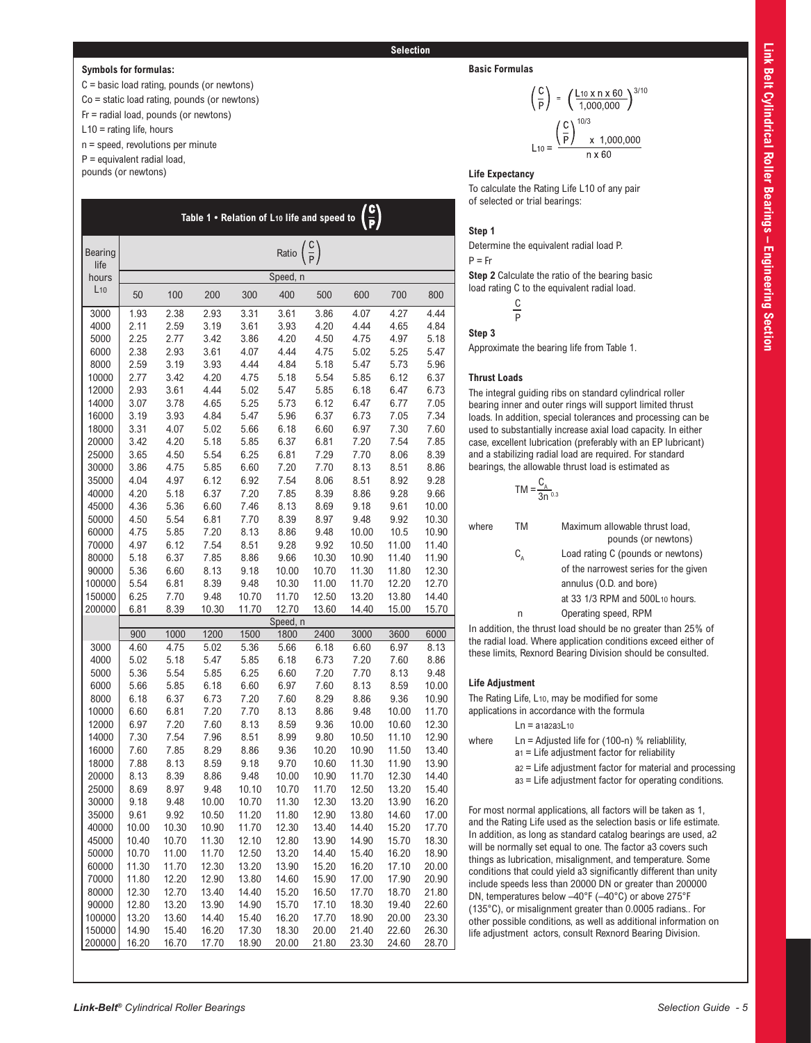## Selection

### Symbols for formulas:

C = basic load rating, pounds (or newtons)
Co = static load rating, pounds (or newtons)
Fr = radial load, pounds (or newtons)
L10 = rating life, hours
n = speed, revolutions per minute
P = equivalent radial load, pounds (or newtons)

**Table 1 • Relation of $L_{10}$ life and speed to $\left(\frac{C}{P}\right)$**

| Bearing life hours $L_{10}$ | Ratio $\left(\frac{C}{P}\right)$ | | | | | | | | |
|---|---|---|---|---|---|---|---|---|---|
| | Speed, n | | | | | | | | |
| | 50 | 100 | 200 | 300 | 400 | 500 | 600 | 700 | 800 |
| 3000 | 1.93 | 2.38 | 2.93 | 3.31 | 3.61 | 3.86 | 4.07 | 4.27 | 4.44 |
| 4000 | 2.11 | 2.59 | 3.19 | 3.61 | 3.93 | 4.20 | 4.44 | 4.65 | 4.84 |
| 5000 | 2.25 | 2.77 | 3.42 | 3.86 | 4.20 | 4.50 | 4.75 | 4.97 | 5.18 |
| 6000 | 2.38 | 2.93 | 3.61 | 4.07 | 4.44 | 4.75 | 5.02 | 5.25 | 5.47 |
| 8000 | 2.59 | 3.19 | 3.93 | 4.44 | 4.84 | 5.18 | 5.47 | 5.73 | 5.96 |
| 10000 | 2.77 | 3.42 | 4.20 | 4.75 | 5.18 | 5.54 | 5.85 | 6.12 | 6.37 |
| 12000 | 2.93 | 3.61 | 4.44 | 5.02 | 5.47 | 5.85 | 6.18 | 6.47 | 6.73 |
| 14000 | 3.07 | 3.78 | 4.65 | 5.25 | 5.73 | 6.12 | 6.47 | 6.77 | 7.05 |
| 16000 | 3.19 | 3.93 | 4.84 | 5.47 | 5.96 | 6.37 | 6.73 | 7.05 | 7.34 |
| 18000 | 3.31 | 4.07 | 5.02 | 5.66 | 6.18 | 6.60 | 6.97 | 7.30 | 7.60 |
| 20000 | 3.42 | 4.20 | 5.18 | 5.85 | 6.37 | 6.81 | 7.20 | 7.54 | 7.85 |
| 25000 | 3.65 | 4.50 | 5.54 | 6.25 | 6.81 | 7.29 | 7.70 | 8.06 | 8.39 |
| 30000 | 3.86 | 4.75 | 5.85 | 6.60 | 7.20 | 7.70 | 8.13 | 8.51 | 8.86 |
| 35000 | 4.04 | 4.97 | 6.12 | 6.92 | 7.54 | 8.06 | 8.51 | 8.92 | 9.28 |
| 40000 | 4.20 | 5.18 | 6.37 | 7.20 | 7.85 | 8.39 | 8.86 | 9.28 | 9.66 |
| 45000 | 4.36 | 5.36 | 6.60 | 7.46 | 8.13 | 8.69 | 9.18 | 9.61 | 10.00 |
| 50000 | 4.50 | 5.54 | 6.81 | 7.70 | 8.39 | 8.97 | 9.48 | 9.92 | 10.30 |
| 60000 | 4.75 | 5.85 | 7.20 | 8.13 | 8.86 | 9.48 | 10.00 | 10.5 | 10.90 |
| 70000 | 4.97 | 6.12 | 7.54 | 8.51 | 9.28 | 9.92 | 10.50 | 11.00 | 11.40 |
| 80000 | 5.18 | 6.37 | 7.85 | 8.86 | 9.66 | 10.30 | 10.90 | 11.40 | 11.90 |
| 90000 | 5.36 | 6.60 | 8.13 | 9.18 | 10.00 | 10.70 | 11.30 | 11.80 | 12.30 |
| 100000 | 5.54 | 6.81 | 8.39 | 9.48 | 10.30 | 11.00 | 11.70 | 12.20 | 12.70 |
| 150000 | 6.25 | 7.70 | 9.48 | 10.70 | 11.70 | 12.50 | 13.20 | 13.80 | 14.40 |
| 200000 | 6.81 | 8.39 | 10.30 | 11.70 | 12.70 | 13.60 | 14.40 | 15.00 | 15.70 |
| | Speed, n | | | | | | | | |
| | 900 | 1000 | 1200 | 1500 | 1800 | 2400 | 3000 | 3600 | 6000 |
| 3000 | 4.60 | 4.75 | 5.02 | 5.36 | 5.66 | 6.18 | 6.60 | 6.97 | 8.13 |
| 4000 | 5.02 | 5.18 | 5.47 | 5.85 | 6.18 | 6.73 | 7.20 | 7.60 | 8.86 |
| 5000 | 5.36 | 5.54 | 5.85 | 6.25 | 6.60 | 7.20 | 7.70 | 8.13 | 9.48 |
| 6000 | 5.66 | 5.85 | 6.18 | 6.60 | 6.97 | 7.60 | 8.13 | 8.59 | 10.00 |
| 8000 | 6.18 | 6.37 | 6.73 | 7.20 | 7.60 | 8.29 | 8.86 | 9.36 | 10.90 |
| 10000 | 6.60 | 6.81 | 7.20 | 7.70 | 8.13 | 8.86 | 9.48 | 10.00 | 11.70 |
| 12000 | 6.97 | 7.20 | 7.60 | 8.13 | 8.59 | 9.36 | 10.00 | 10.60 | 12.30 |
| 14000 | 7.30 | 7.54 | 7.96 | 8.51 | 8.99 | 9.80 | 10.50 | 11.10 | 12.90 |
| 16000 | 7.60 | 7.85 | 8.29 | 8.86 | 9.36 | 10.20 | 10.90 | 11.50 | 13.40 |
| 18000 | 7.88 | 8.13 | 8.59 | 9.18 | 9.70 | 10.60 | 11.30 | 11.90 | 13.90 |
| 20000 | 8.13 | 8.39 | 8.86 | 9.48 | 10.00 | 10.90 | 11.70 | 12.30 | 14.40 |
| 25000 | 8.69 | 8.97 | 9.48 | 10.10 | 10.70 | 11.70 | 12.50 | 13.20 | 15.40 |
| 30000 | 9.18 | 9.48 | 10.00 | 10.70 | 11.30 | 12.30 | 13.20 | 13.90 | 16.20 |
| 35000 | 9.61 | 9.92 | 10.50 | 11.20 | 11.80 | 12.90 | 13.80 | 14.60 | 17.00 |
| 40000 | 10.00 | 10.30 | 10.90 | 11.70 | 12.30 | 13.40 | 14.40 | 15.20 | 17.70 |
| 45000 | 10.40 | 10.70 | 11.30 | 12.10 | 12.80 | 13.90 | 14.90 | 15.70 | 18.30 |
| 50000 | 10.70 | 11.00 | 11.70 | 12.50 | 13.20 | 14.40 | 15.40 | 16.20 | 18.90 |
| 60000 | 11.30 | 11.70 | 12.30 | 13.20 | 13.90 | 15.20 | 16.20 | 17.10 | 20.00 |
| 70000 | 11.80 | 12.20 | 12.90 | 13.80 | 14.60 | 15.90 | 17.00 | 17.90 | 20.90 |
| 80000 | 12.30 | 12.70 | 13.40 | 14.40 | 15.20 | 16.50 | 17.70 | 18.70 | 21.80 |
| 90000 | 12.80 | 13.20 | 13.90 | 14.90 | 15.70 | 17.10 | 18.30 | 19.40 | 22.60 |
| 100000 | 13.20 | 13.60 | 14.40 | 15.40 | 16.20 | 17.70 | 18.90 | 20.00 | 23.30 |
| 150000 | 14.90 | 15.40 | 16.20 | 17.30 | 18.30 | 20.00 | 21.40 | 22.60 | 26.30 |
| 200000 | 16.20 | 16.70 | 17.70 | 18.90 | 20.00 | 21.80 | 23.30 | 24.60 | 28.70 |

### Basic Formulas

$$\left(\frac{C}{P}\right) = \left(\frac{L_{10} \times n \times 60}{1{,}000{,}000}\right)^{3/10}$$

$$L_{10} = \frac{\left(\frac{C}{P}\right)^{10/3} \times 1{,}000{,}000}{n \times 60}$$

### Life Expectancy

To calculate the Rating Life L10 of any pair of selected or trial bearings:

**Step 1**

Determine the equivalent radial load P.

P = Fr

**Step 2** Calculate the ratio of the bearing basic load rating C to the equivalent radial load.

$$\frac{C}{P}$$

**Step 3**

Approximate the bearing life from Table 1.

### Thrust Loads

The integral guiding ribs on standard cylindrical roller bearing inner and outer rings will support limited thrust loads. In addition, special tolerances and processing can be used to substantially increase axial load capacity. In either case, excellent lubrication (preferably with an EP lubricant) and a stabilizing radial load are required. For standard bearings, the allowable thrust load is estimated as

$$TM = \frac{C_A}{3n^{0.3}}$$

where

- TM — Maximum allowable thrust load, pounds (or newtons)
- $C_A$ — Load rating C (pounds or newtons) of the narrowest series for the given annulus (O.D. and bore) at 33 1/3 RPM and 500$L_{10}$ hours.
- n — Operating speed, RPM

In addition, the thrust load should be no greater than 25% of the radial load. Where application conditions exceed either of these limits, Rexnord Bearing Division should be consulted.

### Life Adjustment

The Rating Life, $L_{10}$, may be modified for some applications in accordance with the formula

$$L_n = a_1 a_2 a_3 L_{10}$$

where

- Ln = Adjusted life for (100-n) % reliablility,
- $a_1$ = Life adjustment factor for reliability
- $a_2$ = Life adjustment factor for material and processing
- $a_3$ = Life adjustment factor for operating conditions.

For most normal applications, all factors will be taken as 1, and the Rating Life used as the selection basis or life estimate. In addition, as long as standard catalog bearings are used, a2 will be normally set equal to one. The factor a3 covers such things as lubrication, misalignment, and temperature. Some conditions that could yield a3 significantly different than unity include speeds less than 20000 DN or greater than 200000 DN, temperatures below –40°F (–40°C) or above 275°F (135°C), or misalignment greater than 0.0005 radians.. For other possible conditions, as well as additional information on life adjustment actors, consult Rexnord Bearing Division.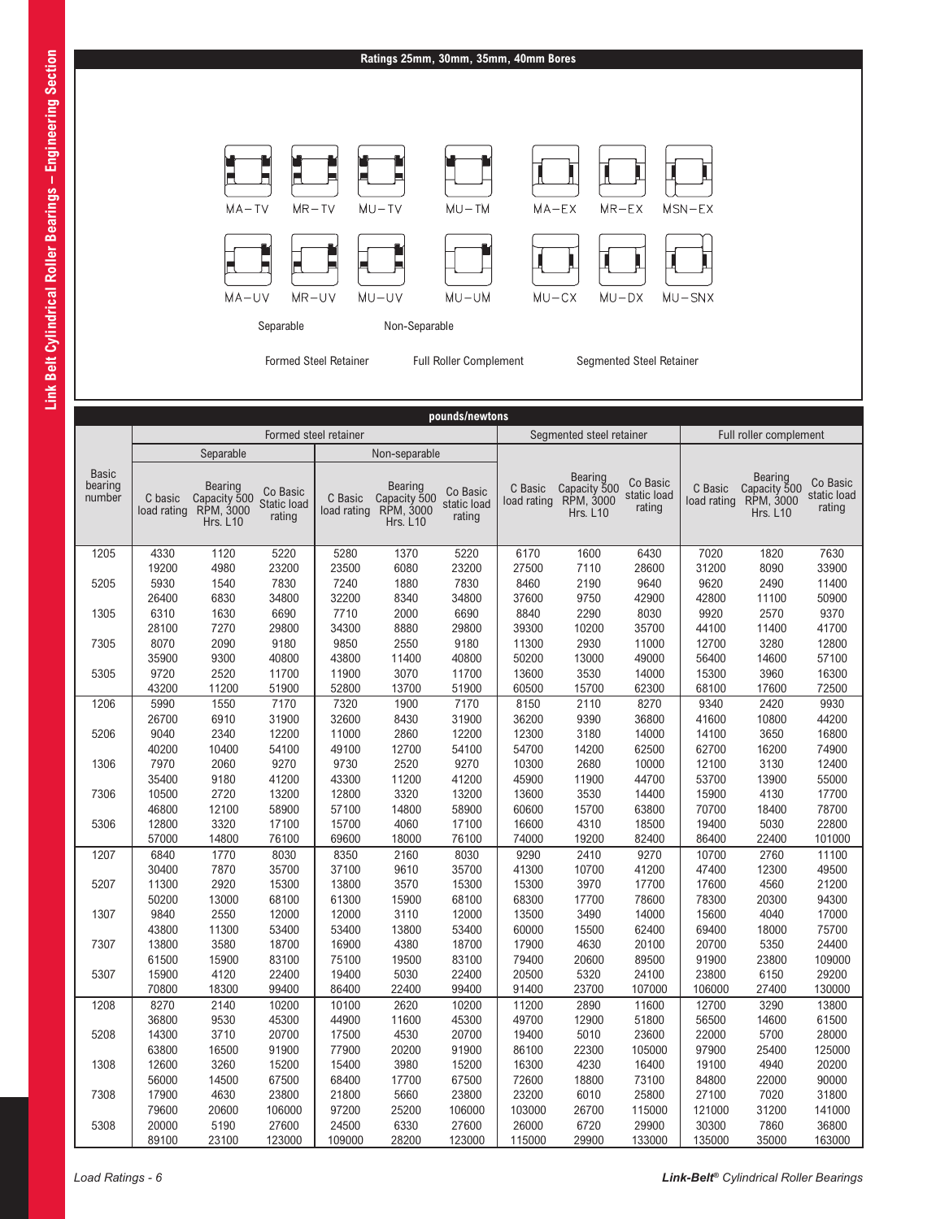## Ratings 25mm, 30mm, 35mm, 40mm Bores

MA–TV MR–TV MU–TV MU–TM MA–EX MR–EX MSN–EX

MA–UV MR–UV MU–UV MU–UM MU–CX MU–DX MU–SNX

Separable Non-Separable

Formed Steel Retainer Full Roller Complement Segmented Steel Retainer

**pounds/newtons**

| Basic bearing number | Formed steel retainer | | | | | | Segmented steel retainer | | | Full roller complement | | |
|---|---|---|---|---|---|---|---|---|---|---|---|---|
| | Separable | | | Non-separable | | | | | | | | |
| | C basic load rating | Bearing Capacity 500 RPM, 3000 Hrs. L10 | Co Basic Static load rating | C Basic load rating | Bearing Capacity 500 RPM, 3000 Hrs. L10 | Co Basic static load rating | C Basic load rating | Bearing Capacity 500 RPM, 3000 Hrs. L10 | Co Basic static load rating | C Basic load rating | Bearing Capacity 500 RPM, 3000 Hrs. L10 | Co Basic static load rating |
| 1205 | 4330 | 1120 | 5220 | 5280 | 1370 | 5220 | 6170 | 1600 | 6430 | 7020 | 1820 | 7630 |
| | 19200 | 4980 | 23200 | 23500 | 6080 | 23200 | 27500 | 7110 | 28600 | 31200 | 8090 | 33900 |
| 5205 | 5930 | 1540 | 7830 | 7240 | 1880 | 7830 | 8460 | 2190 | 9640 | 9620 | 2490 | 11400 |
| | 26400 | 6830 | 34800 | 32200 | 8340 | 34800 | 37600 | 9750 | 42900 | 42800 | 11100 | 50900 |
| 1305 | 6310 | 1630 | 6690 | 7710 | 2000 | 6690 | 8840 | 2290 | 8030 | 9920 | 2570 | 9370 |
| | 28100 | 7270 | 29800 | 34300 | 8880 | 29800 | 39300 | 10200 | 35700 | 44100 | 11400 | 41700 |
| 7305 | 8070 | 2090 | 9180 | 9850 | 2550 | 9180 | 11300 | 2930 | 11000 | 12700 | 3280 | 12800 |
| | 35900 | 9300 | 40800 | 43800 | 11400 | 40800 | 50200 | 13000 | 49000 | 56400 | 14600 | 57100 |
| 5305 | 9720 | 2520 | 11700 | 11900 | 3070 | 11700 | 13600 | 3530 | 14000 | 15300 | 3960 | 16300 |
| | 43200 | 11200 | 51900 | 52800 | 13700 | 51900 | 60500 | 15700 | 62300 | 68100 | 17600 | 72500 |
| 1206 | 5990 | 1550 | 7170 | 7320 | 1900 | 7170 | 8150 | 2110 | 8270 | 9340 | 2420 | 9930 |
| | 26700 | 6910 | 31900 | 32600 | 8430 | 31900 | 36200 | 9390 | 36800 | 41600 | 10800 | 44200 |
| 5206 | 9040 | 2340 | 12200 | 11000 | 2860 | 12200 | 12300 | 3180 | 14000 | 14100 | 3650 | 16800 |
| | 40200 | 10400 | 54100 | 49100 | 12700 | 54100 | 54700 | 14200 | 62500 | 62700 | 16200 | 74900 |
| 1306 | 7970 | 2060 | 9270 | 9730 | 2520 | 9270 | 10300 | 2680 | 10000 | 12100 | 3130 | 12400 |
| | 35400 | 9180 | 41200 | 43300 | 11200 | 41200 | 45900 | 11900 | 44700 | 53700 | 13900 | 55000 |
| 7306 | 10500 | 2720 | 13200 | 12800 | 3320 | 13200 | 13600 | 3530 | 14400 | 15900 | 4130 | 17700 |
| | 46800 | 12100 | 58900 | 57100 | 14800 | 58900 | 60600 | 15700 | 63800 | 70700 | 18400 | 78700 |
| 5306 | 12800 | 3320 | 17100 | 15700 | 4060 | 17100 | 16600 | 4310 | 18500 | 19400 | 5030 | 22800 |
| | 57000 | 14800 | 76100 | 69600 | 18000 | 76100 | 74000 | 19200 | 82400 | 86400 | 22400 | 101000 |
| 1207 | 6840 | 1770 | 8030 | 8350 | 2160 | 8030 | 9290 | 2410 | 9270 | 10700 | 2760 | 11100 |
| | 30400 | 7870 | 35700 | 37100 | 9610 | 35700 | 41300 | 10700 | 41200 | 47400 | 12300 | 49500 |
| 5207 | 11300 | 2920 | 15300 | 13800 | 3570 | 15300 | 15300 | 3970 | 17700 | 17600 | 4560 | 21200 |
| | 50200 | 13000 | 68100 | 61300 | 15900 | 68100 | 68300 | 17700 | 78600 | 78300 | 20300 | 94300 |
| 1307 | 9840 | 2550 | 12000 | 12000 | 3110 | 12000 | 13500 | 3490 | 14000 | 15600 | 4040 | 17000 |
| | 43800 | 11300 | 53400 | 53400 | 13800 | 53400 | 60000 | 15500 | 62400 | 69400 | 18000 | 75700 |
| 7307 | 13800 | 3580 | 18700 | 16900 | 4380 | 18700 | 17900 | 4630 | 20100 | 20700 | 5350 | 24400 |
| | 61500 | 15900 | 83100 | 75100 | 19500 | 83100 | 79400 | 20600 | 89500 | 91900 | 23800 | 109000 |
| 5307 | 15900 | 4120 | 22400 | 19400 | 5030 | 22400 | 20500 | 5320 | 24100 | 23800 | 6150 | 29200 |
| | 70800 | 18300 | 99400 | 86400 | 22400 | 99400 | 91400 | 23700 | 107000 | 106000 | 27400 | 130000 |
| 1208 | 8270 | 2140 | 10200 | 10100 | 2620 | 10200 | 11200 | 2890 | 11600 | 12700 | 3290 | 13800 |
| | 36800 | 9530 | 45300 | 44900 | 11600 | 45300 | 49700 | 12900 | 51800 | 56500 | 14600 | 61500 |
| 5208 | 14300 | 3710 | 20700 | 17500 | 4530 | 20700 | 19400 | 5010 | 23600 | 22000 | 5700 | 28000 |
| | 63800 | 16500 | 91900 | 77900 | 20200 | 91900 | 86100 | 22300 | 105000 | 97900 | 25400 | 125000 |
| 1308 | 12600 | 3260 | 15200 | 15400 | 3980 | 15200 | 16300 | 4230 | 16400 | 19100 | 4940 | 20200 |
| | 56000 | 14500 | 67500 | 68400 | 17700 | 67500 | 72600 | 18800 | 73100 | 84800 | 22000 | 90000 |
| 7308 | 17900 | 4630 | 23800 | 21800 | 5660 | 23800 | 23200 | 6010 | 25800 | 27100 | 7020 | 31800 |
| | 79600 | 20600 | 106000 | 97200 | 25200 | 106000 | 103000 | 26700 | 115000 | 121000 | 31200 | 141000 |
| 5308 | 20000 | 5190 | 27600 | 24500 | 6330 | 27600 | 26000 | 6720 | 29900 | 30300 | 7860 | 36800 |
| | 89100 | 23100 | 123000 | 109000 | 28200 | 123000 | 115000 | 29900 | 133000 | 135000 | 35000 | 163000 |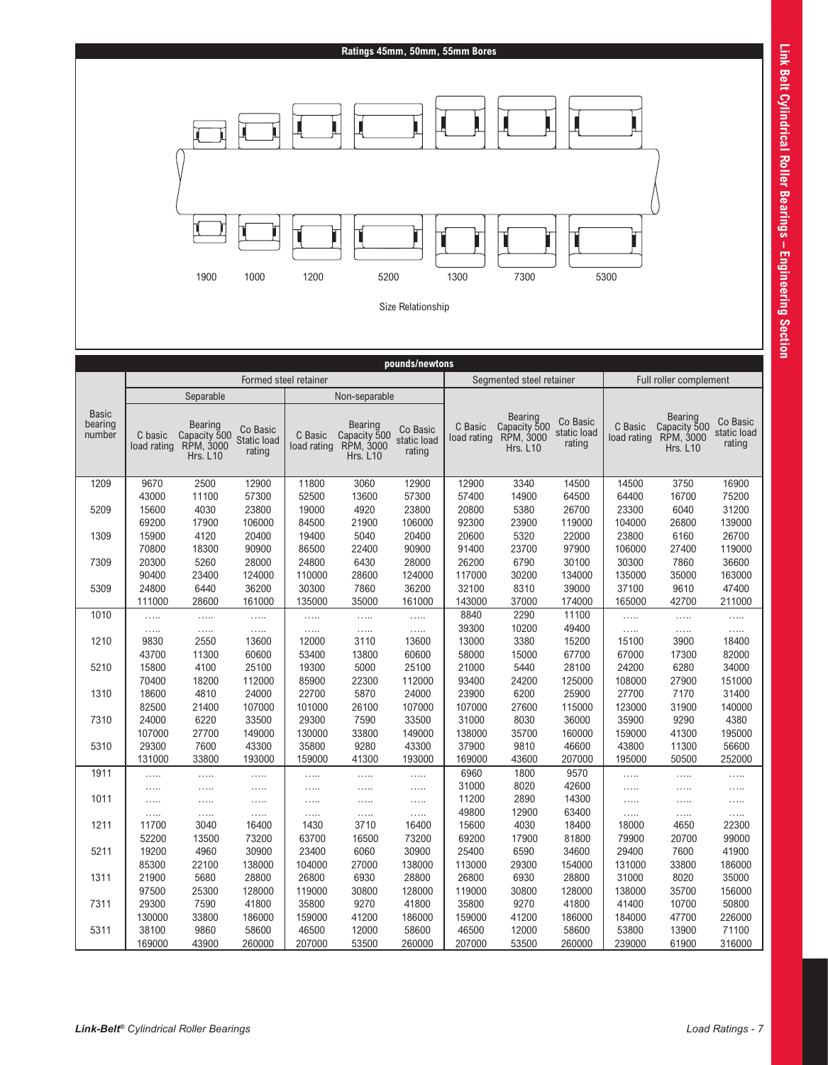## Ratings 45mm, 50mm, 55mm Bores

1900 1000 1200 5200 1300 7300 5300

Size Relationship

| | pounds/newtons | | | | | | | | | | | |
|---|---|---|---|---|---|---|---|---|---|---|---|---|
| | Formed steel retainer | | | | | | Segmented steel retainer | | | Full roller complement | | |
| | Separable | | | Non-separable | | | | | | | | |
| Basic bearing number | C basic load rating | Bearing Capacity 500 RPM, 3000 Hrs. L10 | Co Basic Static load rating | C Basic load rating | Bearing Capacity 500 RPM, 3000 Hrs. L10 | Co Basic static load rating | C Basic load rating | Bearing Capacity 500 RPM, 3000 Hrs. L10 | Co Basic static load rating | C Basic load rating | Bearing Capacity 500 RPM, 3000 Hrs. L10 | Co Basic static load rating |
| 1209 | 9670 | 2500 | 12900 | 11800 | 3060 | 12900 | 12900 | 3340 | 14500 | 14500 | 3750 | 16900 |
| | 43000 | 11100 | 57300 | 52500 | 13600 | 57300 | 57400 | 14900 | 64500 | 64400 | 16700 | 75200 |
| 5209 | 15600 | 4030 | 23800 | 19000 | 4920 | 23800 | 20800 | 5380 | 26700 | 23300 | 6040 | 31200 |
| | 69200 | 17900 | 106000 | 84500 | 21900 | 106000 | 92300 | 23900 | 119000 | 104000 | 26800 | 139000 |
| 1309 | 15900 | 4120 | 20400 | 19400 | 5040 | 20400 | 20600 | 5320 | 22000 | 23800 | 6160 | 26700 |
| | 70800 | 18300 | 90900 | 86500 | 22400 | 90900 | 91400 | 23700 | 97900 | 106000 | 27400 | 119000 |
| 7309 | 20300 | 5260 | 28000 | 24800 | 6430 | 28000 | 26200 | 6790 | 30100 | 30300 | 7860 | 36600 |
| | 90400 | 23400 | 124000 | 110000 | 28600 | 124000 | 117000 | 30200 | 134000 | 135000 | 35000 | 163000 |
| 5309 | 24800 | 6440 | 36200 | 30300 | 7860 | 36200 | 32100 | 8310 | 39000 | 37100 | 9610 | 47400 |
| | 111000 | 28600 | 161000 | 135000 | 35000 | 161000 | 143000 | 37000 | 174000 | 165000 | 42700 | 211000 |
| 1010 | ….. | ….. | ….. | ….. | ….. | ….. | 8840 | 2290 | 11100 | ….. | ….. | ….. |
| | ….. | ….. | ….. | ….. | ….. | ….. | 39300 | 10200 | 49400 | ….. | ….. | ….. |
| 1210 | 9830 | 2550 | 13600 | 12000 | 3110 | 13600 | 13000 | 3380 | 15200 | 15100 | 3900 | 18400 |
| | 43700 | 11300 | 60600 | 53400 | 13800 | 60600 | 58000 | 15000 | 67700 | 67000 | 17300 | 82000 |
| 5210 | 15800 | 4100 | 25100 | 19300 | 5000 | 25100 | 21000 | 5440 | 28100 | 24200 | 6280 | 34000 |
| | 70400 | 18200 | 112000 | 85900 | 22300 | 112000 | 93400 | 24200 | 125000 | 108000 | 27900 | 151000 |
| 1310 | 18600 | 4810 | 24000 | 22700 | 5870 | 24000 | 23900 | 6200 | 25900 | 27700 | 7170 | 31400 |
| | 82500 | 21400 | 107000 | 101000 | 26100 | 107000 | 107000 | 27600 | 115000 | 123000 | 31900 | 140000 |
| 7310 | 24000 | 6220 | 33500 | 29300 | 7590 | 33500 | 31000 | 8030 | 36000 | 35900 | 9290 | 4380 |
| | 107000 | 27700 | 149000 | 130000 | 33800 | 149000 | 138000 | 35700 | 160000 | 159000 | 41300 | 195000 |
| 5310 | 29300 | 7600 | 43300 | 35800 | 9280 | 43300 | 37900 | 9810 | 46600 | 43800 | 11300 | 56600 |
| | 131000 | 33800 | 193000 | 159000 | 41300 | 193000 | 169000 | 43600 | 207000 | 195000 | 50500 | 252000 |
| 1911 | ….. | ….. | ….. | ….. | ….. | ….. | 6960 | 1800 | 9570 | ….. | ….. | ….. |
| | ….. | ….. | ….. | ….. | ….. | ….. | 31000 | 8020 | 42600 | ….. | ….. | ….. |
| 1011 | ….. | ….. | ….. | ….. | ….. | ….. | 11200 | 2890 | 14300 | ….. | ….. | ….. |
| | ….. | ….. | ….. | ….. | ….. | ….. | 49800 | 12900 | 63400 | ….. | ….. | ….. |
| 1211 | 11700 | 3040 | 16400 | 1430 | 3710 | 16400 | 15600 | 4030 | 18400 | 18000 | 4650 | 22300 |
| | 52200 | 13500 | 73200 | 63700 | 16500 | 73200 | 69200 | 17900 | 81800 | 79900 | 20700 | 99000 |
| 5211 | 19200 | 4960 | 30900 | 23400 | 6060 | 30900 | 25400 | 6590 | 34600 | 29400 | 7600 | 41900 |
| | 85300 | 22100 | 138000 | 104000 | 27000 | 138000 | 113000 | 29300 | 154000 | 131000 | 33800 | 186000 |
| 1311 | 21900 | 5680 | 28800 | 26800 | 6930 | 28800 | 26800 | 6930 | 28800 | 31000 | 8020 | 35000 |
| | 97500 | 25300 | 128000 | 119000 | 30800 | 128000 | 119000 | 30800 | 128000 | 138000 | 35700 | 156000 |
| 7311 | 29300 | 7590 | 41800 | 35800 | 9270 | 41800 | 35800 | 9270 | 41800 | 41400 | 10700 | 50800 |
| | 130000 | 33800 | 186000 | 159000 | 41200 | 186000 | 159000 | 41200 | 186000 | 184000 | 47700 | 226000 |
| 5311 | 38100 | 9860 | 58600 | 46500 | 12000 | 58600 | 46500 | 12000 | 58600 | 53800 | 13900 | 71100 |
| | 169000 | 43900 | 260000 | 207000 | 53500 | 260000 | 207000 | 53500 | 260000 | 239000 | 61900 | 316000 |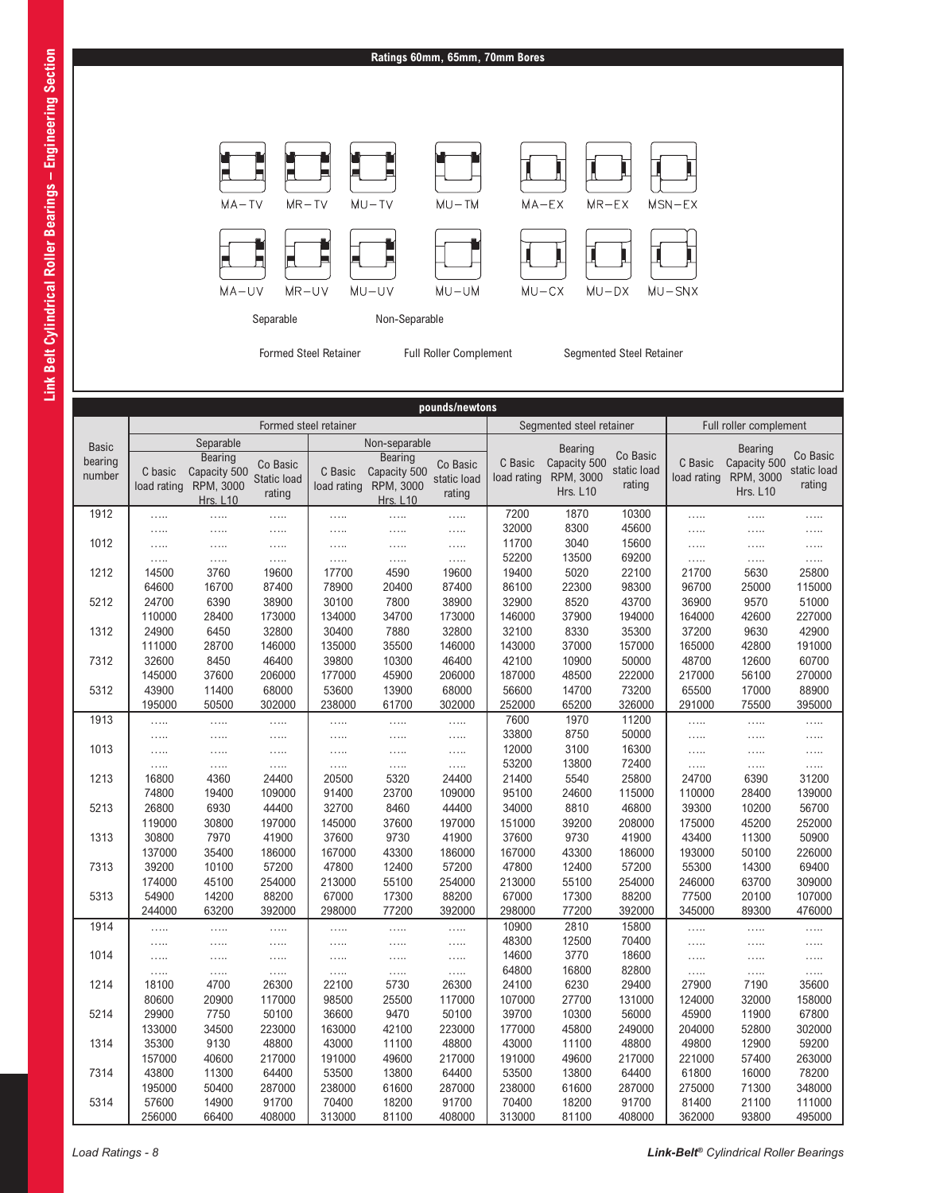## Ratings 60mm, 65mm, 70mm Bores

MA–TV, MR–TV, MU–TV, MU–TM, MA–EX, MR–EX, MSN–EX

MA–UV, MR–UV, MU–UV, MU–UM, MU–CX, MU–DX, MU–SNX

Separable — Non-Separable

Formed Steel Retainer — Full Roller Complement — Segmented Steel Retainer

| pounds/newtons | | | | | | | | | | | | |
|---|---|---|---|---|---|---|---|---|---|---|---|---|
| Basic bearing number | Formed steel retainer | | | | | | Segmented steel retainer | | | Full roller complement | | |
| | Separable | | | Non-separable | | | | | | | | |
| | C basic load rating | Bearing Capacity 500 RPM, 3000 Hrs. L10 | Co Basic Static load rating | C Basic load rating | Bearing Capacity 500 RPM, 3000 Hrs. L10 | Co Basic static load rating | C Basic load rating | Bearing Capacity 500 RPM, 3000 Hrs. L10 | Co Basic static load rating | C Basic load rating | Bearing Capacity 500 RPM, 3000 Hrs. L10 | Co Basic static load rating |
| 1912 | ..... | ..... | ..... | ..... | ..... | ..... | 7200 | 1870 | 10300 | ..... | ..... | ..... |
| | ..... | ..... | ..... | ..... | ..... | ..... | 32000 | 8300 | 45600 | ..... | ..... | ..... |
| 1012 | ..... | ..... | ..... | ..... | ..... | ..... | 11700 | 3040 | 15600 | ..... | ..... | ..... |
| | ..... | ..... | ..... | ..... | ..... | ..... | 52200 | 13500 | 69200 | ..... | ..... | ..... |
| 1212 | 14500 | 3760 | 19600 | 17700 | 4590 | 19600 | 19400 | 5020 | 22100 | 21700 | 5630 | 25800 |
| | 64600 | 16700 | 87400 | 78900 | 20400 | 87400 | 86100 | 22300 | 98300 | 96700 | 25000 | 115000 |
| 5212 | 24700 | 6390 | 38900 | 30100 | 7800 | 38900 | 32900 | 8520 | 43700 | 36900 | 9570 | 51000 |
| | 110000 | 28400 | 173000 | 134000 | 34700 | 173000 | 146000 | 37900 | 194000 | 164000 | 42600 | 227000 |
| 1312 | 24900 | 6450 | 32800 | 30400 | 7880 | 32800 | 32100 | 8330 | 35300 | 37200 | 9630 | 42900 |
| | 111000 | 28700 | 146000 | 135000 | 35500 | 146000 | 143000 | 37000 | 157000 | 165000 | 42800 | 191000 |
| 7312 | 32600 | 8450 | 46400 | 39800 | 10300 | 46400 | 42100 | 10900 | 50000 | 48700 | 12600 | 60700 |
| | 145000 | 37600 | 206000 | 177000 | 45900 | 206000 | 187000 | 48500 | 222000 | 217000 | 56100 | 270000 |
| 5312 | 43900 | 11400 | 68000 | 53600 | 13900 | 68000 | 56600 | 14700 | 73200 | 65500 | 17000 | 88900 |
| | 195000 | 50500 | 302000 | 238000 | 61700 | 302000 | 252000 | 65200 | 326000 | 291000 | 75500 | 395000 |
| 1913 | ..... | ..... | ..... | ..... | ..... | ..... | 7600 | 1970 | 11200 | ..... | ..... | ..... |
| | ..... | ..... | ..... | ..... | ..... | ..... | 33800 | 8750 | 50000 | ..... | ..... | ..... |
| 1013 | ..... | ..... | ..... | ..... | ..... | ..... | 12000 | 3100 | 16300 | ..... | ..... | ..... |
| | ..... | ..... | ..... | ..... | ..... | ..... | 53200 | 13800 | 72400 | ..... | ..... | ..... |
| 1213 | 16800 | 4360 | 24400 | 20500 | 5320 | 24400 | 21400 | 5540 | 25800 | 24700 | 6390 | 31200 |
| | 74800 | 19400 | 109000 | 91400 | 23700 | 109000 | 95100 | 24600 | 115000 | 110000 | 28400 | 139000 |
| 5213 | 26800 | 6930 | 44400 | 32700 | 8460 | 44400 | 34000 | 8810 | 46800 | 39300 | 10200 | 56700 |
| | 119000 | 30800 | 197000 | 145000 | 37600 | 197000 | 151000 | 39200 | 208000 | 175000 | 45200 | 252000 |
| 1313 | 30800 | 7970 | 41900 | 37600 | 9730 | 41900 | 37600 | 9730 | 41900 | 43400 | 11300 | 50900 |
| | 137000 | 35400 | 186000 | 167000 | 43300 | 186000 | 167000 | 43300 | 186000 | 193000 | 50100 | 226000 |
| 7313 | 39200 | 10100 | 57200 | 47800 | 12400 | 57200 | 47800 | 12400 | 57200 | 55300 | 14300 | 69400 |
| | 174000 | 45100 | 254000 | 213000 | 55100 | 254000 | 213000 | 55100 | 254000 | 246000 | 63700 | 309000 |
| 5313 | 54900 | 14200 | 88200 | 67000 | 17300 | 88200 | 67000 | 17300 | 88200 | 77500 | 20100 | 107000 |
| | 244000 | 63200 | 392000 | 298000 | 77200 | 392000 | 298000 | 77200 | 392000 | 345000 | 89300 | 476000 |
| 1914 | ..... | ..... | ..... | ..... | ..... | ..... | 10900 | 2810 | 15800 | ..... | ..... | ..... |
| | ..... | ..... | ..... | ..... | ..... | ..... | 48300 | 12500 | 70400 | ..... | ..... | ..... |
| 1014 | ..... | ..... | ..... | ..... | ..... | ..... | 14600 | 3770 | 18600 | ..... | ..... | ..... |
| | ..... | ..... | ..... | ..... | ..... | ..... | 64800 | 16800 | 82800 | ..... | ..... | ..... |
| 1214 | 18100 | 4700 | 26300 | 22100 | 5730 | 26300 | 24100 | 6230 | 29400 | 27900 | 7190 | 35600 |
| | 80600 | 20900 | 117000 | 98500 | 25500 | 117000 | 107000 | 27700 | 131000 | 124000 | 32000 | 158000 |
| 5214 | 29900 | 7750 | 50100 | 36600 | 9470 | 50100 | 39700 | 10300 | 56000 | 45900 | 11900 | 67800 |
| | 133000 | 34500 | 223000 | 163000 | 42100 | 223000 | 177000 | 45800 | 249000 | 204000 | 52800 | 302000 |
| 1314 | 35300 | 9130 | 48800 | 43000 | 11100 | 48800 | 43000 | 11100 | 48800 | 49800 | 12900 | 59200 |
| | 157000 | 40600 | 217000 | 191000 | 49600 | 217000 | 191000 | 49600 | 217000 | 221000 | 57400 | 263000 |
| 7314 | 43800 | 11300 | 64400 | 53500 | 13800 | 64400 | 53500 | 13800 | 64400 | 61800 | 16000 | 78200 |
| | 195000 | 50400 | 287000 | 238000 | 61600 | 287000 | 238000 | 61600 | 287000 | 275000 | 71300 | 348000 |
| 5314 | 57600 | 14900 | 91700 | 70400 | 18200 | 91700 | 70400 | 18200 | 91700 | 81400 | 21100 | 111000 |
| | 256000 | 66400 | 408000 | 313000 | 81100 | 408000 | 313000 | 81100 | 408000 | 362000 | 93800 | 495000 |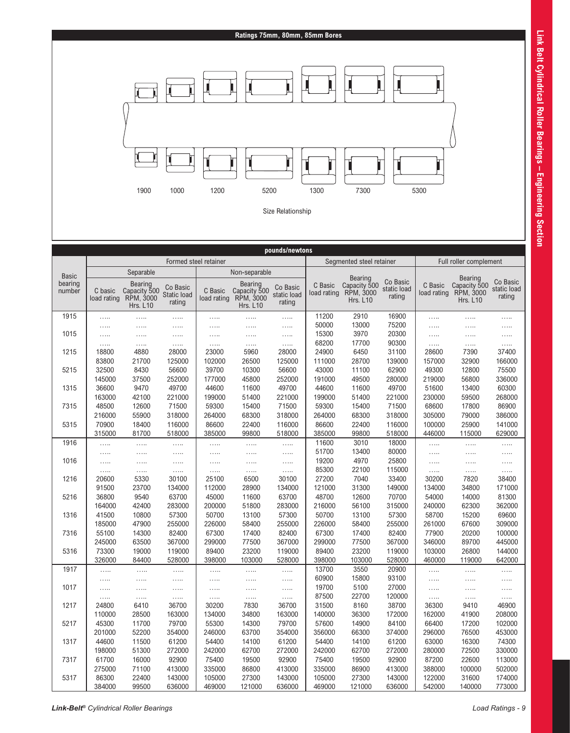## Ratings 75mm, 80mm, 85mm Bores

1900 1000 1200 5200 1300 7300 5300

Size Relationship

**pounds/newtons**

| Basic bearing number | Formed steel retainer | | | | | | Segmented steel retainer | | | Full roller complement | | |
|---|---|---|---|---|---|---|---|---|---|---|---|---|
| | Separable | | | Non-separable | | | | | | | | |
| | C basic load rating | Bearing Capacity 500 RPM, 3000 Hrs. L10 | Co Basic Static load rating | C Basic load rating | Bearing Capacity 500 RPM, 3000 Hrs. L10 | Co Basic static load rating | C Basic load rating | Bearing Capacity 500 RPM, 3000 Hrs. L10 | Co Basic static load rating | C Basic load rating | Bearing Capacity 500 RPM, 3000 Hrs. L10 | Co Basic static load rating |
| 1915 | ..... | ..... | ..... | ..... | ..... | ..... | 11200 | 2910 | 16900 | ..... | ..... | ..... |
| | ..... | ..... | ..... | ..... | ..... | ..... | 50000 | 13000 | 75200 | ..... | ..... | ..... |
| 1015 | ..... | ..... | ..... | ..... | ..... | ..... | 15300 | 3970 | 20300 | ..... | ..... | ..... |
| | ..... | ..... | ..... | ..... | ..... | ..... | 68200 | 17700 | 90300 | ..... | ..... | ..... |
| 1215 | 18800 | 4880 | 28000 | 23000 | 5960 | 28000 | 24900 | 6450 | 31100 | 28600 | 7390 | 37400 |
| | 83800 | 21700 | 125000 | 102000 | 26500 | 125000 | 111000 | 28700 | 139000 | 157000 | 32900 | 166000 |
| 5215 | 32500 | 8430 | 56600 | 39700 | 10300 | 56600 | 43000 | 11100 | 62900 | 49300 | 12800 | 75500 |
| | 145000 | 37500 | 252000 | 177000 | 45800 | 252000 | 191000 | 49500 | 280000 | 219000 | 56800 | 336000 |
| 1315 | 36600 | 9470 | 49700 | 44600 | 11600 | 49700 | 44600 | 11600 | 49700 | 51600 | 13400 | 60300 |
| | 163000 | 42100 | 221000 | 199000 | 51400 | 221000 | 199000 | 51400 | 221000 | 230000 | 59500 | 268000 |
| 7315 | 48500 | 12600 | 71500 | 59300 | 15400 | 71500 | 59300 | 15400 | 71500 | 68600 | 17800 | 86900 |
| | 216000 | 55900 | 318000 | 264000 | 68300 | 318000 | 264000 | 68300 | 318000 | 305000 | 79000 | 386000 |
| 5315 | 70900 | 18400 | 116000 | 86600 | 22400 | 116000 | 86600 | 22400 | 116000 | 100000 | 25900 | 141000 |
| | 315000 | 81700 | 518000 | 385000 | 99800 | 518000 | 385000 | 99800 | 518000 | 446000 | 115000 | 629000 |
| 1916 | ..... | ..... | ..... | ..... | ..... | ..... | 11600 | 3010 | 18000 | ..... | ..... | ..... |
| | ..... | ..... | ..... | ..... | ..... | ..... | 51700 | 13400 | 80000 | ..... | ..... | ..... |
| 1016 | ..... | ..... | ..... | ..... | ..... | ..... | 19200 | 4970 | 25800 | ..... | ..... | ..... |
| | ..... | ..... | ..... | ..... | ..... | ..... | 85300 | 22100 | 115000 | ..... | ..... | ..... |
| 1216 | 20600 | 5330 | 30100 | 25100 | 6500 | 30100 | 27200 | 7040 | 33400 | 30200 | 7820 | 38400 |
| | 91500 | 23700 | 134000 | 112000 | 28900 | 134000 | 121000 | 31300 | 149000 | 134000 | 34800 | 171000 |
| 5216 | 36800 | 9540 | 63700 | 45000 | 11600 | 63700 | 48700 | 12600 | 70700 | 54000 | 14000 | 81300 |
| | 164000 | 42400 | 283000 | 200000 | 51800 | 283000 | 216000 | 56100 | 315000 | 240000 | 62300 | 362000 |
| 1316 | 41500 | 10800 | 57300 | 50700 | 13100 | 57300 | 50700 | 13100 | 57300 | 58700 | 15200 | 69600 |
| | 185000 | 47900 | 255000 | 226000 | 58400 | 255000 | 226000 | 58400 | 255000 | 261000 | 67600 | 309000 |
| 7316 | 55100 | 14300 | 82400 | 67300 | 17400 | 82400 | 67300 | 17400 | 82400 | 77900 | 20200 | 100000 |
| | 245000 | 63500 | 367000 | 299000 | 77500 | 367000 | 299000 | 77500 | 367000 | 346000 | 89700 | 445000 |
| 5316 | 73300 | 19000 | 119000 | 89400 | 23200 | 119000 | 89400 | 23200 | 119000 | 103000 | 26800 | 144000 |
| | 326000 | 84400 | 528000 | 398000 | 103000 | 528000 | 398000 | 103000 | 528000 | 460000 | 119000 | 642000 |
| 1917 | ..... | ..... | ..... | ..... | ..... | ..... | 13700 | 3550 | 20900 | ..... | ..... | ..... |
| | ..... | ..... | ..... | ..... | ..... | ..... | 60900 | 15800 | 93100 | ..... | ..... | ..... |
| 1017 | ..... | ..... | ..... | ..... | ..... | ..... | 19700 | 5100 | 27000 | ..... | ..... | ..... |
| | ..... | ..... | ..... | ..... | ..... | ..... | 87500 | 22700 | 120000 | ..... | ..... | ..... |
| 1217 | 24800 | 6410 | 36700 | 30200 | 7830 | 36700 | 31500 | 8160 | 38700 | 36300 | 9410 | 46900 |
| | 110000 | 28500 | 163000 | 134000 | 34800 | 163000 | 140000 | 36300 | 172000 | 162000 | 41900 | 208000 |
| 5217 | 45300 | 11700 | 79700 | 55300 | 14300 | 79700 | 57600 | 14900 | 84100 | 66400 | 17200 | 102000 |
| | 201000 | 52200 | 354000 | 246000 | 63700 | 354000 | 356000 | 66300 | 374000 | 296000 | 76500 | 453000 |
| 1317 | 44600 | 11500 | 61200 | 54400 | 14100 | 61200 | 54400 | 14100 | 61200 | 63000 | 16300 | 74300 |
| | 198000 | 51300 | 272000 | 242000 | 62700 | 272000 | 242000 | 62700 | 272000 | 280000 | 72500 | 330000 |
| 7317 | 61700 | 16000 | 92900 | 75400 | 19500 | 92900 | 75400 | 19500 | 92900 | 87200 | 22600 | 113000 |
| | 275000 | 71100 | 413000 | 335000 | 86800 | 413000 | 335000 | 86900 | 413000 | 388000 | 100000 | 502000 |
| 5317 | 86300 | 22400 | 143000 | 105000 | 27300 | 143000 | 105000 | 27300 | 143000 | 122000 | 31600 | 174000 |
| | 384000 | 99500 | 636000 | 469000 | 121000 | 636000 | 469000 | 121000 | 636000 | 542000 | 140000 | 773000 |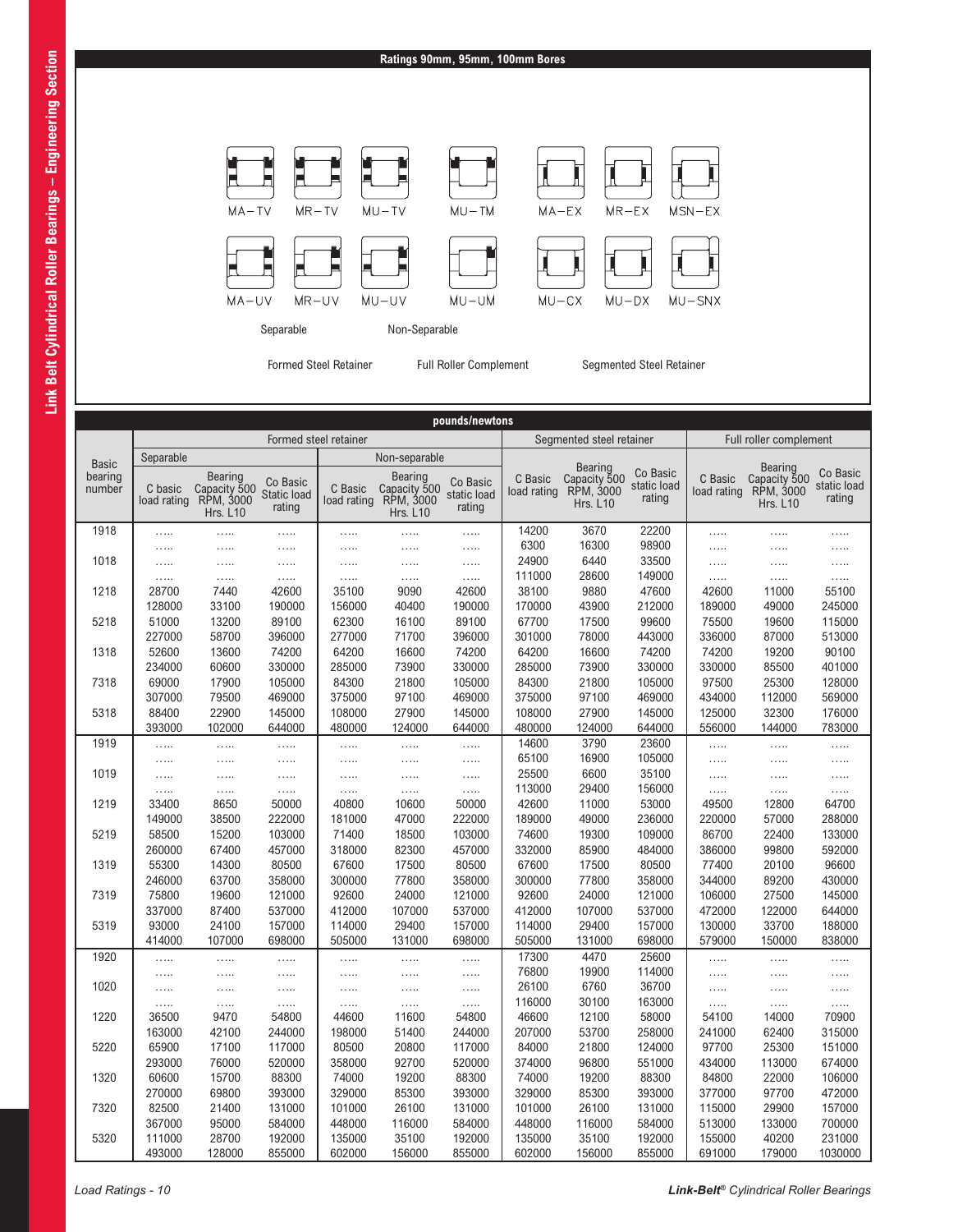## Ratings 90mm, 95mm, 100mm Bores

MA–TV MR–TV MU–TV MU–TM MA–EX MR–EX MSN–EX

MA–UV MR–UV MU–UV MU–UM MU–CX MU–DX MU–SNX

Separable Non-Separable

Formed Steel Retainer Full Roller Complement Segmented Steel Retainer

**pounds/newtons**

| Basic bearing number | Formed steel retainer | | | | | | Segmented steel retainer | | | Full roller complement | | |
|---|---|---|---|---|---|---|---|---|---|---|---|---|
| | Separable | | | Non-separable | | | | | | | | |
| | C basic load rating | Bearing Capacity 500 RPM, 3000 Hrs. L10 | Co Basic Static load rating | C Basic load rating | Bearing Capacity 500 RPM, 3000 Hrs. L10 | Co Basic static load rating | C Basic load rating | Bearing Capacity 500 RPM, 3000 Hrs. L10 | Co Basic static load rating | C Basic load rating | Bearing Capacity 500 RPM, 3000 Hrs. L10 | Co Basic static load rating |
| 1918 | ..... | ..... | ..... | ..... | ..... | ..... | 14200 | 3670 | 22200 | ..... | ..... | ..... |
| | ..... | ..... | ..... | ..... | ..... | ..... | 6300 | 16300 | 98900 | ..... | ..... | ..... |
| 1018 | ..... | ..... | ..... | ..... | ..... | ..... | 24900 | 6440 | 33500 | ..... | ..... | ..... |
| | ..... | ..... | ..... | ..... | ..... | ..... | 111000 | 28600 | 149000 | ..... | ..... | ..... |
| 1218 | 28700 | 7440 | 42600 | 35100 | 9090 | 42600 | 38100 | 9880 | 47600 | 42600 | 11000 | 55100 |
| | 128000 | 33100 | 190000 | 156000 | 40400 | 190000 | 170000 | 43900 | 212000 | 189000 | 49000 | 245000 |
| 5218 | 51000 | 13200 | 89100 | 62300 | 16100 | 89100 | 67700 | 17500 | 99600 | 75500 | 19600 | 115000 |
| | 227000 | 58700 | 396000 | 277000 | 71700 | 396000 | 301000 | 78000 | 443000 | 336000 | 87000 | 513000 |
| 1318 | 52600 | 13600 | 74200 | 64200 | 16600 | 74200 | 64200 | 16600 | 74200 | 74200 | 19200 | 90100 |
| | 234000 | 60600 | 330000 | 285000 | 73900 | 330000 | 285000 | 73900 | 330000 | 330000 | 85500 | 401000 |
| 7318 | 69000 | 17900 | 105000 | 84300 | 21800 | 105000 | 84300 | 21800 | 105000 | 97500 | 25300 | 128000 |
| | 307000 | 79500 | 469000 | 375000 | 97100 | 469000 | 375000 | 97100 | 469000 | 434000 | 112000 | 569000 |
| 5318 | 88400 | 22900 | 145000 | 108000 | 27900 | 145000 | 108000 | 27900 | 145000 | 125000 | 32300 | 176000 |
| | 393000 | 102000 | 644000 | 480000 | 124000 | 644000 | 480000 | 124000 | 644000 | 556000 | 144000 | 783000 |
| 1919 | ..... | ..... | ..... | ..... | ..... | ..... | 14600 | 3790 | 23600 | ..... | ..... | ..... |
| | ..... | ..... | ..... | ..... | ..... | ..... | 65100 | 16900 | 105000 | ..... | ..... | ..... |
| 1019 | ..... | ..... | ..... | ..... | ..... | ..... | 25500 | 6600 | 35100 | ..... | ..... | ..... |
| | ..... | ..... | ..... | ..... | ..... | ..... | 113000 | 29400 | 156000 | ..... | ..... | ..... |
| 1219 | 33400 | 8650 | 50000 | 40800 | 10600 | 50000 | 42600 | 11000 | 53000 | 49500 | 12800 | 64700 |
| | 149000 | 38500 | 222000 | 181000 | 47000 | 222000 | 189000 | 49000 | 236000 | 220000 | 57000 | 288000 |
| 5219 | 58500 | 15200 | 103000 | 71400 | 18500 | 103000 | 74600 | 19300 | 109000 | 86700 | 22400 | 133000 |
| | 260000 | 67400 | 457000 | 318000 | 82300 | 457000 | 332000 | 85900 | 484000 | 386000 | 99800 | 592000 |
| 1319 | 55300 | 14300 | 80500 | 67600 | 17500 | 80500 | 67600 | 17500 | 80500 | 77400 | 20100 | 96600 |
| | 246000 | 63700 | 358000 | 300000 | 77800 | 358000 | 300000 | 77800 | 358000 | 344000 | 89200 | 430000 |
| 7319 | 75800 | 19600 | 121000 | 92600 | 24000 | 121000 | 92600 | 24000 | 121000 | 106000 | 27500 | 145000 |
| | 337000 | 87400 | 537000 | 412000 | 107000 | 537000 | 412000 | 107000 | 537000 | 472000 | 122000 | 644000 |
| 5319 | 93000 | 24100 | 157000 | 114000 | 29400 | 157000 | 114000 | 29400 | 157000 | 130000 | 33700 | 188000 |
| | 414000 | 107000 | 698000 | 505000 | 131000 | 698000 | 505000 | 131000 | 698000 | 579000 | 150000 | 838000 |
| 1920 | ..... | ..... | ..... | ..... | ..... | ..... | 17300 | 4470 | 25600 | ..... | ..... | ..... |
| | ..... | ..... | ..... | ..... | ..... | ..... | 76800 | 19900 | 114000 | ..... | ..... | ..... |
| 1020 | ..... | ..... | ..... | ..... | ..... | ..... | 26100 | 6760 | 36700 | ..... | ..... | ..... |
| | ..... | ..... | ..... | ..... | ..... | ..... | 116000 | 30100 | 163000 | ..... | ..... | ..... |
| 1220 | 36500 | 9470 | 54800 | 44600 | 11600 | 54800 | 46600 | 12100 | 58000 | 54100 | 14000 | 70900 |
| | 163000 | 42100 | 244000 | 198000 | 51400 | 244000 | 207000 | 53700 | 258000 | 241000 | 62400 | 315000 |
| 5220 | 65900 | 17100 | 117000 | 80500 | 20800 | 117000 | 84000 | 21800 | 124000 | 97700 | 25300 | 151000 |
| | 293000 | 76000 | 520000 | 358000 | 92700 | 520000 | 374000 | 96800 | 551000 | 434000 | 113000 | 674000 |
| 1320 | 60600 | 15700 | 88300 | 74000 | 19200 | 88300 | 74000 | 19200 | 88300 | 84800 | 22000 | 106000 |
| | 270000 | 69800 | 393000 | 329000 | 85300 | 393000 | 329000 | 85300 | 393000 | 377000 | 97700 | 472000 |
| 7320 | 82500 | 21400 | 131000 | 101000 | 26100 | 131000 | 101000 | 26100 | 131000 | 115000 | 29900 | 157000 |
| | 367000 | 95000 | 584000 | 448000 | 116000 | 584000 | 448000 | 116000 | 584000 | 513000 | 133000 | 700000 |
| 5320 | 111000 | 28700 | 192000 | 135000 | 35100 | 192000 | 135000 | 35100 | 192000 | 155000 | 40200 | 231000 |
| | 493000 | 128000 | 855000 | 602000 | 156000 | 855000 | 602000 | 156000 | 855000 | 691000 | 179000 | 1030000 |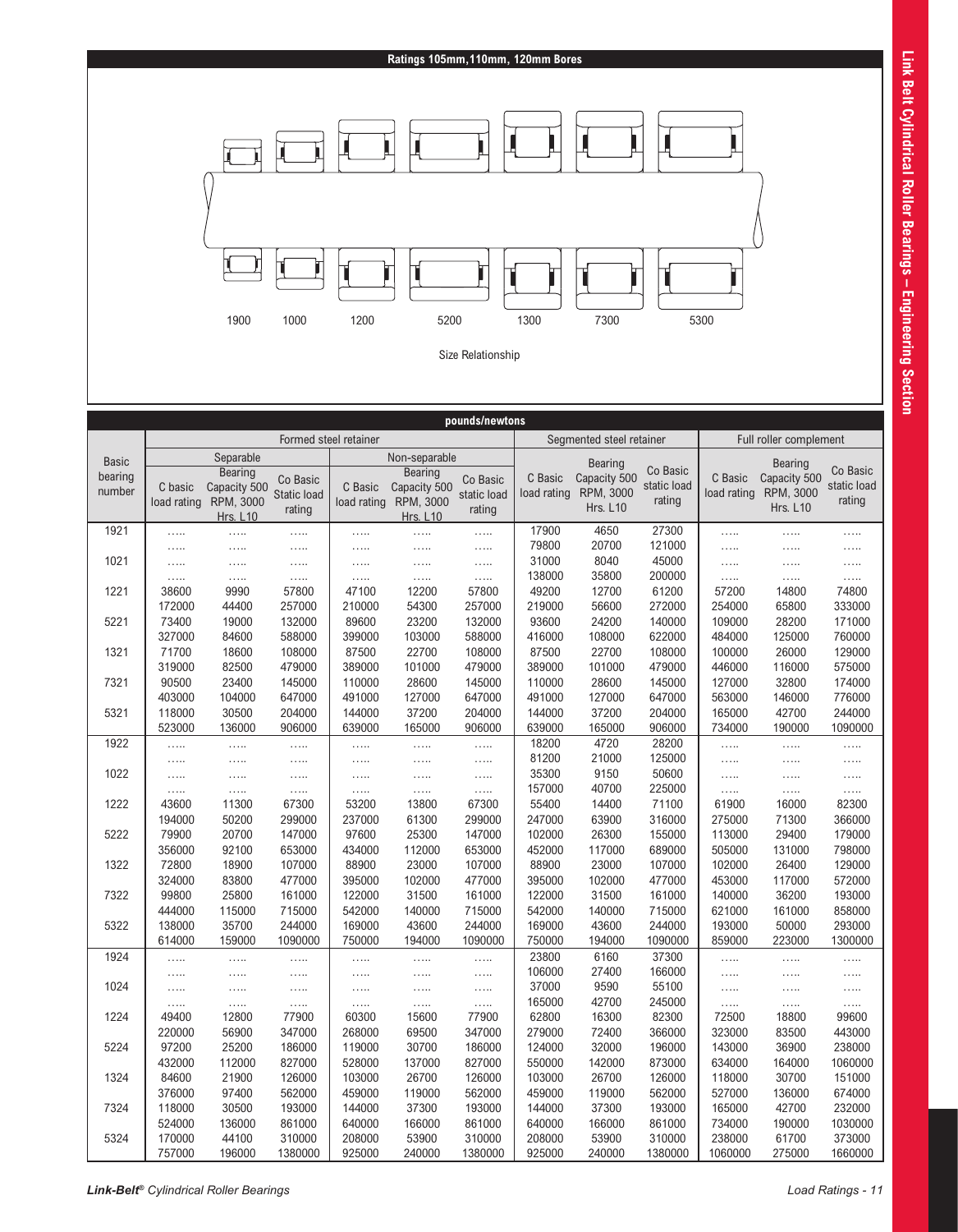## Ratings 105mm,110mm, 120mm Bores

1900 1000 1200 5200 1300 7300 5300

Size Relationship

| Basic bearing number | Formed steel retainer | | | | | | Segmented steel retainer | | | Full roller complement | | |
|---|---|---|---|---|---|---|---|---|---|---|---|---|
| | Separable | | | Non-separable | | | | | | | | |
| | C basic load rating | Bearing Capacity 500 RPM, 3000 Hrs. L10 | Co Basic Static load rating | C Basic load rating | Bearing Capacity 500 RPM, 3000 Hrs. L10 | Co Basic static load rating | C Basic load rating | Bearing Capacity 500 RPM, 3000 Hrs. L10 | Co Basic static load rating | C Basic load rating | Bearing Capacity 500 RPM, 3000 Hrs. L10 | Co Basic static load rating |
| | pounds/newtons | | | | | | | | | | | |
| 1921 | ..... | ..... | ..... | ..... | ..... | ..... | 17900 | 4650 | 27300 | ..... | ..... | ..... |
| | ..... | ..... | ..... | ..... | ..... | ..... | 79800 | 20700 | 121000 | ..... | ..... | ..... |
| 1021 | ..... | ..... | ..... | ..... | ..... | ..... | 31000 | 8040 | 45000 | ..... | ..... | ..... |
| | ..... | ..... | ..... | ..... | ..... | ..... | 138000 | 35800 | 200000 | ..... | ..... | ..... |
| 1221 | 38600 | 9990 | 57800 | 47100 | 12200 | 57800 | 49200 | 12700 | 61200 | 57200 | 14800 | 74800 |
| | 172000 | 44400 | 257000 | 210000 | 54300 | 257000 | 219000 | 56600 | 272000 | 254000 | 65800 | 333000 |
| 5221 | 73400 | 19000 | 132000 | 89600 | 23200 | 132000 | 93600 | 24200 | 140000 | 109000 | 28200 | 171000 |
| | 327000 | 84600 | 588000 | 399000 | 103000 | 588000 | 416000 | 108000 | 622000 | 484000 | 125000 | 760000 |
| 1321 | 71700 | 18600 | 108000 | 87500 | 22700 | 108000 | 87500 | 22700 | 108000 | 100000 | 26000 | 129000 |
| | 319000 | 82500 | 479000 | 389000 | 101000 | 479000 | 389000 | 101000 | 479000 | 446000 | 116000 | 575000 |
| 7321 | 90500 | 23400 | 145000 | 110000 | 28600 | 145000 | 110000 | 28600 | 145000 | 127000 | 32800 | 174000 |
| | 403000 | 104000 | 647000 | 491000 | 127000 | 647000 | 491000 | 127000 | 647000 | 563000 | 146000 | 776000 |
| 5321 | 118000 | 30500 | 204000 | 144000 | 37200 | 204000 | 144000 | 37200 | 204000 | 165000 | 42700 | 244000 |
| | 523000 | 136000 | 906000 | 639000 | 165000 | 906000 | 639000 | 165000 | 906000 | 734000 | 190000 | 1090000 |
| 1922 | ..... | ..... | ..... | ..... | ..... | ..... | 18200 | 4720 | 28200 | ..... | ..... | ..... |
| | ..... | ..... | ..... | ..... | ..... | ..... | 81200 | 21000 | 125000 | ..... | ..... | ..... |
| 1022 | ..... | ..... | ..... | ..... | ..... | ..... | 35300 | 9150 | 50600 | ..... | ..... | ..... |
| | ..... | ..... | ..... | ..... | ..... | ..... | 157000 | 40700 | 225000 | ..... | ..... | ..... |
| 1222 | 43600 | 11300 | 67300 | 53200 | 13800 | 67300 | 55400 | 14400 | 71100 | 61900 | 16000 | 82300 |
| | 194000 | 50200 | 299000 | 237000 | 61300 | 299000 | 247000 | 63900 | 316000 | 275000 | 71300 | 366000 |
| 5222 | 79900 | 20700 | 147000 | 97600 | 25300 | 147000 | 102000 | 26300 | 155000 | 113000 | 29400 | 179000 |
| | 356000 | 92100 | 653000 | 434000 | 112000 | 653000 | 452000 | 117000 | 689000 | 505000 | 131000 | 798000 |
| 1322 | 72800 | 18900 | 107000 | 88900 | 23000 | 107000 | 88900 | 23000 | 107000 | 102000 | 26400 | 129000 |
| | 324000 | 83800 | 477000 | 395000 | 102000 | 477000 | 395000 | 102000 | 477000 | 453000 | 117000 | 572000 |
| 7322 | 99800 | 25800 | 161000 | 122000 | 31500 | 161000 | 122000 | 31500 | 161000 | 140000 | 36200 | 193000 |
| | 444000 | 115000 | 715000 | 542000 | 140000 | 715000 | 542000 | 140000 | 715000 | 621000 | 161000 | 858000 |
| 5322 | 138000 | 35700 | 244000 | 169000 | 43600 | 244000 | 169000 | 43600 | 244000 | 193000 | 50000 | 293000 |
| | 614000 | 159000 | 1090000 | 750000 | 194000 | 1090000 | 750000 | 194000 | 1090000 | 859000 | 223000 | 1300000 |
| 1924 | ..... | ..... | ..... | ..... | ..... | ..... | 23800 | 6160 | 37300 | ..... | ..... | ..... |
| | ..... | ..... | ..... | ..... | ..... | ..... | 106000 | 27400 | 166000 | ..... | ..... | ..... |
| 1024 | ..... | ..... | ..... | ..... | ..... | ..... | 37000 | 9590 | 55100 | ..... | ..... | ..... |
| | ..... | ..... | ..... | ..... | ..... | ..... | 165000 | 42700 | 245000 | ..... | ..... | ..... |
| 1224 | 49400 | 12800 | 77900 | 60300 | 15600 | 77900 | 62800 | 16300 | 82300 | 72500 | 18800 | 99600 |
| | 220000 | 56900 | 347000 | 268000 | 69500 | 347000 | 279000 | 72400 | 366000 | 323000 | 83500 | 443000 |
| 5224 | 97200 | 25200 | 186000 | 119000 | 30700 | 186000 | 124000 | 32000 | 196000 | 143000 | 36900 | 238000 |
| | 432000 | 112000 | 827000 | 528000 | 137000 | 827000 | 550000 | 142000 | 873000 | 634000 | 164000 | 1060000 |
| 1324 | 84600 | 21900 | 126000 | 103000 | 26700 | 126000 | 103000 | 26700 | 126000 | 118000 | 30700 | 151000 |
| | 376000 | 97400 | 562000 | 459000 | 119000 | 562000 | 459000 | 119000 | 562000 | 527000 | 136000 | 674000 |
| 7324 | 118000 | 30500 | 193000 | 144000 | 37300 | 193000 | 144000 | 37300 | 193000 | 165000 | 42700 | 232000 |
| | 524000 | 136000 | 861000 | 640000 | 166000 | 861000 | 640000 | 166000 | 861000 | 734000 | 190000 | 1030000 |
| 5324 | 170000 | 44100 | 310000 | 208000 | 53900 | 310000 | 208000 | 53900 | 310000 | 238000 | 61700 | 373000 |
| | 757000 | 196000 | 1380000 | 925000 | 240000 | 1380000 | 925000 | 240000 | 1380000 | 1060000 | 275000 | 1660000 |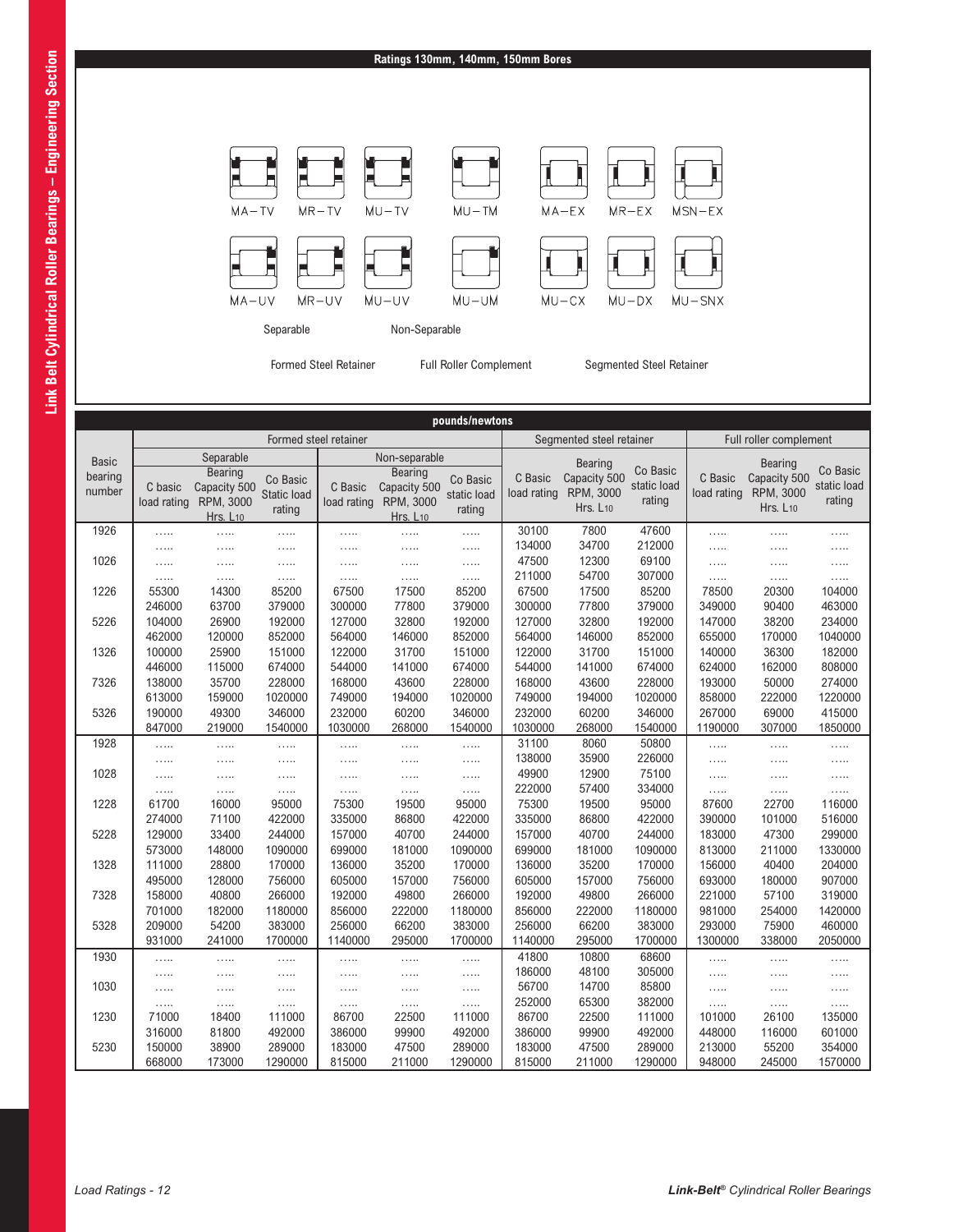## Ratings 130mm, 140mm, 150mm Bores

MA−TV MR−TV MU−TV MU−TM MA−EX MR−EX MSN−EX

MA−UV MR−UV MU−UV MU−UM MU−CX MU−DX MU−SNX

Separable Non-Separable

Formed Steel Retainer Full Roller Complement Segmented Steel Retainer

**pounds/newtons**

| Basic bearing number | Formed steel retainer | | | | | | Segmented steel retainer | | | Full roller complement | | |
|---|---|---|---|---|---|---|---|---|---|---|---|---|
| | Separable | | | Non-separable | | | | | | | | |
| | C basic load rating | Bearing Capacity 500 RPM, 3000 Hrs. $L_{10}$ | Co Basic Static load rating | C Basic load rating | Bearing Capacity 500 RPM, 3000 Hrs. $L_{10}$ | Co Basic static load rating | C Basic load rating | Bearing Capacity 500 RPM, 3000 Hrs. $L_{10}$ | Co Basic static load rating | C Basic load rating | Bearing Capacity 500 RPM, 3000 Hrs. $L_{10}$ | Co Basic static load rating |
| 1926 | ..... | ..... | ..... | ..... | ..... | ..... | 30100 | 7800 | 47600 | ..... | ..... | ..... |
| | ..... | ..... | ..... | ..... | ..... | ..... | 134000 | 34700 | 212000 | ..... | ..... | ..... |
| 1026 | ..... | ..... | ..... | ..... | ..... | ..... | 47500 | 12300 | 69100 | ..... | ..... | ..... |
| | ..... | ..... | ..... | ..... | ..... | ..... | 211000 | 54700 | 307000 | ..... | ..... | ..... |
| 1226 | 55300 | 14300 | 85200 | 67500 | 17500 | 85200 | 67500 | 17500 | 85200 | 78500 | 20300 | 104000 |
| | 246000 | 63700 | 379000 | 300000 | 77800 | 379000 | 300000 | 77800 | 379000 | 349000 | 90400 | 463000 |
| 5226 | 104000 | 26900 | 192000 | 127000 | 32800 | 192000 | 127000 | 32800 | 192000 | 147000 | 38200 | 234000 |
| | 462000 | 120000 | 852000 | 564000 | 146000 | 852000 | 564000 | 146000 | 852000 | 655000 | 170000 | 1040000 |
| 1326 | 100000 | 25900 | 151000 | 122000 | 31700 | 151000 | 122000 | 31700 | 151000 | 140000 | 36300 | 182000 |
| | 446000 | 115000 | 674000 | 544000 | 141000 | 674000 | 544000 | 141000 | 674000 | 624000 | 162000 | 808000 |
| 7326 | 138000 | 35700 | 228000 | 168000 | 43600 | 228000 | 168000 | 43600 | 228000 | 193000 | 50000 | 274000 |
| | 613000 | 159000 | 1020000 | 749000 | 194000 | 1020000 | 749000 | 194000 | 1020000 | 858000 | 222000 | 1220000 |
| 5326 | 190000 | 49300 | 346000 | 232000 | 60200 | 346000 | 232000 | 60200 | 346000 | 267000 | 69000 | 415000 |
| | 847000 | 219000 | 1540000 | 1030000 | 268000 | 1540000 | 1030000 | 268000 | 1540000 | 1190000 | 307000 | 1850000 |
| 1928 | ..... | ..... | ..... | ..... | ..... | ..... | 31100 | 8060 | 50800 | ..... | ..... | ..... |
| | ..... | ..... | ..... | ..... | ..... | ..... | 138000 | 35900 | 226000 | ..... | ..... | ..... |
| 1028 | ..... | ..... | ..... | ..... | ..... | ..... | 49900 | 12900 | 75100 | ..... | ..... | ..... |
| | ..... | ..... | ..... | ..... | ..... | ..... | 222000 | 57400 | 334000 | ..... | ..... | ..... |
| 1228 | 61700 | 16000 | 95000 | 75300 | 19500 | 95000 | 75300 | 19500 | 95000 | 87600 | 22700 | 116000 |
| | 274000 | 71100 | 422000 | 335000 | 86800 | 422000 | 335000 | 86800 | 422000 | 390000 | 101000 | 516000 |
| 5228 | 129000 | 33400 | 244000 | 157000 | 40700 | 244000 | 157000 | 40700 | 244000 | 183000 | 47300 | 299000 |
| | 573000 | 148000 | 1090000 | 699000 | 181000 | 1090000 | 699000 | 181000 | 1090000 | 813000 | 211000 | 1330000 |
| 1328 | 111000 | 28800 | 170000 | 136000 | 35200 | 170000 | 136000 | 35200 | 170000 | 156000 | 40400 | 204000 |
| | 495000 | 128000 | 756000 | 605000 | 157000 | 756000 | 605000 | 157000 | 756000 | 693000 | 180000 | 907000 |
| 7328 | 158000 | 40800 | 266000 | 192000 | 49800 | 266000 | 192000 | 49800 | 266000 | 221000 | 57100 | 319000 |
| | 701000 | 182000 | 1180000 | 856000 | 222000 | 1180000 | 856000 | 222000 | 1180000 | 981000 | 254000 | 1420000 |
| 5328 | 209000 | 54200 | 383000 | 256000 | 66200 | 383000 | 256000 | 66200 | 383000 | 293000 | 75900 | 460000 |
| | 931000 | 241000 | 1700000 | 1140000 | 295000 | 1700000 | 1140000 | 295000 | 1700000 | 1300000 | 338000 | 2050000 |
| 1930 | ..... | ..... | ..... | ..... | ..... | ..... | 41800 | 10800 | 68600 | ..... | ..... | ..... |
| | ..... | ..... | ..... | ..... | ..... | ..... | 186000 | 48100 | 305000 | ..... | ..... | ..... |
| 1030 | ..... | ..... | ..... | ..... | ..... | ..... | 56700 | 14700 | 85800 | ..... | ..... | ..... |
| | ..... | ..... | ..... | ..... | ..... | ..... | 252000 | 65300 | 382000 | ..... | ..... | ..... |
| 1230 | 71000 | 18400 | 111000 | 86700 | 22500 | 111000 | 86700 | 22500 | 111000 | 101000 | 26100 | 135000 |
| | 316000 | 81800 | 492000 | 386000 | 99900 | 492000 | 386000 | 99900 | 492000 | 448000 | 116000 | 601000 |
| 5230 | 150000 | 38900 | 289000 | 183000 | 47500 | 289000 | 183000 | 47500 | 289000 | 213000 | 55200 | 354000 |
| | 668000 | 173000 | 1290000 | 815000 | 211000 | 1290000 | 815000 | 211000 | 1290000 | 948000 | 245000 | 1570000 |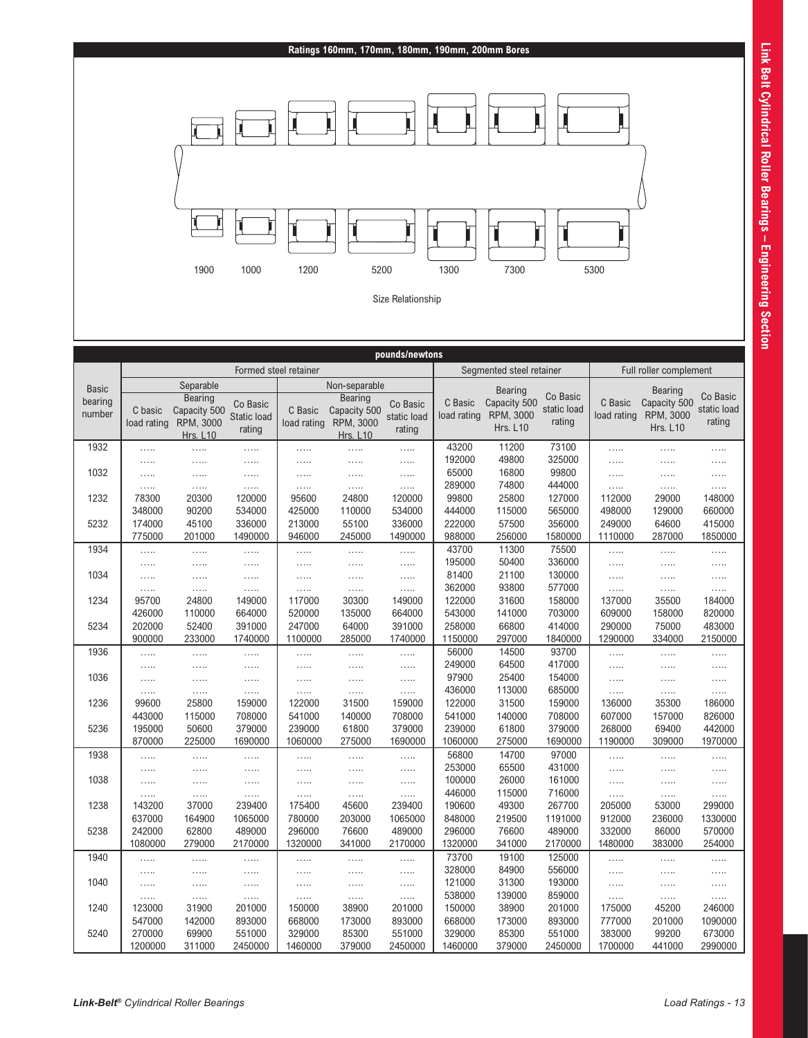## Ratings 160mm, 170mm, 180mm, 190mm, 200mm Bores

1900 1000 1200 5200 1300 7300 5300

Size Relationship

| Basic bearing number | Formed steel retainer | | | | | | Segmented steel retainer | | | Full roller complement | | |
|---|---|---|---|---|---|---|---|---|---|---|---|---|
| | Separable | | | Non-separable | | | | | | | | |
| | C basic load rating | Bearing Capacity 500 RPM, 3000 Hrs. L10 | Co Basic Static load rating | C Basic load rating | Bearing Capacity 500 RPM, 3000 Hrs. L10 | Co Basic static load rating | C Basic load rating | Bearing Capacity 500 RPM, 3000 Hrs. L10 | Co Basic static load rating | C Basic load rating | Bearing Capacity 500 RPM, 3000 Hrs. L10 | Co Basic static load rating |
| **pounds/newtons** | | | | | | | | | | | | |
| 1932 | ….. | ….. | ….. | ….. | ….. | ….. | 43200 | 11200 | 73100 | ….. | ….. | ….. |
| | ….. | ….. | ….. | ….. | ….. | ….. | 192000 | 49800 | 325000 | ….. | ….. | ….. |
| 1032 | ….. | ….. | ….. | ….. | ….. | ….. | 65000 | 16800 | 99800 | ….. | ….. | ….. |
| | ….. | ….. | ….. | ….. | ….. | ….. | 289000 | 74800 | 444000 | ….. | ….. | ….. |
| 1232 | 78300 | 20300 | 120000 | 95600 | 24800 | 120000 | 99800 | 25800 | 127000 | 112000 | 29000 | 148000 |
| | 348000 | 90200 | 534000 | 425000 | 110000 | 534000 | 444000 | 115000 | 565000 | 498000 | 129000 | 660000 |
| 5232 | 174000 | 45100 | 336000 | 213000 | 55100 | 336000 | 222000 | 57500 | 356000 | 249000 | 64600 | 415000 |
| | 775000 | 201000 | 1490000 | 946000 | 245000 | 1490000 | 988000 | 256000 | 1580000 | 1110000 | 287000 | 1850000 |
| 1934 | ….. | ….. | ….. | ….. | ….. | ….. | 43700 | 11300 | 75500 | ….. | ….. | ….. |
| | ….. | ….. | ….. | ….. | ….. | ….. | 195000 | 50400 | 336000 | ….. | ….. | ….. |
| 1034 | ….. | ….. | ….. | ….. | ….. | ….. | 81400 | 21100 | 130000 | ….. | ….. | ….. |
| | ….. | ….. | ….. | ….. | ….. | ….. | 362000 | 93800 | 577000 | ….. | ….. | ….. |
| 1234 | 95700 | 24800 | 149000 | 117000 | 30300 | 149000 | 122000 | 31600 | 158000 | 137000 | 35500 | 184000 |
| | 426000 | 110000 | 664000 | 520000 | 135000 | 664000 | 543000 | 141000 | 703000 | 609000 | 158000 | 820000 |
| 5234 | 202000 | 52400 | 391000 | 247000 | 64000 | 391000 | 258000 | 66800 | 414000 | 290000 | 75000 | 483000 |
| | 900000 | 233000 | 1740000 | 1100000 | 285000 | 1740000 | 1150000 | 297000 | 1840000 | 1290000 | 334000 | 2150000 |
| 1936 | ….. | ….. | ….. | ….. | ….. | ….. | 56000 | 14500 | 93700 | ….. | ….. | ….. |
| | ….. | ….. | ….. | ….. | ….. | ….. | 249000 | 64500 | 417000 | ….. | ….. | ….. |
| 1036 | ….. | ….. | ….. | ….. | ….. | ….. | 97900 | 25400 | 154000 | ….. | ….. | ….. |
| | ….. | ….. | ….. | ….. | ….. | ….. | 436000 | 113000 | 685000 | ….. | ….. | ….. |
| 1236 | 99600 | 25800 | 159000 | 122000 | 31500 | 159000 | 122000 | 31500 | 159000 | 136000 | 35300 | 186000 |
| | 443000 | 115000 | 708000 | 541000 | 140000 | 708000 | 541000 | 140000 | 708000 | 607000 | 157000 | 826000 |
| 5236 | 195000 | 50600 | 379000 | 239000 | 61800 | 379000 | 239000 | 61800 | 379000 | 268000 | 69400 | 442000 |
| | 870000 | 225000 | 1690000 | 1060000 | 275000 | 1690000 | 1060000 | 275000 | 1690000 | 1190000 | 309000 | 1970000 |
| 1938 | ….. | ….. | ….. | ….. | ….. | ….. | 56800 | 14700 | 97000 | ….. | ….. | ….. |
| | ….. | ….. | ….. | ….. | ….. | ….. | 253000 | 65500 | 431000 | ….. | ….. | ….. |
| 1038 | ….. | ….. | ….. | ….. | ….. | ….. | 100000 | 26000 | 161000 | ….. | ….. | ….. |
| | ….. | ….. | ….. | ….. | ….. | ….. | 446000 | 115000 | 716000 | ….. | ….. | ….. |
| 1238 | 143200 | 37000 | 239400 | 175400 | 45600 | 239400 | 190600 | 49300 | 267700 | 205000 | 53000 | 299000 |
| | 637000 | 164900 | 1065000 | 780000 | 203000 | 1065000 | 848000 | 219500 | 1191000 | 912000 | 236000 | 1330000 |
| 5238 | 242000 | 62800 | 489000 | 296000 | 76600 | 489000 | 296000 | 76600 | 489000 | 332000 | 86000 | 570000 |
| | 1080000 | 279000 | 2170000 | 1320000 | 341000 | 2170000 | 1320000 | 341000 | 2170000 | 1480000 | 383000 | 254000 |
| 1940 | ….. | ….. | ….. | ….. | ….. | ….. | 73700 | 19100 | 125000 | ….. | ….. | ….. |
| | ….. | ….. | ….. | ….. | ….. | ….. | 328000 | 84900 | 556000 | ….. | ….. | ….. |
| 1040 | ….. | ….. | ….. | ….. | ….. | ….. | 121000 | 31300 | 193000 | ….. | ….. | ….. |
| | ….. | ….. | ….. | ….. | ….. | ….. | 538000 | 139000 | 859000 | ….. | ….. | ….. |
| 1240 | 123000 | 31900 | 201000 | 150000 | 38900 | 201000 | 150000 | 38900 | 201000 | 175000 | 45200 | 246000 |
| | 547000 | 142000 | 893000 | 668000 | 173000 | 893000 | 668000 | 173000 | 893000 | 777000 | 201000 | 1090000 |
| 5240 | 270000 | 69900 | 551000 | 329000 | 85300 | 551000 | 329000 | 85300 | 551000 | 383000 | 99200 | 673000 |
| | 1200000 | 311000 | 2450000 | 1460000 | 379000 | 2450000 | 1460000 | 379000 | 2450000 | 1700000 | 441000 | 2990000 |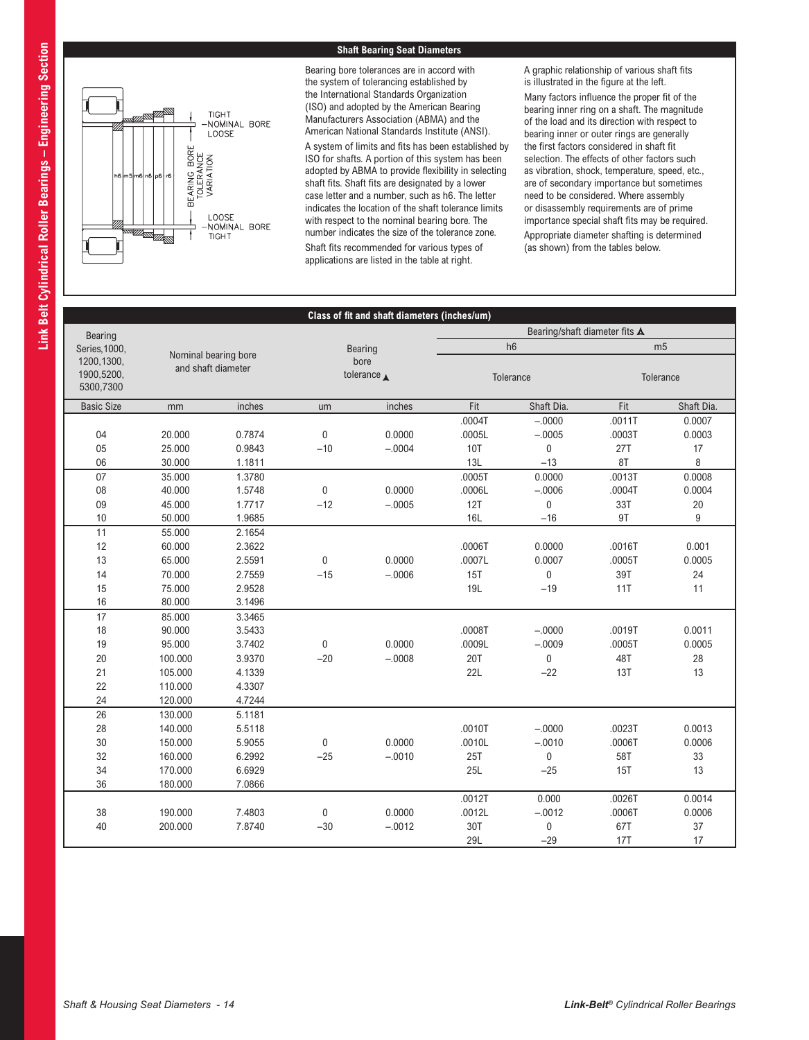## Shaft Bearing Seat Diameters

Bearing bore tolerances are in accord with the system of tolerancing established by the International Standards Organization (ISO) and adopted by the American Bearing Manufacturers Association (ABMA) and the American National Standards Institute (ANSI).

A system of limits and fits has been established by ISO for shafts. A portion of this system has been adopted by ABMA to provide flexibility in selecting shaft fits. Shaft fits are designated by a lower case letter and a number, such as h6. The letter indicates the location of the shaft tolerance limits with respect to the nominal bearing bore. The number indicates the size of the tolerance zone.

Shaft fits recommended for various types of applications are listed in the table at right.

A graphic relationship of various shaft fits is illustrated in the figure at the left.

Many factors influence the proper fit of the bearing inner ring on a shaft. The magnitude of the load and its direction with respect to bearing inner or outer rings are generally the first factors considered in shaft fit selection. The effects of other factors such as vibration, shock, temperature, speed, etc., are of secondary importance but sometimes need to be considered. Where assembly or disassembly requirements are of prime importance special shaft fits may be required.

Appropriate diameter shafting is determined (as shown) from the tables below.

TIGHT — NOMINAL BORE — LOOSE

BEARING BORE TOLERANCE VARIATION

h6 | m5 | m6 | n6 | p6 | r6

LOOSE — NOMINAL BORE — TIGHT

### Class of fit and shaft diameters (inches/um)

| Bearing Series, 1000, 1200, 1300, 1900, 5200, 5300, 7300 | Nominal bearing bore and shaft diameter | | Bearing bore tolerance ▲ | | Bearing/shaft diameter fits ▲ | | | |
|---|---|---|---|---|---|---|---|---|
| | | | | | h6 | | m5 | |
| | | | | | Tolerance | | Tolerance | |
| Basic Size | mm | inches | um | inches | Fit | Shaft Dia. | Fit | Shaft Dia. |
| | | | | | .0004T | –.0000 | .0011T | 0.0007 |
| 04 | 20.000 | 0.7874 | 0 | 0.0000 | .0005L | –.0005 | .0003T | 0.0003 |
| 05 | 25.000 | 0.9843 | –10 | –.0004 | 10T | 0 | 27T | 17 |
| 06 | 30.000 | 1.1811 | | | 13L | –13 | 8T | 8 |
| 07 | 35.000 | 1.3780 | | | .0005T | 0.0000 | .0013T | 0.0008 |
| 08 | 40.000 | 1.5748 | 0 | 0.0000 | .0006L | –.0006 | .0004T | 0.0004 |
| 09 | 45.000 | 1.7717 | –12 | –.0005 | 12T | 0 | 33T | 20 |
| 10 | 50.000 | 1.9685 | | | 16L | –16 | 9T | 9 |
| 11 | 55.000 | 2.1654 | | | | | | |
| 12 | 60.000 | 2.3622 | | | .0006T | 0.0000 | .0016T | 0.001 |
| 13 | 65.000 | 2.5591 | 0 | 0.0000 | .0007L | 0.0007 | .0005T | 0.0005 |
| 14 | 70.000 | 2.7559 | –15 | –.0006 | 15T | 0 | 39T | 24 |
| 15 | 75.000 | 2.9528 | | | 19L | –19 | 11T | 11 |
| 16 | 80.000 | 3.1496 | | | | | | |
| 17 | 85.000 | 3.3465 | | | | | | |
| 18 | 90.000 | 3.5433 | | | .0008T | –.0000 | .0019T | 0.0011 |
| 19 | 95.000 | 3.7402 | 0 | 0.0000 | .0009L | –.0009 | .0005T | 0.0005 |
| 20 | 100.000 | 3.9370 | –20 | –.0008 | 20T | 0 | 48T | 28 |
| 21 | 105.000 | 4.1339 | | | 22L | –22 | 13T | 13 |
| 22 | 110.000 | 4.3307 | | | | | | |
| 24 | 120.000 | 4.7244 | | | | | | |
| 26 | 130.000 | 5.1181 | | | | | | |
| 28 | 140.000 | 5.5118 | | | .0010T | –.0000 | .0023T | 0.0013 |
| 30 | 150.000 | 5.9055 | 0 | 0.0000 | .0010L | –.0010 | .0006T | 0.0006 |
| 32 | 160.000 | 6.2992 | –25 | –.0010 | 25T | 0 | 58T | 33 |
| 34 | 170.000 | 6.6929 | | | 25L | –25 | 15T | 13 |
| 36 | 180.000 | 7.0866 | | | | | | |
| | | | | | .0012T | 0.000 | .0026T | 0.0014 |
| 38 | 190.000 | 7.4803 | 0 | 0.0000 | .0012L | –.0012 | .0006T | 0.0006 |
| 40 | 200.000 | 7.8740 | –30 | –.0012 | 30T | 0 | 67T | 37 |
| | | | | | 29L | –29 | 17T | 17 |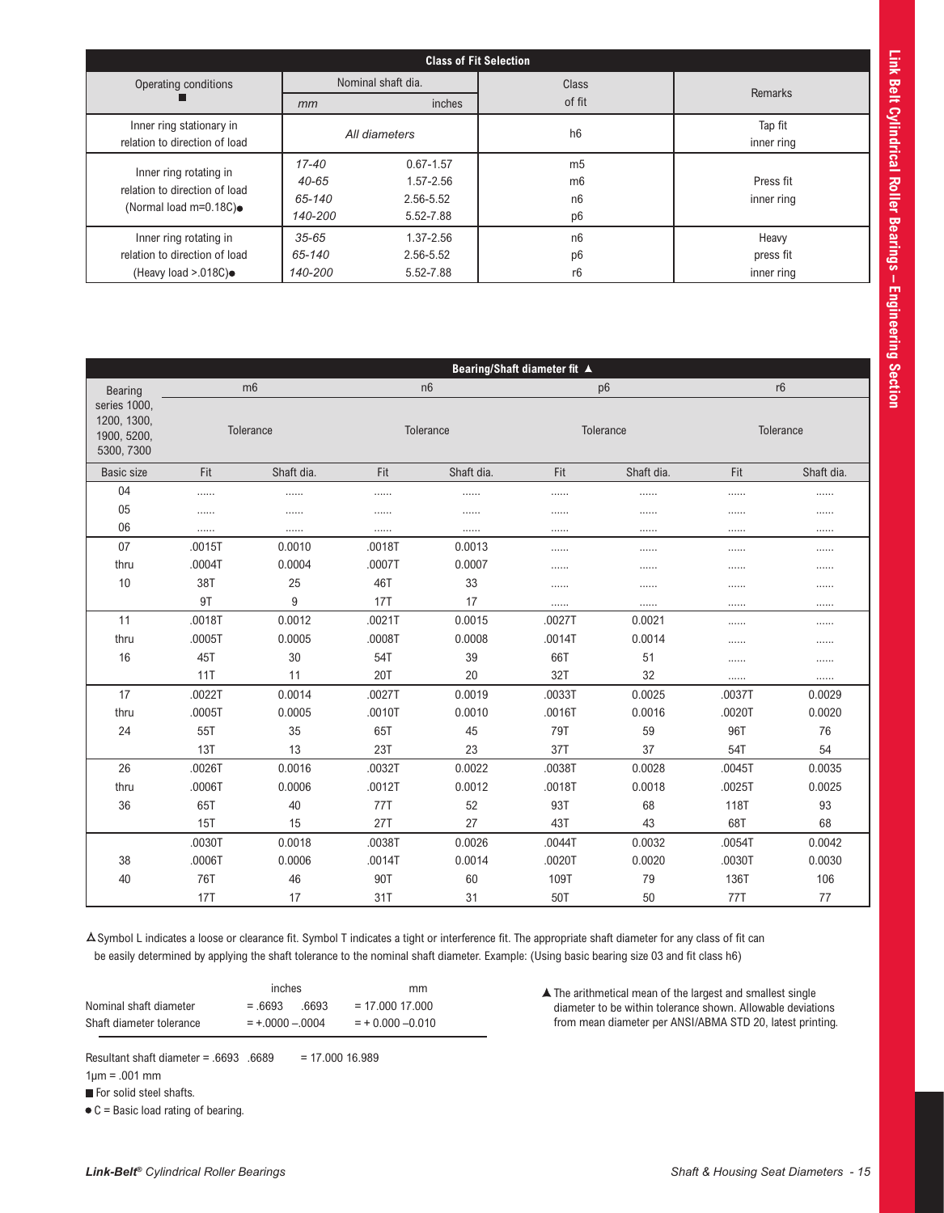## Class of Fit Selection

| Operating conditions ■ | Nominal shaft dia. mm | Nominal shaft dia. inches | Class of fit | Remarks |
|---|---|---|---|---|
| Inner ring stationary in relation to direction of load | All diameters | | h6 | Tap fit inner ring |
| Inner ring rotating in relation to direction of load (Normal load m=0.18C)● | 17-40 | 0.67-1.57 | m5 | Press fit inner ring |
| | 40-65 | 1.57-2.56 | m6 | |
| | 65-140 | 2.56-5.52 | n6 | |
| | 140-200 | 5.52-7.88 | p6 | |
| Inner ring rotating in relation to direction of load (Heavy load >.018C)● | 35-65 | 1.37-2.56 | n6 | Heavy press fit inner ring |
| | 65-140 | 2.56-5.52 | p6 | |
| | 140-200 | 5.52-7.88 | r6 | |

## Bearing/Shaft diameter fit ▲

| Bearing series 1000, 1200, 1300, 1900, 5200, 5300, 7300 | m6 Tolerance | | n6 Tolerance | | p6 Tolerance | | r6 Tolerance | |
|---|---|---|---|---|---|---|---|---|
| Basic size | Fit | Shaft dia. | Fit | Shaft dia. | Fit | Shaft dia. | Fit | Shaft dia. |
| 04 | ...... | ...... | ...... | ...... | ...... | ...... | ...... | ...... |
| 05 | ...... | ...... | ...... | ...... | ...... | ...... | ...... | ...... |
| 06 | ...... | ...... | ...... | ...... | ...... | ...... | ...... | ...... |
| 07 | .0015T | 0.0010 | .0018T | 0.0013 | ...... | ...... | ...... | ...... |
| thru | .0004T | 0.0004 | .0007T | 0.0007 | ...... | ...... | ...... | ...... |
| 10 | 38T | 25 | 46T | 33 | ...... | ...... | ...... | ...... |
| | 9T | 9 | 17T | 17 | ...... | ...... | ...... | ...... |
| 11 | .0018T | 0.0012 | .0021T | 0.0015 | .0027T | 0.0021 | ...... | ...... |
| thru | .0005T | 0.0005 | .0008T | 0.0008 | .0014T | 0.0014 | ...... | ...... |
| 16 | 45T | 30 | 54T | 39 | 66T | 51 | ...... | ...... |
| | 11T | 11 | 20T | 20 | 32T | 32 | ...... | ...... |
| 17 | .0022T | 0.0014 | .0027T | 0.0019 | .0033T | 0.0025 | .0037T | 0.0029 |
| thru | .0005T | 0.0005 | .0010T | 0.0010 | .0016T | 0.0016 | .0020T | 0.0020 |
| 24 | 55T | 35 | 65T | 45 | 79T | 59 | 96T | 76 |
| | 13T | 13 | 23T | 23 | 37T | 37 | 54T | 54 |
| 26 | .0026T | 0.0016 | .0032T | 0.0022 | .0038T | 0.0028 | .0045T | 0.0035 |
| thru | .0006T | 0.0006 | .0012T | 0.0012 | .0018T | 0.0018 | .0025T | 0.0025 |
| 36 | 65T | 40 | 77T | 52 | 93T | 68 | 118T | 93 |
| | 15T | 15 | 27T | 27 | 43T | 43 | 68T | 68 |
| | .0030T | 0.0018 | .0038T | 0.0026 | .0044T | 0.0032 | .0054T | 0.0042 |
| 38 | .0006T | 0.0006 | .0014T | 0.0014 | .0020T | 0.0020 | .0030T | 0.0030 |
| 40 | 76T | 46 | 90T | 60 | 109T | 79 | 136T | 106 |
| | 17T | 17 | 31T | 31 | 50T | 50 | 77T | 77 |

∆ Symbol L indicates a loose or clearance fit. Symbol T indicates a tight or interference fit. The appropriate shaft diameter for any class of fit can be easily determined by applying the shaft tolerance to the nominal shaft diameter. Example: (Using basic bearing size 03 and fit class h6)

| | inches | mm |
|---|---|---|
| Nominal shaft diameter | = .6693 .6693 | = 17.000 17.000 |
| Shaft diameter tolerance | = +.0000 –.0004 | = + 0.000 –0.010 |

Resultant shaft diameter = .6693 .6689 = 17.000 16.989

1μm = .001 mm

■ For solid steel shafts.

● C = Basic load rating of bearing.

▲ The arithmetical mean of the largest and smallest single diameter to be within tolerance shown. Allowable deviations from mean diameter per ANSI/ABMA STD 20, latest printing.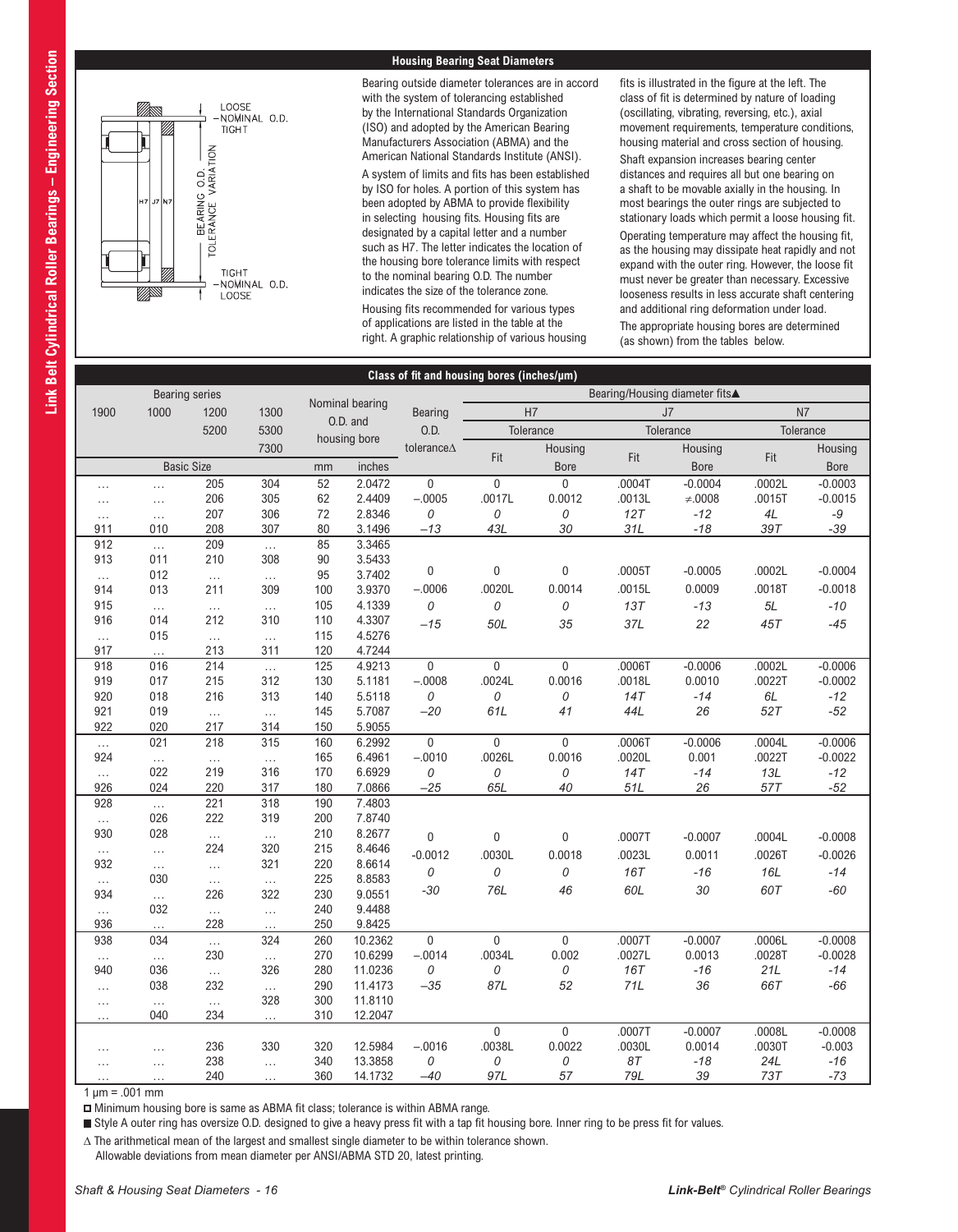## Housing Bearing Seat Diameters

LOOSE
NOMINAL O.D.
TIGHT

H7 J7 N7

BEARING O.D. TOLERANCE VARIATION

TIGHT
NOMINAL O.D.
LOOSE

Bearing outside diameter tolerances are in accord with the system of tolerancing established by the International Standards Organization (ISO) and adopted by the American Bearing Manufacturers Association (ABMA) and the American National Standards Institute (ANSI).

A system of limits and fits has been established by ISO for holes. A portion of this system has been adopted by ABMA to provide flexibility in selecting housing fits. Housing fits are designated by a capital letter and a number such as H7. The letter indicates the location of the housing bore tolerance limits with respect to the nominal bearing O.D. The number indicates the size of the tolerance zone.

Housing fits recommended for various types of applications are listed in the table at the right. A graphic relationship of various housing fits is illustrated in the figure at the left. The class of fit is determined by nature of loading (oscillating, vibrating, reversing, etc.), axial movement requirements, temperature conditions, housing material and cross section of housing.

Shaft expansion increases bearing center distances and requires all but one bearing on a shaft to be movable axially in the housing. In most bearings the outer rings are subjected to stationary loads which permit a loose housing fit.

Operating temperature may affect the housing fit, as the housing may dissipate heat rapidly and not expand with the outer ring. However, the loose fit must never be greater than necessary. Excessive looseness results in less accurate shaft centering and additional ring deformation under load.

The appropriate housing bores are determined (as shown) from the tables below.

## Class of fit and housing bores (inches/μm)

| Bearing series | | | | Nominal bearing O.D. and housing bore | | Bearing O.D. tolerance∆ | Bearing/Housing diameter fits▲ | | | | | |
|---|---|---|---|---|---|---|---|---|---|---|---|---|
| 1900 | 1000 | 1200 5200 | 1300 5300 7300 | | | | H7 Tolerance | | J7 Tolerance | | N7 Tolerance | |
| Basic Size | | | | mm | inches | | Fit | Housing Bore | Fit | Housing Bore | Fit | Housing Bore |
| … | … | 205 | 304 | 52 | 2.0472 | 0 | 0 | 0 | .0004T | -0.0004 | .0002L | -0.0003 |
| … | … | 206 | 305 | 62 | 2.4409 | –.0005 | .0017L | 0.0012 | .0013L | ≠.0008 | .0015T | -0.0015 |
| … | … | 207 | 306 | 72 | 2.8346 | *0* | *0* | *0* | *12T* | *-12* | *4L* | *-9* |
| 911 | 010 | 208 | 307 | 80 | 3.1496 | *–13* | *43L* | *30* | *31L* | *-18* | *39T* | *-39* |
| 912 | … | 209 | … | 85 | 3.3465 | | | | | | | |
| 913 | 011 | 210 | 308 | 90 | 3.5433 | | | | | | | |
| … | 012 | … | … | 95 | 3.7402 | 0 | 0 | 0 | .0005T | -0.0005 | .0002L | -0.0004 |
| 914 | 013 | 211 | 309 | 100 | 3.9370 | –.0006 | .0020L | 0.0014 | .0015L | 0.0009 | .0018T | -0.0018 |
| 915 | … | … | … | 105 | 4.1339 | *0* | *0* | *0* | *13T* | *-13* | *5L* | *-10* |
| 916 | 014 | 212 | 310 | 110 | 4.3307 | *–15* | *50L* | *35* | *37L* | *22* | *45T* | *-45* |
| … | 015 | … | … | 115 | 4.5276 | | | | | | | |
| 917 | … | 213 | 311 | 120 | 4.7244 | | | | | | | |
| 918 | 016 | 214 | … | 125 | 4.9213 | 0 | 0 | 0 | .0006T | -0.0006 | .0002L | -0.0006 |
| 919 | 017 | 215 | 312 | 130 | 5.1181 | –.0008 | .0024L | 0.0016 | .0018L | 0.0010 | .0022T | -0.0002 |
| 920 | 018 | 216 | 313 | 140 | 5.5118 | *0* | *0* | *0* | *14T* | *-14* | *6L* | *-12* |
| 921 | 019 | … | … | 145 | 5.7087 | *–20* | *61L* | *41* | *44L* | *26* | *52T* | *-52* |
| 922 | 020 | 217 | 314 | 150 | 5.9055 | | | | | | | |
| … | 021 | 218 | 315 | 160 | 6.2992 | 0 | 0 | 0 | .0006T | -0.0006 | .0004L | -0.0006 |
| 924 | … | … | … | 165 | 6.4961 | –.0010 | .0026L | 0.0016 | .0020L | 0.001 | .0022T | -0.0022 |
| … | 022 | 219 | 316 | 170 | 6.6929 | *0* | *0* | *0* | *14T* | *-14* | *13L* | *-12* |
| 926 | 024 | 220 | 317 | 180 | 7.0866 | *–25* | *65L* | *40* | *51L* | *26* | *57T* | *-52* |
| 928 | … | 221 | 318 | 190 | 7.4803 | | | | | | | |
| … | 026 | 222 | 319 | 200 | 7.8740 | | | | | | | |
| 930 | 028 | … | … | 210 | 8.2677 | 0 | 0 | 0 | .0007T | -0.0007 | .0004L | -0.0008 |
| … | … | 224 | 320 | 215 | 8.4646 | -0.0012 | .0030L | 0.0018 | .0023L | 0.0011 | .0026T | -0.0026 |
| 932 | … | … | 321 | 220 | 8.6614 | *0* | *0* | *0* | *16T* | *-16* | *16L* | *-14* |
| … | 030 | … | … | 225 | 8.8583 | *-30* | *76L* | *46* | *60L* | *30* | *60T* | *-60* |
| 934 | … | 226 | 322 | 230 | 9.0551 | | | | | | | |
| … | 032 | … | … | 240 | 9.4488 | | | | | | | |
| 936 | … | 228 | … | 250 | 9.8425 | | | | | | | |
| 938 | 034 | … | 324 | 260 | 10.2362 | 0 | 0 | 0 | .0007T | -0.0007 | .0006L | -0.0008 |
| … | … | 230 | … | 270 | 10.6299 | –.0014 | .0034L | 0.002 | .0027L | 0.0013 | .0028T | -0.0028 |
| 940 | 036 | … | 326 | 280 | 11.0236 | *0* | *0* | *0* | *16T* | *-16* | *21L* | *-14* |
| … | 038 | 232 | … | 290 | 11.4173 | *–35* | *87L* | *52* | *71L* | *36* | *66T* | *-66* |
| … | … | … | 328 | 300 | 11.8110 | | | | | | | |
| … | 040 | 234 | … | 310 | 12.2047 | | | | | | | |
| | | | | | | | 0 | 0 | .0007T | -0.0007 | .0008L | -0.0008 |
| … | … | 236 | 330 | 320 | 12.5984 | –.0016 | .0038L | 0.0022 | .0030L | 0.0014 | .0030T | -0.003 |
| … | … | 238 | … | 340 | 13.3858 | *0* | *0* | *0* | *8T* | *-18* | *24L* | *-16* |
| … | … | 240 | … | 360 | 14.1732 | *–40* | *97L* | *57* | *79L* | *39* | *73T* | *-73* |

1 μm = .001 mm

◻ Minimum housing bore is same as ABMA fit class; tolerance is within ABMA range.

■ Style A outer ring has oversize O.D. designed to give a heavy press fit with a tap fit housing bore. Inner ring to be press fit for values.

∆ The arithmetical mean of the largest and smallest single diameter to be within tolerance shown.
Allowable deviations from mean diameter per ANSI/ABMA STD 20, latest printing.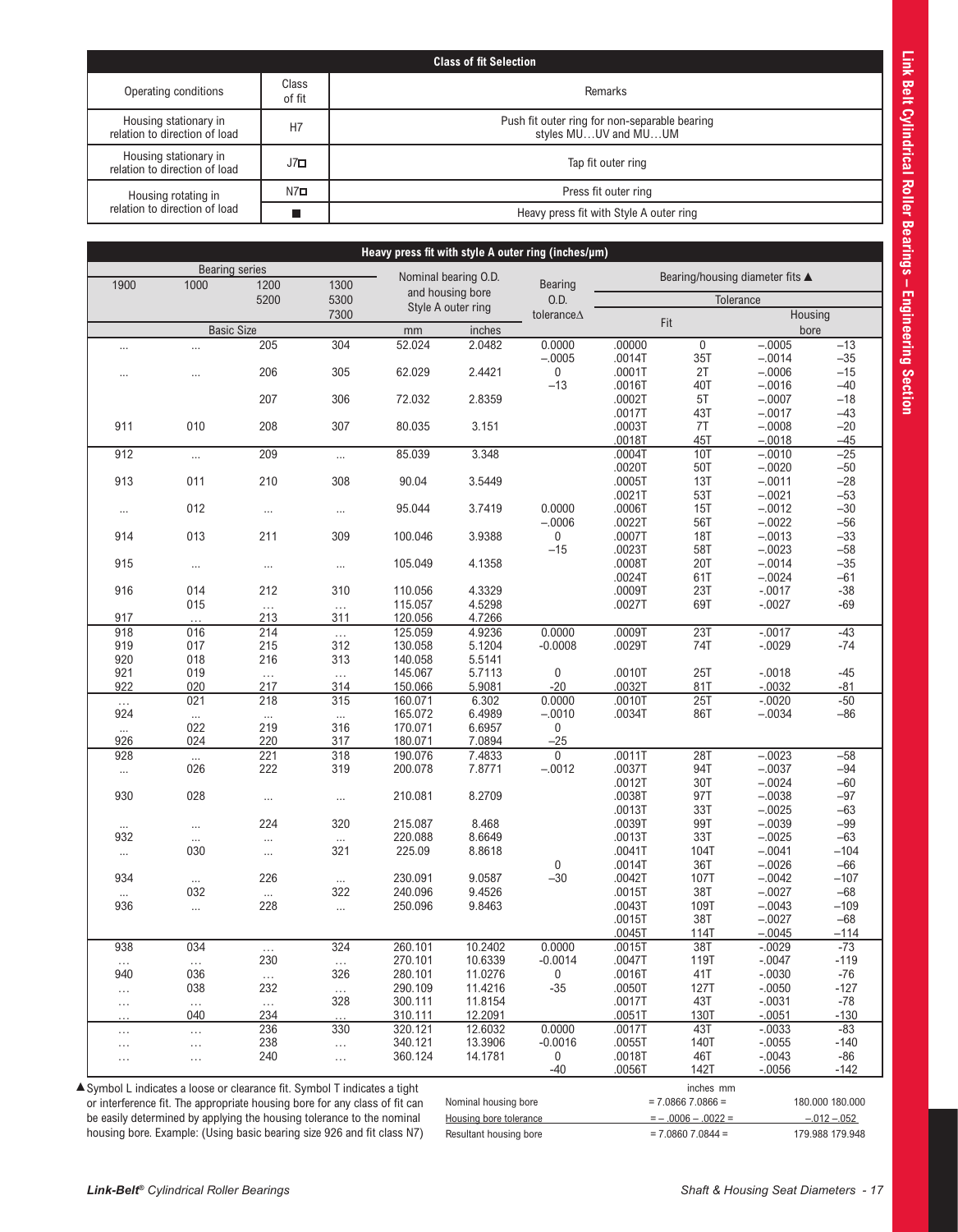| Class of fit Selection | | |
|---|---|---|
| Operating conditions | Class of fit | Remarks |
| Housing stationary in relation to direction of load | H7 | Push fit outer ring for non-separable bearing styles MU…UV and MU…UM |
| Housing stationary in relation to direction of load | J7☐ | Tap fit outer ring |
| Housing rotating in relation to direction of load | N7☐ | Press fit outer ring |
| | ■ | Heavy press fit with Style A outer ring |

**Heavy press fit with style A outer ring (inches/µm)**

| Bearing series | | | | Nominal bearing O.D. and housing bore Style A outer ring | | Bearing O.D. tolerance∆ | Bearing/housing diameter fits ▲ | | | |
|---|---|---|---|---|---|---|---|---|---|---|
| | | | | | | | Tolerance | | | |
| 1900 | 1000 | 1200 5200 | 1300 5300 7300 | | | | Fit | | Housing bore | |
| Basic Size | | | | mm | inches | | | | | |
| … | … | 205 | 304 | 52.024 | 2.0482 | 0.0000 | .00000 | 0 | –.0005 | –13 |
| | | | | | | –.0005 | .0014T | 35T | –.0014 | –35 |
| … | … | 206 | 305 | 62.029 | 2.4421 | 0 | .0001T | 2T | –.0006 | –15 |
| | | | | | | –13 | .0016T | 40T | –.0016 | –40 |
| | | 207 | 306 | 72.032 | 2.8359 | | .0002T | 5T | –.0007 | –18 |
| | | | | | | | .0017T | 43T | –.0017 | –43 |
| 911 | 010 | 208 | 307 | 80.035 | 3.151 | | .0003T | 7T | –.0008 | –20 |
| | | | | | | | .0018T | 45T | –.0018 | –45 |
| 912 | … | 209 | … | 85.039 | 3.348 | | .0004T | 10T | –.0010 | –25 |
| | | | | | | | .0020T | 50T | –.0020 | –50 |
| 913 | 011 | 210 | 308 | 90.04 | 3.5449 | | .0005T | 13T | –.0011 | –28 |
| | | | | | | | .0021T | 53T | –.0021 | –53 |
| … | 012 | … | … | 95.044 | 3.7419 | 0.0000 | .0006T | 15T | –.0012 | –30 |
| | | | | | | –.0006 | .0022T | 56T | –.0022 | –56 |
| 914 | 013 | 211 | 309 | 100.046 | 3.9388 | 0 | .0007T | 18T | –.0013 | –33 |
| | | | | | | –15 | .0023T | 58T | –.0023 | –58 |
| 915 | … | … | … | 105.049 | 4.1358 | | .0008T | 20T | –.0014 | –35 |
| | | | | | | | .0024T | 61T | –.0024 | –61 |
| 916 | 014 | 212 | 310 | 110.056 | 4.3329 | | .0009T | 23T | -.0017 | -38 |
| | 015 | … | … | 115.057 | 4.5298 | | .0027T | 69T | -.0027 | -69 |
| 917 | … | 213 | 311 | 120.056 | 4.7266 | | | | | |
| 918 | 016 | 214 | … | 125.059 | 4.9236 | 0.0000 | .0009T | 23T | -.0017 | -43 |
| 919 | 017 | 215 | 312 | 130.058 | 5.1204 | -0.0008 | .0029T | 74T | -.0029 | -74 |
| 920 | 018 | 216 | 313 | 140.058 | 5.5141 | | | | | |
| 921 | 019 | … | … | 145.067 | 5.7113 | 0 | .0010T | 25T | -.0018 | -45 |
| 922 | 020 | 217 | 314 | 150.066 | 5.9081 | -20 | .0032T | 81T | -.0032 | -81 |
| … | 021 | 218 | 315 | 160.071 | 6.302 | 0.0000 | .0010T | 25T | -.0020 | -50 |
| 924 | … | … | … | 165.072 | 6.4989 | –.0010 | .0034T | 86T | –.0034 | –86 |
| … | 022 | 219 | 316 | 170.071 | 6.6957 | 0 | | | | |
| 926 | 024 | 220 | 317 | 180.071 | 7.0894 | –25 | | | | |
| 928 | … | 221 | 318 | 190.076 | 7.4833 | 0 | .0011T | 28T | –.0023 | –58 |
| … | 026 | 222 | 319 | 200.078 | 7.8771 | –.0012 | .0037T | 94T | –.0037 | –94 |
| | | | | | | | .0012T | 30T | –.0024 | –60 |
| 930 | 028 | … | … | 210.081 | 8.2709 | | .0038T | 97T | –.0038 | –97 |
| | | | | | | | .0013T | 33T | –.0025 | –63 |
| … | … | 224 | 320 | 215.087 | 8.468 | | .0039T | 99T | –.0039 | –99 |
| 932 | … | … | … | 220.088 | 8.6649 | | .0013T | 33T | –.0025 | –63 |
| … | 030 | … | 321 | 225.09 | 8.8618 | | .0041T | 104T | –.0041 | –104 |
| | | | | | | 0 | .0014T | 36T | –.0026 | –66 |
| 934 | … | 226 | … | 230.091 | 9.0587 | –30 | .0042T | 107T | –.0042 | –107 |
| … | 032 | … | 322 | 240.096 | 9.4526 | | .0015T | 38T | –.0027 | –68 |
| 936 | … | 228 | … | 250.096 | 9.8463 | | .0043T | 109T | –.0043 | –109 |
| | | | | | | | .0015T | 38T | –.0027 | –68 |
| | | | | | | | .0045T | 114T | –.0045 | –114 |
| 938 | 034 | … | 324 | 260.101 | 10.2402 | 0.0000 | .0015T | 38T | -.0029 | -73 |
| … | … | 230 | … | 270.101 | 10.6339 | -0.0014 | .0047T | 119T | -.0047 | -119 |
| 940 | 036 | … | 326 | 280.101 | 11.0276 | 0 | .0016T | 41T | -.0030 | -76 |
| … | 038 | 232 | … | 290.109 | 11.4216 | -35 | .0050T | 127T | -.0050 | -127 |
| … | … | … | 328 | 300.111 | 11.8154 | | .0017T | 43T | -.0031 | -78 |
| … | 040 | 234 | … | 310.111 | 12.2091 | | .0051T | 130T | -.0051 | -130 |
| … | … | 236 | 330 | 320.121 | 12.6032 | 0.0000 | .0017T | 43T | -.0033 | -83 |
| … | … | 238 | … | 340.121 | 13.3906 | -0.0016 | .0055T | 140T | -.0055 | -140 |
| … | … | 240 | … | 360.124 | 14.1781 | 0 | .0018T | 46T | -.0043 | -86 |
| | | | | | | -40 | .0056T | 142T | -.0056 | -142 |

▲Symbol L indicates a loose or clearance fit. Symbol T indicates a tight or interference fit. The appropriate housing bore for any class of fit can be easily determined by applying the housing tolerance to the nominal housing bore. Example: (Using basic bearing size 926 and fit class N7)

| | inches | mm |
|---|---|---|
| Nominal housing bore | = 7.0866 7.0866 = | 180.000 180.000 |
| Housing bore tolerance | = – .0006 – .0022 = | –.012 –.052 |
| Resultant housing bore | = 7.0860 7.0844 = | 179.988 179.948 |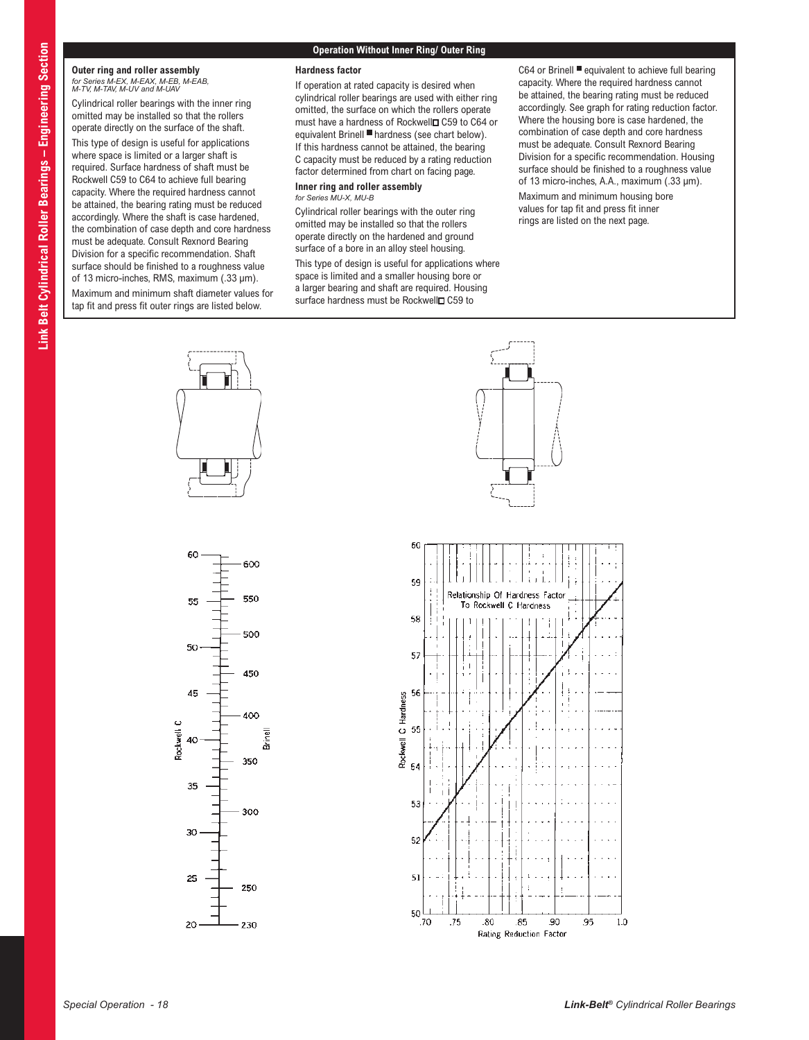## Operation Without Inner Ring/ Outer Ring

### Outer ring and roller assembly

*for Series M-EX, M-EAX, M-EB, M-EAB, M-TV, M-TAV, M-UV and M-UAV*

Cylindrical roller bearings with the inner ring omitted may be installed so that the rollers operate directly on the surface of the shaft.

This type of design is useful for applications where space is limited or a larger shaft is required. Surface hardness of shaft must be Rockwell C59 to C64 to achieve full bearing capacity. Where the required hardness cannot be attained, the bearing rating must be reduced accordingly. Where the shaft is case hardened, the combination of case depth and core hardness must be adequate. Consult Rexnord Bearing Division for a specific recommendation. Shaft surface should be finished to a roughness value of 13 micro-inches, RMS, maximum (.33 μm).

Maximum and minimum shaft diameter values for tap fit and press fit outer rings are listed below.

### Hardness factor

If operation at rated capacity is desired when cylindrical roller bearings are used with either ring omitted, the surface on which the rollers operate must have a hardness of Rockwell□ C59 to C64 or equivalent Brinell ■ hardness (see chart below). If this hardness cannot be attained, the bearing C capacity must be reduced by a rating reduction factor determined from chart on facing page.

### Inner ring and roller assembly

*for Series MU-X, MU-B*

Cylindrical roller bearings with the outer ring omitted may be installed so that the rollers operate directly on the hardened and ground surface of a bore in an alloy steel housing.

This type of design is useful for applications where space is limited and a smaller housing bore or a larger bearing and shaft are required. Housing surface hardness must be Rockwell□ C59 to C64 or Brinell ■ equivalent to achieve full bearing capacity. Where the required hardness cannot be attained, the bearing rating must be reduced accordingly. See graph for rating reduction factor. Where the housing bore is case hardened, the combination of case depth and core hardness must be adequate. Consult Rexnord Bearing Division for a specific recommendation. Housing surface should be finished to a roughness value of 13 micro-inches, A.A., maximum (.33 μm).

Maximum and minimum housing bore values for tap fit and press fit inner rings are listed on the next page.

Relationship Of Hardness Factor To Rockwell C Hardness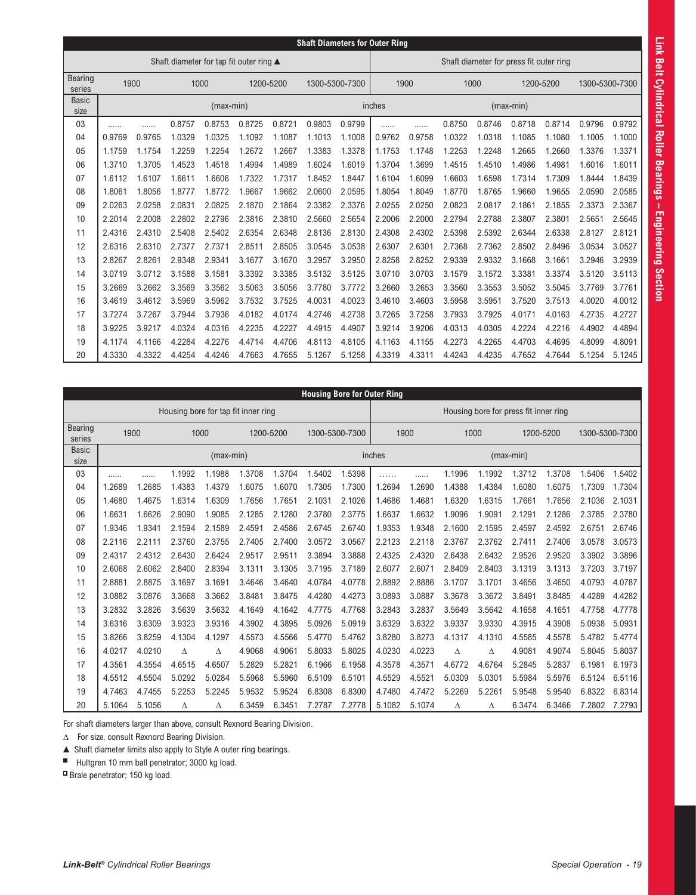## Shaft Diameters for Outer Ring

| | Shaft diameter for tap fit outer ring ▲ | | | | | | | | Shaft diameter for press fit outer ring | | | | | | | |
|---|---|---|---|---|---|---|---|---|---|---|---|---|---|---|---|---|
| Bearing series | 1900 | | 1000 | | 1200-5200 | | 1300-5300-7300 | | 1900 | | 1000 | | 1200-5200 | | 1300-5300-7300 | |
| Basic size | (max-min) | | | | | | | inches | | | | (max-min) | | | | |
| 03 | ...... | ...... | 0.8757 | 0.8753 | 0.8725 | 0.8721 | 0.9803 | 0.9799 | ...... | ...... | 0.8750 | 0.8746 | 0.8718 | 0.8714 | 0.9796 | 0.9792 |
| 04 | 0.9769 | 0.9765 | 1.0329 | 1.0325 | 1.1092 | 1.1087 | 1.1013 | 1.1008 | 0.9762 | 0.9758 | 1.0322 | 1.0318 | 1.1085 | 1.1080 | 1.1005 | 1.1000 |
| 05 | 1.1759 | 1.1754 | 1.2259 | 1.2254 | 1.2672 | 1.2667 | 1.3383 | 1.3378 | 1.1753 | 1.1748 | 1.2253 | 1.2248 | 1.2665 | 1.2660 | 1.3376 | 1.3371 |
| 06 | 1.3710 | 1.3705 | 1.4523 | 1.4518 | 1.4994 | 1.4989 | 1.6024 | 1.6019 | 1.3704 | 1.3699 | 1.4515 | 1.4510 | 1.4986 | 1.4981 | 1.6016 | 1.6011 |
| 07 | 1.6112 | 1.6107 | 1.6611 | 1.6606 | 1.7322 | 1.7317 | 1.8452 | 1.8447 | 1.6104 | 1.6099 | 1.6603 | 1.6598 | 1.7314 | 1.7309 | 1.8444 | 1.8439 |
| 08 | 1.8061 | 1.8056 | 1.8777 | 1.8772 | 1.9667 | 1.9662 | 2.0600 | 2.0595 | 1.8054 | 1.8049 | 1.8770 | 1.8765 | 1.9660 | 1.9655 | 2.0590 | 2.0585 |
| 09 | 2.0263 | 2.0258 | 2.0831 | 2.0825 | 2.1870 | 2.1864 | 2.3382 | 2.3376 | 2.0255 | 2.0250 | 2.0823 | 2.0817 | 2.1861 | 2.1855 | 2.3373 | 2.3367 |
| 10 | 2.2014 | 2.2008 | 2.2802 | 2.2796 | 2.3816 | 2.3810 | 2.5660 | 2.5654 | 2.2006 | 2.2000 | 2.2794 | 2.2788 | 2.3807 | 2.3801 | 2.5651 | 2.5645 |
| 11 | 2.4316 | 2.4310 | 2.5408 | 2.5402 | 2.6354 | 2.6348 | 2.8136 | 2.8130 | 2.4308 | 2.4302 | 2.5398 | 2.5392 | 2.6344 | 2.6338 | 2.8127 | 2.8121 |
| 12 | 2.6316 | 2.6310 | 2.7377 | 2.7371 | 2.8511 | 2.8505 | 3.0545 | 3.0538 | 2.6307 | 2.6301 | 2.7368 | 2.7362 | 2.8502 | 2.8496 | 3.0534 | 3.0527 |
| 13 | 2.8267 | 2.8261 | 2.9348 | 2.9341 | 3.1677 | 3.1670 | 3.2957 | 3.2950 | 2.8258 | 2.8252 | 2.9339 | 2.9332 | 3.1668 | 3.1661 | 3.2946 | 3.2939 |
| 14 | 3.0719 | 3.0712 | 3.1588 | 3.1581 | 3.3392 | 3.3385 | 3.5132 | 3.5125 | 3.0710 | 3.0703 | 3.1579 | 3.1572 | 3.3381 | 3.3374 | 3.5120 | 3.5113 |
| 15 | 3.2669 | 3.2662 | 3.3569 | 3.3562 | 3.5063 | 3.5056 | 3.7780 | 3.7772 | 3.2660 | 3.2653 | 3.3560 | 3.3553 | 3.5052 | 3.5045 | 3.7769 | 3.7761 |
| 16 | 3.4619 | 3.4612 | 3.5969 | 3.5962 | 3.7532 | 3.7525 | 4.0031 | 4.0023 | 3.4610 | 3.4603 | 3.5958 | 3.5951 | 3.7520 | 3.7513 | 4.0020 | 4.0012 |
| 17 | 3.7274 | 3.7267 | 3.7944 | 3.7936 | 4.0182 | 4.0174 | 4.2746 | 4.2738 | 3.7265 | 3.7258 | 3.7933 | 3.7925 | 4.0171 | 4.0163 | 4.2735 | 4.2727 |
| 18 | 3.9225 | 3.9217 | 4.0324 | 4.0316 | 4.2235 | 4.2227 | 4.4915 | 4.4907 | 3.9214 | 3.9206 | 4.0313 | 4.0305 | 4.2224 | 4.2216 | 4.4902 | 4.4894 |
| 19 | 4.1174 | 4.1166 | 4.2284 | 4.2276 | 4.4714 | 4.4706 | 4.8113 | 4.8105 | 4.1163 | 4.1155 | 4.2273 | 4.2265 | 4.4703 | 4.4695 | 4.8099 | 4.8091 |
| 20 | 4.3330 | 4.3322 | 4.4254 | 4.4246 | 4.7663 | 4.7655 | 5.1267 | 5.1258 | 4.3319 | 4.3311 | 4.4243 | 4.4235 | 4.7652 | 4.7644 | 5.1254 | 5.1245 |

## Housing Bore for Outer Ring

| | Housing bore for tap fit inner ring | | | | | | | | Housing bore for press fit inner ring | | | | | | | |
|---|---|---|---|---|---|---|---|---|---|---|---|---|---|---|---|---|
| Bearing series | 1900 | | 1000 | | 1200-5200 | | 1300-5300-7300 | | 1900 | | 1000 | | 1200-5200 | | 1300-5300-7300 | |
| Basic size | (max-min) | | | | | | | inches | | | | (max-min) | | | | |
| 03 | ...... | ...... | 1.1992 | 1.1988 | 1.3708 | 1.3704 | 1.5402 | 1.5398 | ...... | ...... | 1.1996 | 1.1992 | 1.3712 | 1.3708 | 1.5406 | 1.5402 |
| 04 | 1.2689 | 1.2685 | 1.4383 | 1.4379 | 1.6075 | 1.6070 | 1.7305 | 1.7300 | 1.2694 | 1.2690 | 1.4388 | 1.4384 | 1.6080 | 1.6075 | 1.7309 | 1.7304 |
| 05 | 1.4680 | 1.4675 | 1.6314 | 1.6309 | 1.7656 | 1.7651 | 2.1031 | 2.1026 | 1.4686 | 1.4681 | 1.6320 | 1.6315 | 1.7661 | 1.7656 | 2.1036 | 2.1031 |
| 06 | 1.6631 | 1.6626 | 2.9090 | 1.9085 | 2.1285 | 2.1280 | 2.3780 | 2.3775 | 1.6637 | 1.6632 | 1.9096 | 1.9091 | 2.1291 | 2.1286 | 2.3785 | 2.3780 |
| 07 | 1.9346 | 1.9341 | 2.1594 | 2.1589 | 2.4591 | 2.4586 | 2.6745 | 2.6740 | 1.9353 | 1.9348 | 2.1600 | 2.1595 | 2.4597 | 2.4592 | 2.6751 | 2.6746 |
| 08 | 2.2116 | 2.2111 | 2.3760 | 2.3755 | 2.7405 | 2.7400 | 3.0572 | 3.0567 | 2.2123 | 2.2118 | 2.3767 | 2.3762 | 2.7411 | 2.7406 | 3.0578 | 3.0573 |
| 09 | 2.4317 | 2.4312 | 2.6430 | 2.6424 | 2.9517 | 2.9511 | 3.3894 | 3.3888 | 2.4325 | 2.4320 | 2.6438 | 2.6432 | 2.9526 | 2.9520 | 3.3902 | 3.3896 |
| 10 | 2.6068 | 2.6062 | 2.8400 | 2.8394 | 3.1311 | 3.1305 | 3.7195 | 3.7189 | 2.6077 | 2.6071 | 2.8409 | 2.8403 | 3.1319 | 3.1313 | 3.7203 | 3.7197 |
| 11 | 2.8881 | 2.8875 | 3.1697 | 3.1691 | 3.4646 | 3.4640 | 4.0784 | 4.0778 | 2.8892 | 2.8886 | 3.1707 | 3.1701 | 3.4656 | 3.4650 | 4.0793 | 4.0787 |
| 12 | 3.0882 | 3.0876 | 3.3668 | 3.3662 | 3.8481 | 3.8475 | 4.4280 | 4.4273 | 3.0893 | 3.0887 | 3.3678 | 3.3672 | 3.8491 | 3.8485 | 4.4289 | 4.4282 |
| 13 | 3.2832 | 3.2826 | 3.5639 | 3.5632 | 4.1649 | 4.1642 | 4.7775 | 4.7768 | 3.2843 | 3.2837 | 3.5649 | 3.5642 | 4.1658 | 4.1651 | 4.7758 | 4.7778 |
| 14 | 3.6316 | 3.6309 | 3.9323 | 3.9316 | 4.3902 | 4.3895 | 5.0926 | 5.0919 | 3.6329 | 3.6322 | 3.9337 | 3.9330 | 4.3915 | 4.3908 | 5.0938 | 5.0931 |
| 15 | 3.8266 | 3.8259 | 4.1304 | 4.1297 | 4.5573 | 4.5566 | 5.4770 | 5.4762 | 3.8280 | 3.8273 | 4.1317 | 4.1310 | 4.5585 | 4.5578 | 5.4782 | 5.4774 |
| 16 | 4.0217 | 4.0210 | Δ | Δ | 4.9068 | 4.9061 | 5.8033 | 5.8025 | 4.0230 | 4.0223 | Δ | Δ | 4.9081 | 4.9074 | 5.8045 | 5.8037 |
| 17 | 4.3561 | 4.3554 | 4.6515 | 4.6507 | 5.2829 | 5.2821 | 6.1966 | 6.1958 | 4.3578 | 4.3571 | 4.6772 | 4.6764 | 5.2845 | 5.2837 | 6.1981 | 6.1973 |
| 18 | 4.5512 | 4.5504 | 5.0292 | 5.0284 | 5.5968 | 5.5960 | 6.5109 | 6.5101 | 4.5529 | 4.5521 | 5.0309 | 5.0301 | 5.5984 | 5.5976 | 6.5124 | 6.5116 |
| 19 | 4.7463 | 4.7455 | 5.2253 | 5.2245 | 5.9532 | 5.9524 | 6.8308 | 6.8300 | 4.7480 | 4.7472 | 5.2269 | 5.2261 | 5.9548 | 5.9540 | 6.8322 | 6.8314 |
| 20 | 5.1064 | 5.1056 | Δ | Δ | 6.3459 | 6.3451 | 7.2787 | 7.2778 | 5.1082 | 5.1074 | Δ | Δ | 6.3474 | 6.3466 | 7.2802 | 7.2793 |

For shaft diameters larger than above, consult Rexnord Bearing Division.

Δ For size, consult Rexnord Bearing Division.

▲ Shaft diameter limits also apply to Style A outer ring bearings.

■ Hultgren 10 mm ball penetrator; 3000 kg load.

□ Brale penetrator; 150 kg load.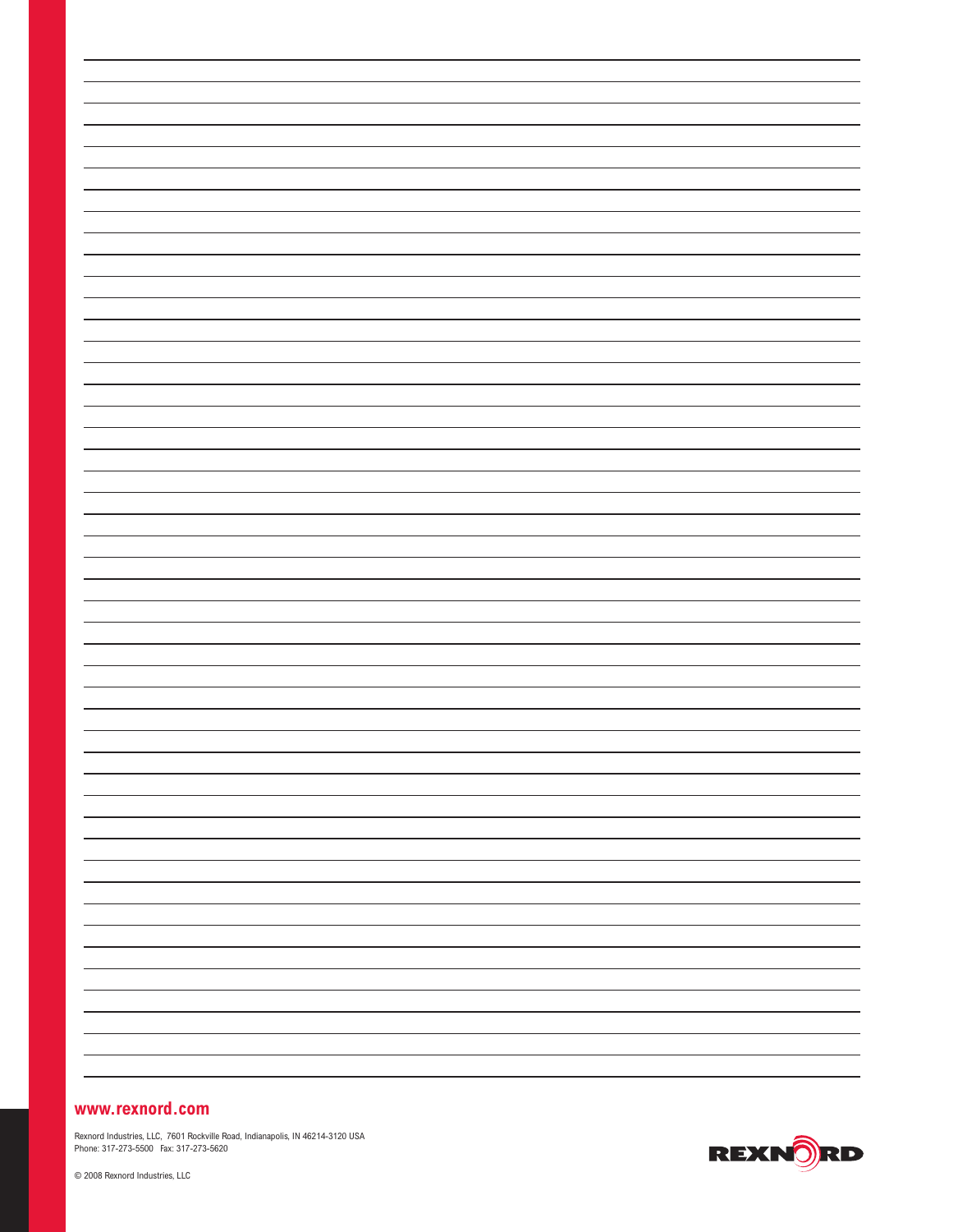**www.rexnord.com**

Rexnord Industries, LLC, 7601 Rockville Road, Indianapolis, IN 46214-3120 USA
Phone: 317-273-5500 Fax: 317-273-5620

© 2008 Rexnord Industries, LLC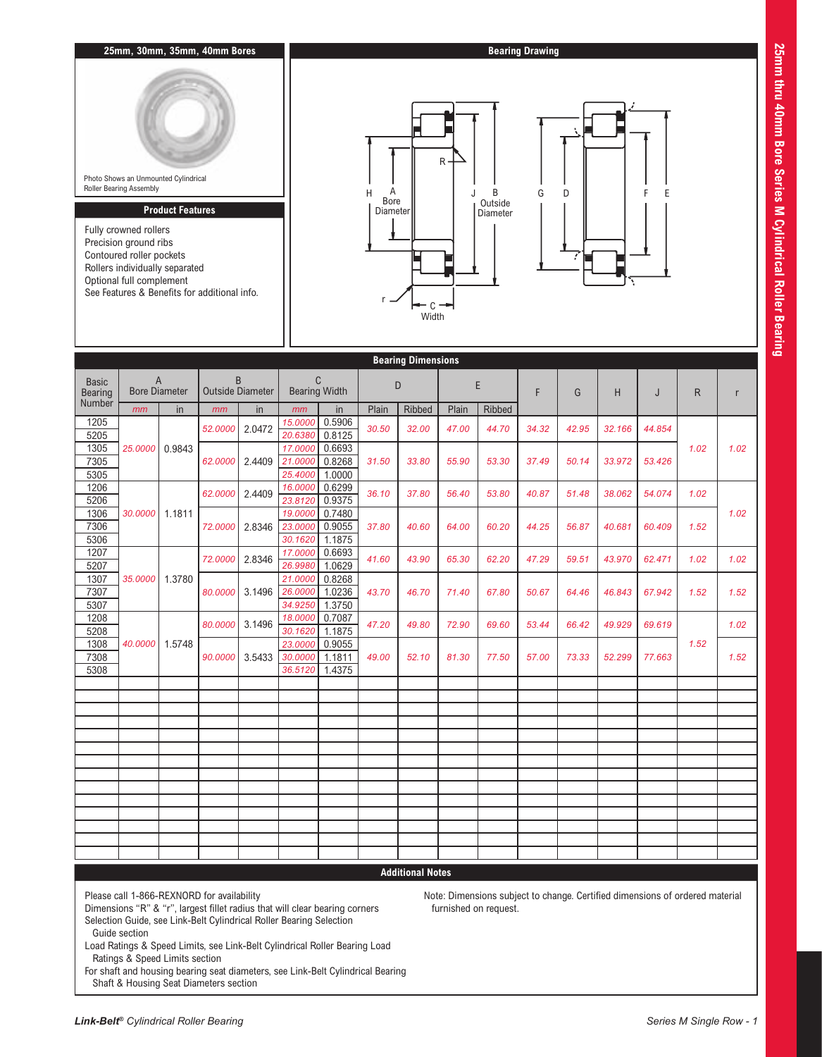## 25mm, 30mm, 35mm, 40mm Bores

Photo Shows an Unmounted Cylindrical Roller Bearing Assembly

## Product Features

- Fully crowned rollers
- Precision ground ribs
- Contoured roller pockets
- Rollers individually separated
- Optional full complement
- See Features & Benefits for additional info.

## Bearing Drawing

## Bearing Dimensions

| Basic Bearing Number | A Bore Diameter | | B Outside Diameter | | C Bearing Width | | D | | E | | F | G | H | J | R | r |
|---|---|---|---|---|---|---|---|---|---|---|---|---|---|---|---|---|
| | mm | in | mm | in | mm | in | Plain | Ribbed | Plain | Ribbed | | | | | | |
| 1205 | 25.0000 | 0.9843 | 52.0000 | 2.0472 | 15.0000 | 0.5906 | 30.50 | 32.00 | 47.00 | 44.70 | 34.32 | 42.95 | 32.166 | 44.854 | 1.02 | 1.02 |
| 5205 | | | | | 20.6380 | 0.8125 | | | | | | | | | | |
| 1305 | | | 62.0000 | 2.4409 | 17.0000 | 0.6693 | 31.50 | 33.80 | 55.90 | 53.30 | 37.49 | 50.14 | 33.972 | 53.426 | | |
| 7305 | | | | | 21.0000 | 0.8268 | | | | | | | | | | |
| 5305 | | | | | 25.4000 | 1.0000 | | | | | | | | | | |
| 1206 | 30.0000 | 1.1811 | 62.0000 | 2.4409 | 16.0000 | 0.6299 | 36.10 | 37.80 | 56.40 | 53.80 | 40.87 | 51.48 | 38.062 | 54.074 | 1.02 | 1.02 |
| 5206 | | | | | 23.8120 | 0.9375 | | | | | | | | | | |
| 1306 | | | 72.0000 | 2.8346 | 19.0000 | 0.7480 | 37.80 | 40.60 | 64.00 | 60.20 | 44.25 | 56.87 | 40.681 | 60.409 | 1.52 | |
| 7306 | | | | | 23.0000 | 0.9055 | | | | | | | | | | |
| 5306 | | | | | 30.1620 | 1.1875 | | | | | | | | | | |
| 1207 | 35.0000 | 1.3780 | 72.0000 | 2.8346 | 17.0000 | 0.6693 | 41.60 | 43.90 | 65.30 | 62.20 | 47.29 | 59.51 | 43.970 | 62.471 | 1.02 | 1.02 |
| 5207 | | | | | 26.9980 | 1.0629 | | | | | | | | | | |
| 1307 | | | 80.0000 | 3.1496 | 21.0000 | 0.8268 | 43.70 | 46.70 | 71.40 | 67.80 | 50.67 | 64.46 | 46.843 | 67.942 | 1.52 | 1.52 |
| 7307 | | | | | 26.0000 | 1.0236 | | | | | | | | | | |
| 5307 | | | | | 34.9250 | 1.3750 | | | | | | | | | | |
| 1208 | 40.0000 | 1.5748 | 80.0000 | 3.1496 | 18.0000 | 0.7087 | 47.20 | 49.80 | 72.90 | 69.60 | 53.44 | 66.42 | 49.929 | 69.619 | 1.52 | 1.02 |
| 5208 | | | | | 30.1620 | 1.1875 | | | | | | | | | | |
| 1308 | | | 90.0000 | 3.5433 | 23.0000 | 0.9055 | 49.00 | 52.10 | 81.30 | 77.50 | 57.00 | 73.33 | 52.299 | 77.663 | | 1.52 |
| 7308 | | | | | 30.0000 | 1.1811 | | | | | | | | | | |
| 5308 | | | | | 36.5120 | 1.4375 | | | | | | | | | | |

## Additional Notes

Please call 1-866-REXNORD for availability

Dimensions "R" & "r", largest fillet radius that will clear bearing corners

Selection Guide, see Link-Belt Cylindrical Roller Bearing Selection Guide section

Load Ratings & Speed Limits, see Link-Belt Cylindrical Roller Bearing Load Ratings & Speed Limits section

For shaft and housing bearing seat diameters, see Link-Belt Cylindrical Bearing Shaft & Housing Seat Diameters section

Note: Dimensions subject to change. Certified dimensions of ordered material furnished on request.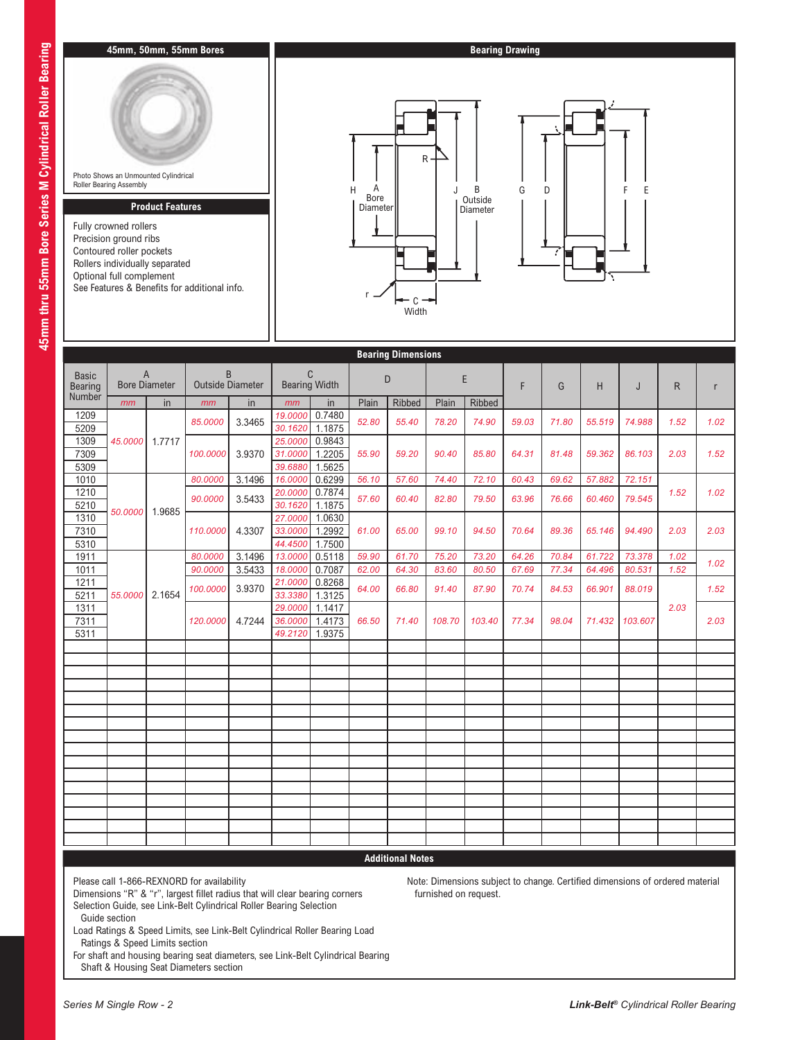## 45mm, 50mm, 55mm Bores

Photo Shows an Unmounted Cylindrical Roller Bearing Assembly

## Product Features

Fully crowned rollers
Precision ground ribs
Contoured roller pockets
Rollers individually separated
Optional full complement
See Features & Benefits for additional info.

## Bearing Drawing

H, A Bore Diameter, R, J, B Outside Diameter, r, C Width, G, D, F, E

## Bearing Dimensions

| Basic Bearing Number | A Bore Diameter | | B Outside Diameter | | C Bearing Width | | D | | E | | F | G | H | J | R | r |
|---|---|---|---|---|---|---|---|---|---|---|---|---|---|---|---|---|
| | mm | in | mm | in | mm | in | Plain | Ribbed | Plain | Ribbed | | | | | | |
| 1209 | 45.0000 | 1.7717 | 85.0000 | 3.3465 | 19.0000 | 0.7480 | 52.80 | 55.40 | 78.20 | 74.90 | 59.03 | 71.80 | 55.519 | 74.988 | 1.52 | 1.02 |
| 5209 | | | | | 30.1620 | 1.1875 | | | | | | | | | | |
| 1309 | | | 100.0000 | 3.9370 | 25.0000 | 0.9843 | 55.90 | 59.20 | 90.40 | 85.80 | 64.31 | 81.48 | 59.362 | 86.103 | 2.03 | 1.52 |
| 7309 | | | | | 31.0000 | 1.2205 | | | | | | | | | | |
| 5309 | | | | | 39.6880 | 1.5625 | | | | | | | | | | |
| 1010 | 50.0000 | 1.9685 | 80.0000 | 3.1496 | 16.0000 | 0.6299 | 56.10 | 57.60 | 74.40 | 72.10 | 60.43 | 69.62 | 57.882 | 72.151 | 1.52 | 1.02 |
| 1210 | | | 90.0000 | 3.5433 | 20.0000 | 0.7874 | 57.60 | 60.40 | 82.80 | 79.50 | 63.96 | 76.66 | 60.460 | 79.545 | | |
| 5210 | | | | | 30.1620 | 1.1875 | | | | | | | | | | |
| 1310 | | | 110.0000 | 4.3307 | 27.0000 | 1.0630 | 61.00 | 65.00 | 99.10 | 94.50 | 70.64 | 89.36 | 65.146 | 94.490 | 2.03 | 2.03 |
| 7310 | | | | | 33.0000 | 1.2992 | | | | | | | | | | |
| 5310 | | | | | 44.4500 | 1.7500 | | | | | | | | | | |
| 1911 | 55.0000 | 2.1654 | 80.0000 | 3.1496 | 13.0000 | 0.5118 | 59.90 | 61.70 | 75.20 | 73.20 | 64.26 | 70.84 | 61.722 | 73.378 | 1.02 | 1.02 |
| 1011 | | | 90.0000 | 3.5433 | 18.0000 | 0.7087 | 62.00 | 64.30 | 83.60 | 80.50 | 67.69 | 77.34 | 64.496 | 80.531 | 1.52 | |
| 1211 | | | 100.0000 | 3.9370 | 21.0000 | 0.8268 | 64.00 | 66.80 | 91.40 | 87.90 | 70.74 | 84.53 | 66.901 | 88.019 | 2.03 | 1.52 |
| 5211 | | | | | 33.3380 | 1.3125 | | | | | | | | | | |
| 1311 | | | 120.0000 | 4.7244 | 29.0000 | 1.1417 | 66.50 | 71.40 | 108.70 | 103.40 | 77.34 | 98.04 | 71.432 | 103.607 | | 2.03 |
| 7311 | | | | | 36.0000 | 1.4173 | | | | | | | | | | |
| 5311 | | | | | 49.2120 | 1.9375 | | | | | | | | | | |

## Additional Notes

Please call 1-866-REXNORD for availability
Dimensions "R" & "r", largest fillet radius that will clear bearing corners
Selection Guide, see Link-Belt Cylindrical Roller Bearing Selection Guide section
Load Ratings & Speed Limits, see Link-Belt Cylindrical Roller Bearing Load Ratings & Speed Limits section
For shaft and housing bearing seat diameters, see Link-Belt Cylindrical Bearing Shaft & Housing Seat Diameters section

Note: Dimensions subject to change. Certified dimensions of ordered material furnished on request.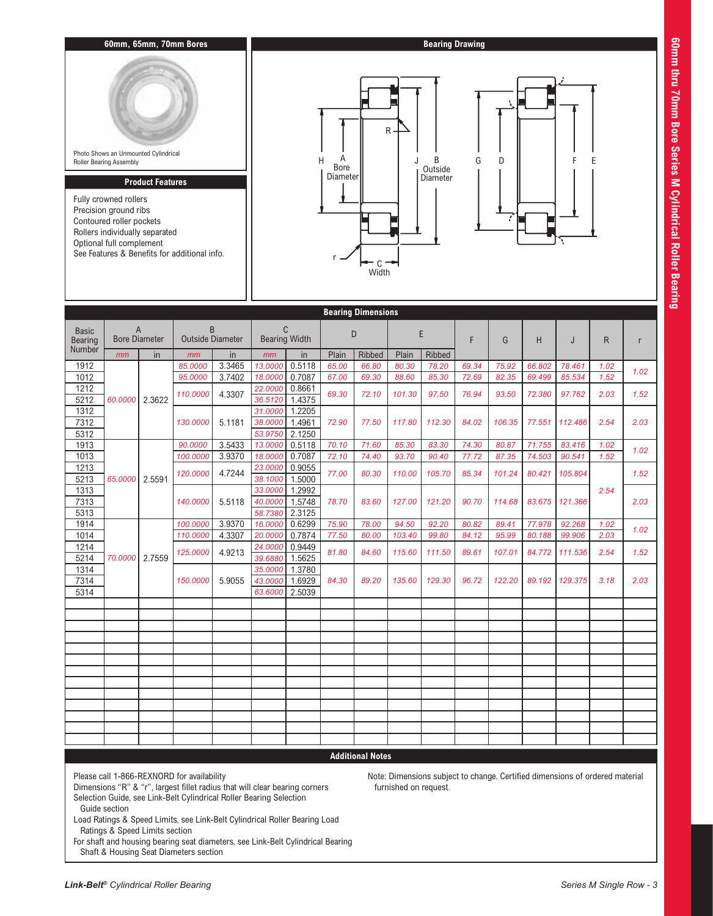## 60mm, 65mm, 70mm Bores

Photo Shows an Unmounted Cylindrical Roller Bearing Assembly

## Product Features

Fully crowned rollers
Precision ground ribs
Contoured roller pockets
Rollers individually separated
Optional full complement
See Features & Benefits for additional info.

## Bearing Drawing

H, A Bore Diameter, R, J, B Outside Diameter, r, C Width, G, D, F, E

## Bearing Dimensions

| Basic Bearing Number | A Bore Diameter | | B Outside Diameter | | C Bearing Width | | D | | E | | F | G | H | J | R | r |
|---|---|---|---|---|---|---|---|---|---|---|---|---|---|---|---|---|
| | mm | in | mm | in | mm | in | Plain | Ribbed | Plain | Ribbed | | | | | | |
| 1912 | 60.0000 | 2.3622 | 85.0000 | 3.3465 | 13.0000 | 0.5118 | 65.00 | 66.80 | 80.30 | 78.20 | 69.34 | 75.92 | 66.802 | 78.461 | 1.02 | 1.02 |
| 1012 | | | 95.0000 | 3.7402 | 18.0000 | 0.7087 | 67.00 | 69.30 | 88.60 | 85.30 | 72.69 | 82.35 | 69.499 | 85.534 | 1.52 | |
| 1212 | | | 110.0000 | 4.3307 | 22.0000 | 0.8661 | 69.30 | 72.10 | 101.30 | 97.50 | 76.94 | 93.50 | 72.380 | 97.762 | 2.03 | 1.52 |
| 5212 | | | | | 36.5120 | 1.4375 | | | | | | | | | | |
| 1312 | | | 130.0000 | 5.1181 | 31.0000 | 1.2205 | 72.90 | 77.50 | 117.80 | 112.30 | 84.02 | 106.35 | 77.551 | 112.486 | 2.54 | 2.03 |
| 7312 | | | | | 38.0000 | 1.4961 | | | | | | | | | | |
| 5312 | | | | | 53.9750 | 2.1250 | | | | | | | | | | |
| 1913 | 65.0000 | 2.5591 | 90.0000 | 3.5433 | 13.0000 | 0.5118 | 70.10 | 71.60 | 85.30 | 83.30 | 74.30 | 80.87 | 71.755 | 83.416 | 1.02 | 1.02 |
| 1013 | | | 100.0000 | 3.9370 | 18.0000 | 0.7087 | 72.10 | 74.40 | 93.70 | 90.40 | 77.72 | 87.35 | 74.503 | 90.541 | 1.52 | |
| 1213 | | | 120.0000 | 4.7244 | 23.0000 | 0.9055 | 77.00 | 80.30 | 110.00 | 105.70 | 85.34 | 101.24 | 80.421 | 105.804 | 2.54 | 1.52 |
| 5213 | | | | | 38.1000 | 1.5000 | | | | | | | | | | |
| 1313 | | | 140.0000 | 5.5118 | 33.0000 | 1.2992 | 78.70 | 83.60 | 127.00 | 121.20 | 90.70 | 114.68 | 83.675 | 121.366 | | 2.03 |
| 7313 | | | | | 40.0000 | 1.5748 | | | | | | | | | | |
| 5313 | | | | | 58.7380 | 2.3125 | | | | | | | | | | |
| 1914 | 70.0000 | 2.7559 | 100.0000 | 3.9370 | 16.0000 | 0.6299 | 75.90 | 78.00 | 94.50 | 92.20 | 80.82 | 89.41 | 77.978 | 92.268 | 1.02 | 1.02 |
| 1014 | | | 110.0000 | 4.3307 | 20.0000 | 0.7874 | 77.50 | 80.00 | 103.40 | 99.80 | 84.12 | 95.99 | 80.188 | 99.906 | 2.03 | |
| 1214 | | | 125.0000 | 4.9213 | 24.0000 | 0.9449 | 81.80 | 84.60 | 115.60 | 111.50 | 89.61 | 107.01 | 84.772 | 111.536 | 2.54 | 1.52 |
| 5214 | | | | | 39.6880 | 1.5625 | | | | | | | | | | |
| 1314 | | | 150.0000 | 5.9055 | 35.0000 | 1.3780 | 84.30 | 89.20 | 135.60 | 129.30 | 96.72 | 122.20 | 89.192 | 129.375 | 3.18 | 2.03 |
| 7314 | | | | | 43.0000 | 1.6929 | | | | | | | | | | |
| 5314 | | | | | 63.6000 | 2.5039 | | | | | | | | | | |

## Additional Notes

Please call 1-866-REXNORD for availability
Dimensions "R" & "r", largest fillet radius that will clear bearing corners
Selection Guide, see Link-Belt Cylindrical Roller Bearing Selection Guide section
Load Ratings & Speed Limits, see Link-Belt Cylindrical Roller Bearing Load Ratings & Speed Limits section
For shaft and housing bearing seat diameters, see Link-Belt Cylindrical Bearing Shaft & Housing Seat Diameters section

Note: Dimensions subject to change. Certified dimensions of ordered material furnished on request.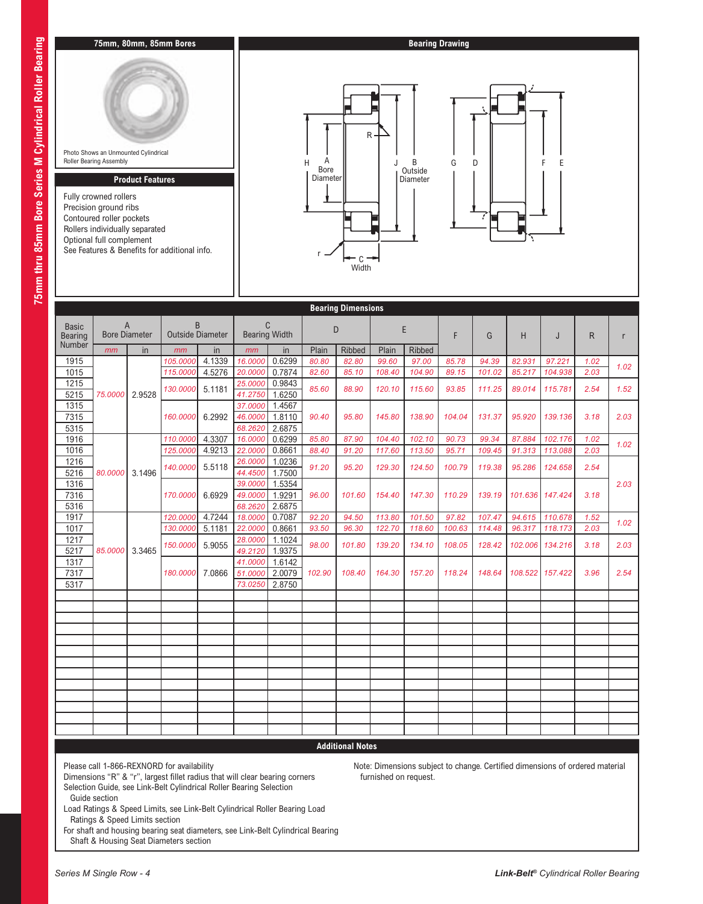## 75mm, 80mm, 85mm Bores

Photo Shows an Unmounted Cylindrical Roller Bearing Assembly

## Product Features

Fully crowned rollers
Precision ground ribs
Contoured roller pockets
Rollers individually separated
Optional full complement
See Features & Benefits for additional info.

## Bearing Drawing

H, A Bore Diameter, R, J, B Outside Diameter, r, C Width, G, D, F, E

## Bearing Dimensions

| Basic Bearing Number | A Bore Diameter | | B Outside Diameter | | C Bearing Width | | D | | E | | F | G | H | J | R | r |
|---|---|---|---|---|---|---|---|---|---|---|---|---|---|---|---|---|
| | mm | in | mm | in | mm | in | Plain | Ribbed | Plain | Ribbed | | | | | | |
| 1915 | 75.0000 | 2.9528 | 105.0000 | 4.1339 | 16.0000 | 0.6299 | 80.80 | 82.80 | 99.60 | 97.00 | 85.78 | 94.39 | 82.931 | 97.221 | 1.02 | 1.02 |
| 1015 | | | 115.0000 | 4.5276 | 20.0000 | 0.7874 | 82.60 | 85.10 | 108.40 | 104.90 | 89.15 | 101.02 | 85.217 | 104.938 | 2.03 | |
| 1215 | | | 130.0000 | 5.1181 | 25.0000 | 0.9843 | 85.60 | 88.90 | 120.10 | 115.60 | 93.85 | 111.25 | 89.014 | 115.781 | 2.54 | 1.52 |
| 5215 | | | | | 41.2750 | 1.6250 | | | | | | | | | | |
| 1315 | | | 160.0000 | 6.2992 | 37.0000 | 1.4567 | 90.40 | 95.80 | 145.80 | 138.90 | 104.04 | 131.37 | 95.920 | 139.136 | 3.18 | 2.03 |
| 7315 | | | | | 46.0000 | 1.8110 | | | | | | | | | | |
| 5315 | | | | | 68.2620 | 2.6875 | | | | | | | | | | |
| 1916 | 80.0000 | 3.1496 | 110.0000 | 4.3307 | 16.0000 | 0.6299 | 85.80 | 87.90 | 104.40 | 102.10 | 90.73 | 99.34 | 87.884 | 102.176 | 1.02 | 1.02 |
| 1016 | | | 125.0000 | 4.9213 | 22.0000 | 0.8661 | 88.40 | 91.20 | 117.60 | 113.50 | 95.71 | 109.45 | 91.313 | 113.088 | 2.03 | |
| 1216 | | | 140.0000 | 5.5118 | 26.0000 | 1.0236 | 91.20 | 95.20 | 129.30 | 124.50 | 100.79 | 119.38 | 95.286 | 124.658 | 2.54 | 2.03 |
| 5216 | | | | | 44.4500 | 1.7500 | | | | | | | | | | |
| 1316 | | | 170.0000 | 6.6929 | 39.0000 | 1.5354 | 96.00 | 101.60 | 154.40 | 147.30 | 110.29 | 139.19 | 101.636 | 147.424 | 3.18 | |
| 7316 | | | | | 49.0000 | 1.9291 | | | | | | | | | | |
| 5316 | | | | | 68.2620 | 2.6875 | | | | | | | | | | |
| 1917 | 85.0000 | 3.3465 | 120.0000 | 4.7244 | 18.0000 | 0.7087 | 92.20 | 94.50 | 113.80 | 101.50 | 97.82 | 107.47 | 94.615 | 110.678 | 1.52 | 1.02 |
| 1017 | | | 130.0000 | 5.1181 | 22.0000 | 0.8661 | 93.50 | 96.30 | 122.70 | 118.60 | 100.63 | 114.48 | 96.317 | 118.173 | 2.03 | |
| 1217 | | | 150.0000 | 5.9055 | 28.0000 | 1.1024 | 98.00 | 101.80 | 139.20 | 134.10 | 108.05 | 128.42 | 102.006 | 134.216 | 3.18 | 2.03 |
| 5217 | | | | | 49.2120 | 1.9375 | | | | | | | | | | |
| 1317 | | | 180.0000 | 7.0866 | 41.0000 | 1.6142 | 102.90 | 108.40 | 164.30 | 157.20 | 118.24 | 148.64 | 108.522 | 157.422 | 3.96 | 2.54 |
| 7317 | | | | | 51.0000 | 2.0079 | | | | | | | | | | |
| 5317 | | | | | 73.0250 | 2.8750 | | | | | | | | | | |

## Additional Notes

Please call 1-866-REXNORD for availability
Dimensions "R" & "r", largest fillet radius that will clear bearing corners
Selection Guide, see Link-Belt Cylindrical Roller Bearing Selection Guide section
Load Ratings & Speed Limits, see Link-Belt Cylindrical Roller Bearing Load Ratings & Speed Limits section
For shaft and housing bearing seat diameters, see Link-Belt Cylindrical Bearing Shaft & Housing Seat Diameters section

Note: Dimensions subject to change. Certified dimensions of ordered material furnished on request.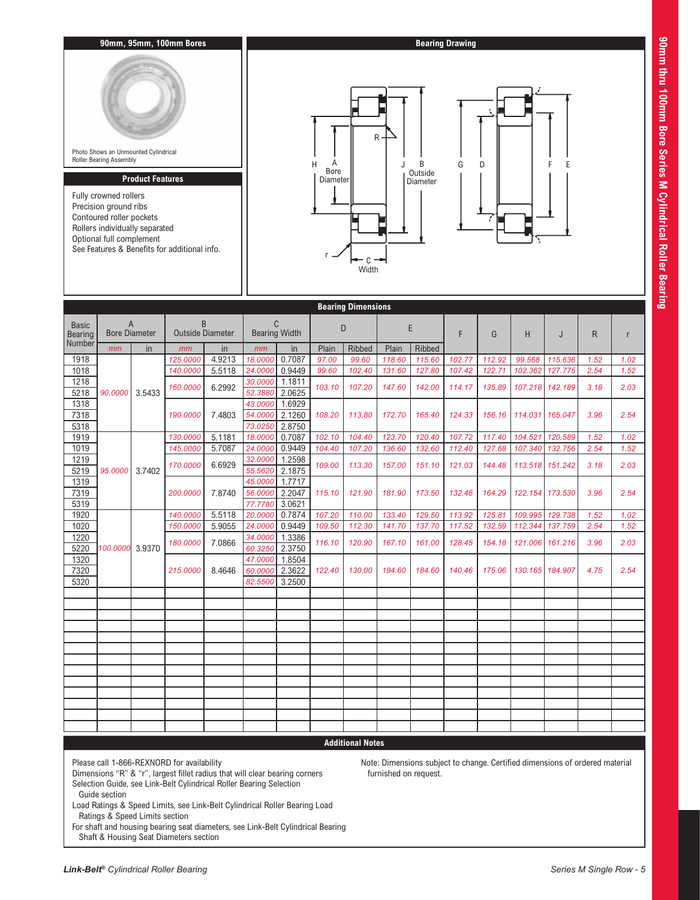## 90mm, 95mm, 100mm Bores

Photo Shows an Unmounted Cylindrical Roller Bearing Assembly

## Product Features

Fully crowned rollers
Precision ground ribs
Contoured roller pockets
Rollers individually separated
Optional full complement
See Features & Benefits for additional info.

## Bearing Drawing

H, A Bore Diameter, R, J, B Outside Diameter, r, C Width, G, D, F, E

## Bearing Dimensions

| Basic Bearing Number | A Bore Diameter | | B Outside Diameter | | C Bearing Width | | D | | E | | F | G | H | J | R | r |
|---|---|---|---|---|---|---|---|---|---|---|---|---|---|---|---|---|
| | mm | in | mm | in | mm | in | Plain | Ribbed | Plain | Ribbed | | | | | | |
| 1918 | 90.0000 | 3.5433 | 125.0000 | 4.9213 | 18.0000 | 0.7087 | 97.00 | 99.60 | 118.60 | 115.60 | 102.77 | 112.92 | 99.568 | 115.636 | 1.52 | 1.02 |
| 1018 | | | 140.0000 | 5.5118 | 24.0000 | 0.9449 | 99.60 | 102.40 | 131.60 | 127.80 | 107.42 | 122.71 | 102.362 | 127.775 | 2.54 | 1.52 |
| 1218 | | | 160.0000 | 6.2992 | 30.0000 | 1.1811 | 103.10 | 107.20 | 147.60 | 142.00 | 114.17 | 135.89 | 107.218 | 142.189 | 3.18 | 2.03 |
| 5218 | | | | | 52.3880 | 2.0625 | | | | | | | | | | |
| 1318 | | | 190.0000 | 7.4803 | 43.0000 | 1.6929 | 108.20 | 113.80 | 172.70 | 165.40 | 124.33 | 156.16 | 114.031 | 165.047 | 3.96 | 2.54 |
| 7318 | | | | | 54.0000 | 2.1260 | | | | | | | | | | |
| 5318 | | | | | 73.0250 | 2.8750 | | | | | | | | | | |
| 1919 | 95.0000 | 3.7402 | 130.0000 | 5.1181 | 18.0000 | 0.7087 | 102.10 | 104.40 | 123.70 | 120.40 | 107.72 | 117.40 | 104.521 | 120.589 | 1.52 | 1.02 |
| 1019 | | | 145.0000 | 5.7087 | 24.0000 | 0.9449 | 104.40 | 107.20 | 136.60 | 132.60 | 112.40 | 127.68 | 107.340 | 132.756 | 2.54 | 1.52 |
| 1219 | | | 170.0000 | 6.6929 | 32.0000 | 1.2598 | 109.00 | 113.30 | 157.00 | 151.10 | 121.03 | 144.48 | 113.518 | 151.242 | 3.18 | 2.03 |
| 5219 | | | | | 55.5620 | 2.1875 | | | | | | | | | | |
| 1319 | | | 200.0000 | 7.8740 | 45.0000 | 1.7717 | 115.10 | 121.90 | 181.90 | 173.50 | 132.46 | 164.29 | 122.154 | 173.530 | 3.96 | 2.54 |
| 7319 | | | | | 56.0000 | 2.2047 | | | | | | | | | | |
| 5319 | | | | | 77.7780 | 3.0621 | | | | | | | | | | |
| 1920 | 100.0000 | 3.9370 | 140.0000 | 5.5118 | 20.0000 | 0.7874 | 107.20 | 110.00 | 133.40 | 129.50 | 113.92 | 125.81 | 109.995 | 129.738 | 1.52 | 1.02 |
| 1020 | | | 150.0000 | 5.9055 | 24.0000 | 0.9449 | 109.50 | 112.30 | 141.70 | 137.70 | 117.52 | 132.59 | 112.344 | 137.759 | 2.54 | 1.52 |
| 1220 | | | 180.0000 | 7.0866 | 34.0000 | 1.3386 | 116.10 | 120.90 | 167.10 | 161.00 | 128.45 | 154.18 | 121.006 | 161.216 | 3.96 | 2.03 |
| 5220 | | | | | 60.3250 | 2.3750 | | | | | | | | | | |
| 1320 | | | 215.0000 | 8.4646 | 47.0000 | 1.8504 | 122.40 | 130.00 | 194.60 | 184.60 | 140.46 | 175.06 | 130.165 | 184.907 | 4.75 | 2.54 |
| 7320 | | | | | 60.0000 | 2.3622 | | | | | | | | | | |
| 5320 | | | | | 82.5500 | 3.2500 | | | | | | | | | | |

## Additional Notes

Please call 1-866-REXNORD for availability
Dimensions "R" & "r", largest fillet radius that will clear bearing corners
Selection Guide, see Link-Belt Cylindrical Roller Bearing Selection Guide section
Load Ratings & Speed Limits, see Link-Belt Cylindrical Roller Bearing Load Ratings & Speed Limits section
For shaft and housing bearing seat diameters, see Link-Belt Cylindrical Bearing Shaft & Housing Seat Diameters section

Note: Dimensions subject to change. Certified dimensions of ordered material furnished on request.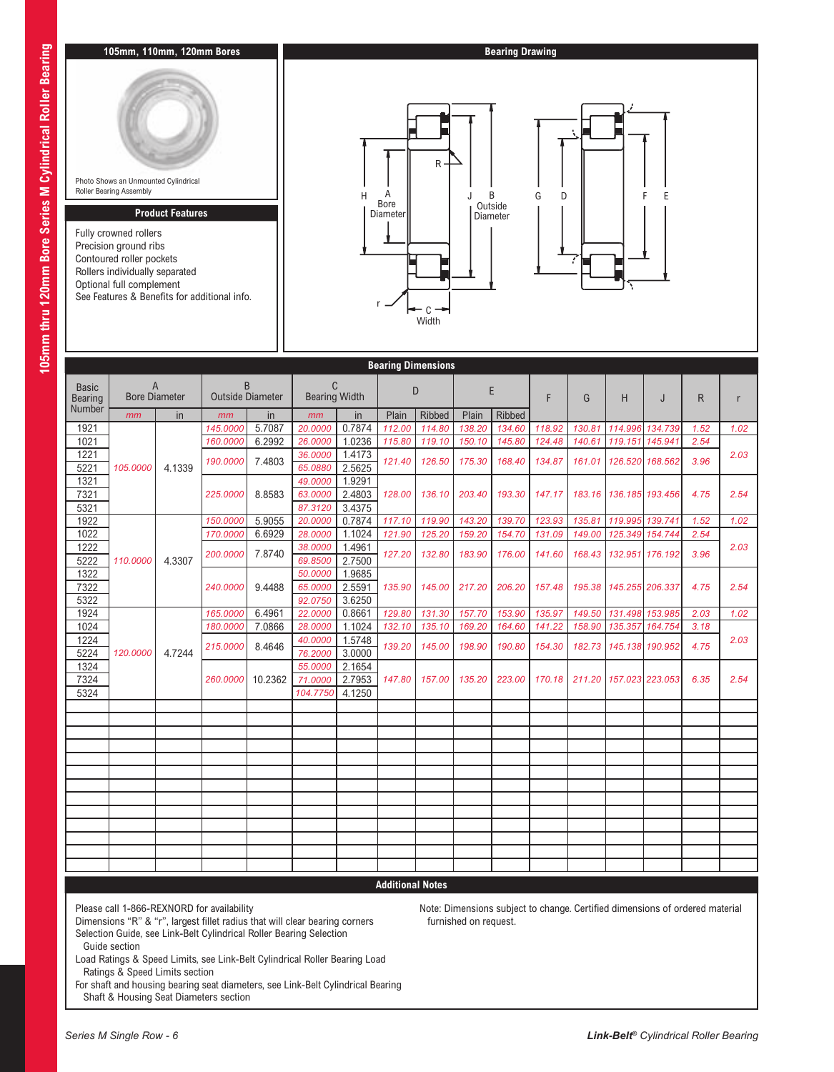## 105mm, 110mm, 120mm Bores

Photo Shows an Unmounted Cylindrical Roller Bearing Assembly

## Product Features

Fully crowned rollers
Precision ground ribs
Contoured roller pockets
Rollers individually separated
Optional full complement
See Features & Benefits for additional info.

## Bearing Drawing

H — A Bore Diameter — R — J — B Outside Diameter — G — D — F — E — r — C Width

## Bearing Dimensions

| Basic Bearing Number | A Bore Diameter | | B Outside Diameter | | C Bearing Width | | D | | E | | F | G | H | J | R | r |
|---|---|---|---|---|---|---|---|---|---|---|---|---|---|---|---|---|
| | mm | in | mm | in | mm | in | Plain | Ribbed | Plain | Ribbed | | | | | | |
| 1921 | 105.0000 | 4.1339 | 145.0000 | 5.7087 | 20.0000 | 0.7874 | 112.00 | 114.80 | 138.20 | 134.60 | 118.92 | 130.81 | 114.996 | 134.739 | 1.52 | 1.02 |
| 1021 | | | 160.0000 | 6.2992 | 26.0000 | 1.0236 | 115.80 | 119.10 | 150.10 | 145.80 | 124.48 | 140.61 | 119.151 | 145.941 | 2.54 | 2.03 |
| 1221 | | | 190.0000 | 7.4803 | 36.0000 | 1.4173 | 121.40 | 126.50 | 175.30 | 168.40 | 134.87 | 161.01 | 126.520 | 168.562 | 3.96 | |
| 5221 | | | | | 65.0880 | 2.5625 | | | | | | | | | | |
| 1321 | | | 225.0000 | 8.8583 | 49.0000 | 1.9291 | 128.00 | 136.10 | 203.40 | 193.30 | 147.17 | 183.16 | 136.185 | 193.456 | 4.75 | 2.54 |
| 7321 | | | | | 63.0000 | 2.4803 | | | | | | | | | | |
| 5321 | | | | | 87.3120 | 3.4375 | | | | | | | | | | |
| 1922 | 110.0000 | 4.3307 | 150.0000 | 5.9055 | 20.0000 | 0.7874 | 117.10 | 119.90 | 143.20 | 139.70 | 123.93 | 135.81 | 119.995 | 139.741 | 1.52 | 1.02 |
| 1022 | | | 170.0000 | 6.6929 | 28.0000 | 1.1024 | 121.90 | 125.20 | 159.20 | 154.70 | 131.09 | 149.00 | 125.349 | 154.744 | 2.54 | 2.03 |
| 1222 | | | 200.0000 | 7.8740 | 38.0000 | 1.4961 | 127.20 | 132.80 | 183.90 | 176.00 | 141.60 | 168.43 | 132.951 | 176.192 | 3.96 | |
| 5222 | | | | | 69.8500 | 2.7500 | | | | | | | | | | |
| 1322 | | | 240.0000 | 9.4488 | 50.0000 | 1.9685 | 135.90 | 145.00 | 217.20 | 206.20 | 157.48 | 195.38 | 145.255 | 206.337 | 4.75 | 2.54 |
| 7322 | | | | | 65.0000 | 2.5591 | | | | | | | | | | |
| 5322 | | | | | 92.0750 | 3.6250 | | | | | | | | | | |
| 1924 | 120.0000 | 4.7244 | 165.0000 | 6.4961 | 22.0000 | 0.8661 | 129.80 | 131.30 | 157.70 | 153.90 | 135.97 | 149.50 | 131.498 | 153.985 | 2.03 | 1.02 |
| 1024 | | | 180.0000 | 7.0866 | 28.0000 | 1.1024 | 132.10 | 135.10 | 169.20 | 164.60 | 141.22 | 158.90 | 135.357 | 164.754 | 3.18 | 2.03 |
| 1224 | | | 215.0000 | 8.4646 | 40.0000 | 1.5748 | 139.20 | 145.00 | 198.90 | 190.80 | 154.30 | 182.73 | 145.138 | 190.952 | 4.75 | |
| 5224 | | | | | 76.2000 | 3.0000 | | | | | | | | | | |
| 1324 | | | 260.0000 | 10.2362 | 55.0000 | 2.1654 | 147.80 | 157.00 | 135.20 | 223.00 | 170.18 | 211.20 | 157.023 | 223.053 | 6.35 | 2.54 |
| 7324 | | | | | 71.0000 | 2.7953 | | | | | | | | | | |
| 5324 | | | | | 104.7750 | 4.1250 | | | | | | | | | | |

## Additional Notes

Please call 1-866-REXNORD for availability
Dimensions "R" & "r", largest fillet radius that will clear bearing corners
Selection Guide, see Link-Belt Cylindrical Roller Bearing Selection Guide section
Load Ratings & Speed Limits, see Link-Belt Cylindrical Roller Bearing Load Ratings & Speed Limits section
For shaft and housing bearing seat diameters, see Link-Belt Cylindrical Bearing Shaft & Housing Seat Diameters section

Note: Dimensions subject to change. Certified dimensions of ordered material furnished on request.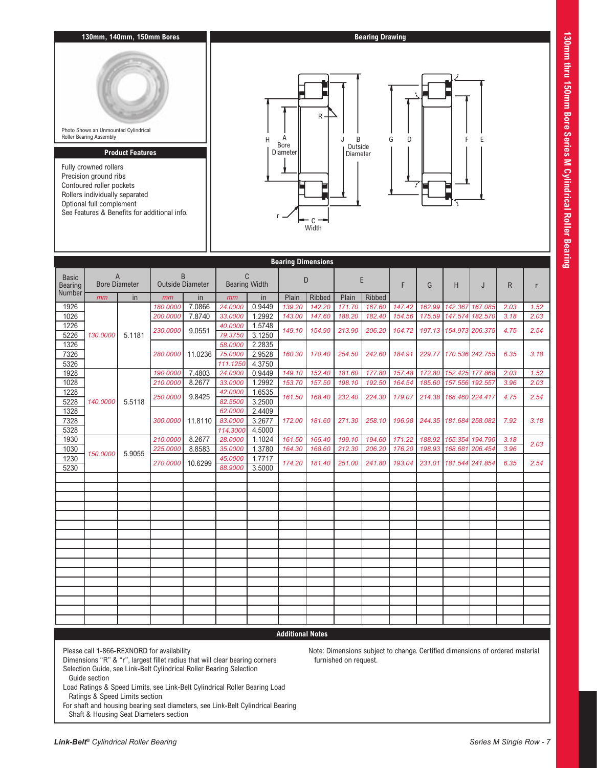## 130mm, 140mm, 150mm Bores

Photo Shows an Unmounted Cylindrical Roller Bearing Assembly

## Product Features

- Fully crowned rollers
- Precision ground ribs
- Contoured roller pockets
- Rollers individually separated
- Optional full complement
- See Features & Benefits for additional info.

## Bearing Drawing

H, A Bore Diameter, R, J, B Outside Diameter, G, D, F, E, r, C Width

## Bearing Dimensions

| Basic Bearing Number | A Bore Diameter | | B Outside Diameter | | C Bearing Width | | D | | E | | F | G | H | J | R | r |
|---|---|---|---|---|---|---|---|---|---|---|---|---|---|---|---|---|
| | mm | in | mm | in | mm | in | Plain | Ribbed | Plain | Ribbed | | | | | | |
| 1926 | 130.0000 | 5.1181 | 180.0000 | 7.0866 | 24.0000 | 0.9449 | 139.20 | 142.20 | 171.70 | 167.60 | 147.42 | 162.99 | 142.367 | 167.085 | 2.03 | 1.52 |
| 1026 | | | 200.0000 | 7.8740 | 33.0000 | 1.2992 | 143.00 | 147.60 | 188.20 | 182.40 | 154.56 | 175.59 | 147.574 | 182.570 | 3.18 | 2.03 |
| 1226 | | | 230.0000 | 9.0551 | 40.0000 | 1.5748 | 149.10 | 154.90 | 213.90 | 206.20 | 164.72 | 197.13 | 154.973 | 206.375 | 4.75 | 2.54 |
| 5226 | | | | | 79.3750 | 3.1250 | | | | | | | | | | |
| 1326 | | | 280.0000 | 11.0236 | 58.0000 | 2.2835 | 160.30 | 170.40 | 254.50 | 242.60 | 184.91 | 229.77 | 170.536 | 242.755 | 6.35 | 3.18 |
| 7326 | | | | | 75.0000 | 2.9528 | | | | | | | | | | |
| 5326 | | | | | 111.1250 | 4.3750 | | | | | | | | | | |
| 1928 | 140.0000 | 5.5118 | 190.0000 | 7.4803 | 24.0000 | 0.9449 | 149.10 | 152.40 | 181.60 | 177.80 | 157.48 | 172.80 | 152.425 | 177.868 | 2.03 | 1.52 |
| 1028 | | | 210.0000 | 8.2677 | 33.0000 | 1.2992 | 153.70 | 157.50 | 198.10 | 192.50 | 164.54 | 185.60 | 157.556 | 192.557 | 3.96 | 2.03 |
| 1228 | | | 250.0000 | 9.8425 | 42.0000 | 1.6535 | 161.50 | 168.40 | 232.40 | 224.30 | 179.07 | 214.38 | 168.460 | 224.417 | 4.75 | 2.54 |
| 5228 | | | | | 82.5500 | 3.2500 | | | | | | | | | | |
| 1328 | | | 300.0000 | 11.8110 | 62.0000 | 2.4409 | 172.00 | 181.60 | 271.30 | 258.10 | 196.98 | 244.35 | 181.684 | 258.082 | 7.92 | 3.18 |
| 7328 | | | | | 83.0000 | 3.2677 | | | | | | | | | | |
| 5328 | | | | | 114.3000 | 4.5000 | | | | | | | | | | |
| 1930 | 150.0000 | 5.9055 | 210.0000 | 8.2677 | 28.0000 | 1.1024 | 161.50 | 165.40 | 199.10 | 194.60 | 171.22 | 188.92 | 165.354 | 194.790 | 3.18 | 2.03 |
| 1030 | | | 225.0000 | 8.8583 | 35.0000 | 1.3780 | 164.30 | 168.60 | 212.30 | 206.20 | 176.20 | 198.93 | 168.681 | 206.454 | 3.96 | |
| 1230 | | | 270.0000 | 10.6299 | 45.0000 | 1.7717 | 174.20 | 181.40 | 251.00 | 241.80 | 193.04 | 231.01 | 181.544 | 241.854 | 6.35 | 2.54 |
| 5230 | | | | | 88.9000 | 3.5000 | | | | | | | | | | |

## Additional Notes

Please call 1-866-REXNORD for availability
Dimensions "R" & "r", largest fillet radius that will clear bearing corners
Selection Guide, see Link-Belt Cylindrical Roller Bearing Selection Guide section
Load Ratings & Speed Limits, see Link-Belt Cylindrical Roller Bearing Load Ratings & Speed Limits section
For shaft and housing bearing seat diameters, see Link-Belt Cylindrical Bearing Shaft & Housing Seat Diameters section

Note: Dimensions subject to change. Certified dimensions of ordered material furnished on request.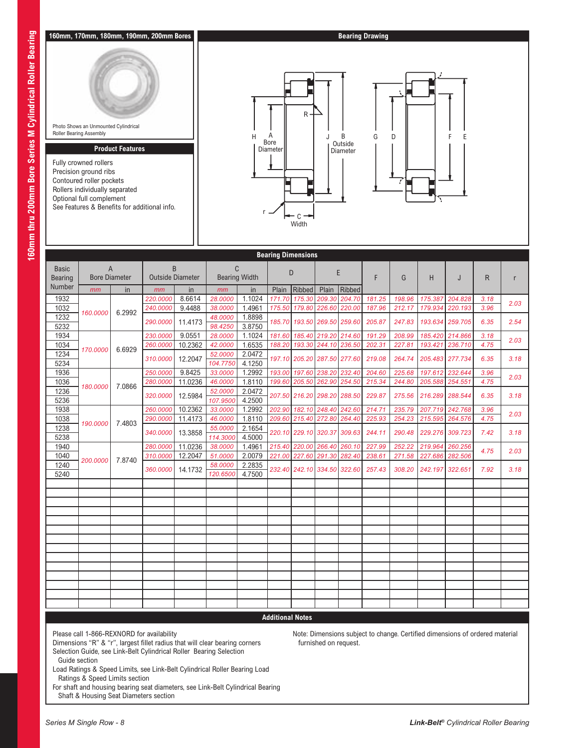## 160mm, 170mm, 180mm, 190mm, 200mm Bores

Photo Shows an Unmounted Cylindrical Roller Bearing Assembly

### Product Features

Fully crowned rollers
Precision ground ribs
Contoured roller pockets
Rollers individually separated
Optional full complement
See Features & Benefits for additional info.

## Bearing Drawing

H, A Bore Diameter; R; J, B Outside Diameter; G; D; F; E; r; C Width

## Bearing Dimensions

| Basic Bearing Number | A Bore Diameter | | B Outside Diameter | | C Bearing Width | | D | | E | | F | G | H | J | R | r |
|---|---|---|---|---|---|---|---|---|---|---|---|---|---|---|---|---|
| | mm | in | mm | in | mm | in | Plain | Ribbed | Plain | Ribbed | | | | | | |
| 1932 | 160.0000 | 6.2992 | 220.0000 | 8.6614 | 28.0000 | 1.1024 | 171.70 | 175.30 | 209.30 | 204.70 | 181.25 | 198.96 | 175.387 | 204.828 | 3.18 | 2.03 |
| 1032 | | | 240.0000 | 9.4488 | 38.0000 | 1.4961 | 175.50 | 179.80 | 226.60 | 220.00 | 187.96 | 212.17 | 179.934 | 220.193 | 3.96 | |
| 1232 | | | 290.0000 | 11.4173 | 48.0000 | 1.8898 | 185.70 | 193.50 | 269.50 | 259.60 | 205.87 | 247.83 | 193.634 | 259.705 | 6.35 | 2.54 |
| 5232 | | | | | 98.4250 | 3.8750 | | | | | | | | | | |
| 1934 | 170.0000 | 6.6929 | 230.0000 | 9.0551 | 28.0000 | 1.1024 | 181.60 | 185.40 | 219.20 | 214.60 | 191.29 | 208.99 | 185.420 | 214.866 | 3.18 | 2.03 |
| 1034 | | | 260.0000 | 10.2362 | 42.0000 | 1.6535 | 188.20 | 193.30 | 244.10 | 236.50 | 202.31 | 227.81 | 193.421 | 236.710 | 4.75 | |
| 1234 | | | 310.0000 | 12.2047 | 52.0000 | 2.0472 | 197.10 | 205.20 | 287.50 | 277.60 | 219.08 | 264.74 | 205.483 | 277.734 | 6.35 | 3.18 |
| 5234 | | | | | 104.7750 | 4.1250 | | | | | | | | | | |
| 1936 | 180.0000 | 7.0866 | 250.0000 | 9.8425 | 33.0000 | 1.2992 | 193.00 | 197.60 | 238.20 | 232.40 | 204.60 | 225.68 | 197.612 | 232.644 | 3.96 | 2.03 |
| 1036 | | | 280.0000 | 11.0236 | 46.0000 | 1.8110 | 199.60 | 205.50 | 262.90 | 254.50 | 215.34 | 244.80 | 205.588 | 254.551 | 4.75 | |
| 1236 | | | 320.0000 | 12.5984 | 52.0000 | 2.0472 | 207.50 | 216.20 | 298.20 | 288.50 | 229.87 | 275.56 | 216.289 | 288.544 | 6.35 | 3.18 |
| 5236 | | | | | 107.9500 | 4.2500 | | | | | | | | | | |
| 1938 | 190.0000 | 7.4803 | 260.0000 | 10.2362 | 33.0000 | 1.2992 | 202.90 | 182.10 | 248.40 | 242.60 | 214.71 | 235.79 | 207.719 | 242.768 | 3.96 | 2.03 |
| 1038 | | | 290.0000 | 11.4173 | 46.0000 | 1.8110 | 209.60 | 215.40 | 272.80 | 264.40 | 225.93 | 254.23 | 215.595 | 264.576 | 4.75 | |
| 1238 | | | 340.0000 | 13.3858 | 55.0000 | 2.1654 | 220.10 | 229.10 | 320.37 | 309.63 | 244.11 | 290.48 | 229.276 | 309.723 | 7.42 | 3.18 |
| 5238 | | | | | 114.3000 | 4.5000 | | | | | | | | | | |
| 1940 | 200.0000 | 7.8740 | 280.0000 | 11.0236 | 38.0000 | 1.4961 | 215.40 | 220.00 | 266.40 | 260.10 | 227.99 | 252.22 | 219.964 | 260.256 | 4.75 | 2.03 |
| 1040 | | | 310.0000 | 12.2047 | 51.0000 | 2.0079 | 221.00 | 227.60 | 291.30 | 282.40 | 238.61 | 271.58 | 227.686 | 282.506 | | |
| 1240 | | | 360.0000 | 14.1732 | 58.0000 | 2.2835 | 232.40 | 242.10 | 334.50 | 322.60 | 257.43 | 308.20 | 242.197 | 322.651 | 7.92 | 3.18 |
| 5240 | | | | | 120.6500 | 4.7500 | | | | | | | | | | |

## Additional Notes

Please call 1-866-REXNORD for availability
Dimensions "R" & "r", largest fillet radius that will clear bearing corners
Selection Guide, see Link-Belt Cylindrical Roller Bearing Selection Guide section
Load Ratings & Speed Limits, see Link-Belt Cylindrical Roller Bearing Load Ratings & Speed Limits section
For shaft and housing bearing seat diameters, see Link-Belt Cylindrical Bearing Shaft & Housing Seat Diameters section

Note: Dimensions subject to change. Certified dimensions of ordered material furnished on request.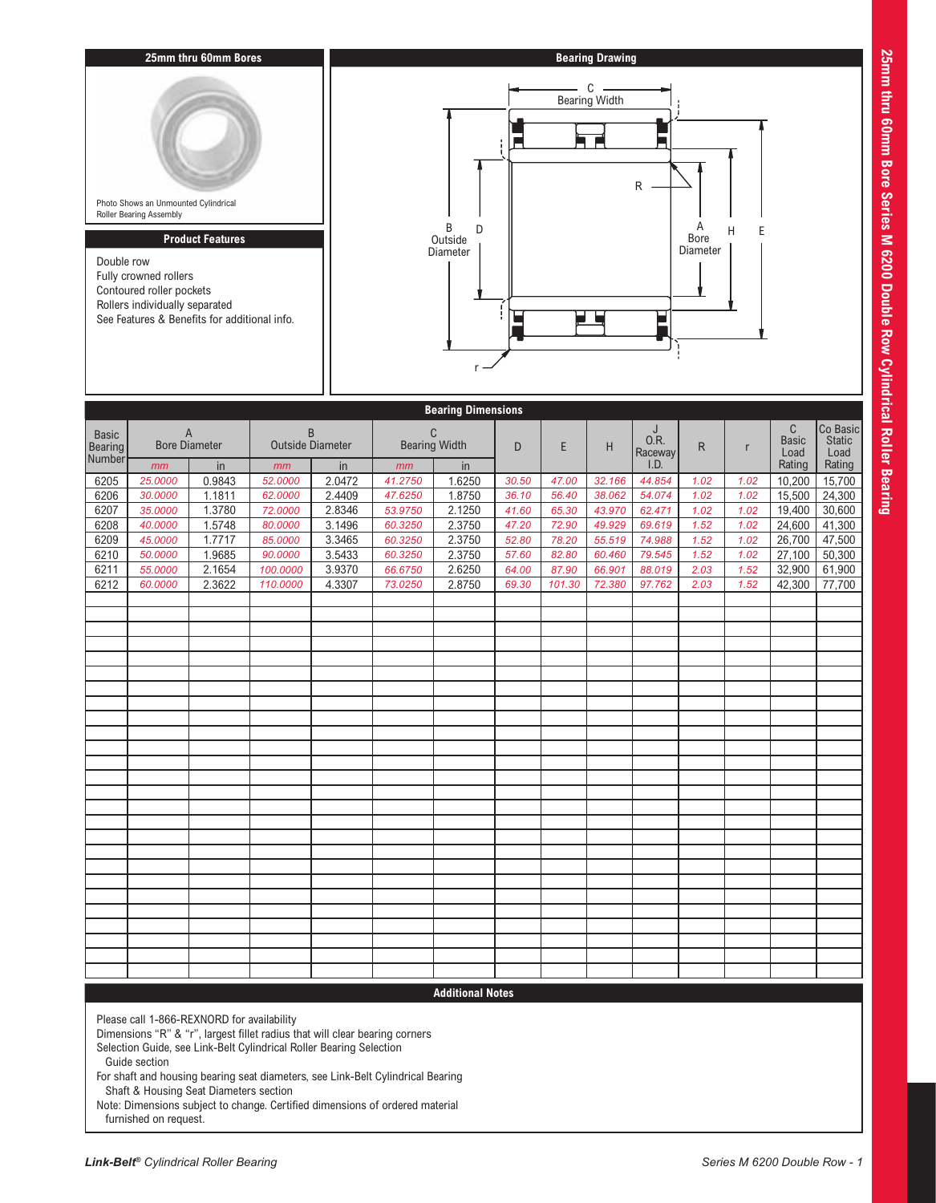## 25mm thru 60mm Bores

Photo Shows an Unmounted Cylindrical Roller Bearing Assembly

## Product Features

Double row
Fully crowned rollers
Contoured roller pockets
Rollers individually separated
See Features & Benefits for additional info.

## Bearing Drawing

C Bearing Width
R
B Outside Diameter
D
A Bore Diameter
H
E
r

## Bearing Dimensions

| Basic Bearing Number | A Bore Diameter | | B Outside Diameter | | C Bearing Width | | D | E | H | J O.R. Raceway I.D. | R | r | C Basic Load Rating | Co Basic Static Load Rating |
|---|---|---|---|---|---|---|---|---|---|---|---|---|---|---|
| | mm | in | mm | in | mm | in | | | | | | | | |
| 6205 | 25.0000 | 0.9843 | 52.0000 | 2.0472 | 41.2750 | 1.6250 | 30.50 | 47.00 | 32.166 | 44.854 | 1.02 | 1.02 | 10,200 | 15,700 |
| 6206 | 30.0000 | 1.1811 | 62.0000 | 2.4409 | 47.6250 | 1.8750 | 36.10 | 56.40 | 38.062 | 54.074 | 1.02 | 1.02 | 15,500 | 24,300 |
| 6207 | 35.0000 | 1.3780 | 72.0000 | 2.8346 | 53.9750 | 2.1250 | 41.60 | 65.30 | 43.970 | 62.471 | 1.02 | 1.02 | 19,400 | 30,600 |
| 6208 | 40.0000 | 1.5748 | 80.0000 | 3.1496 | 60.3250 | 2.3750 | 47.20 | 72.90 | 49.929 | 69.619 | 1.52 | 1.02 | 24,600 | 41,300 |
| 6209 | 45.0000 | 1.7717 | 85.0000 | 3.3465 | 60.3250 | 2.3750 | 52.80 | 78.20 | 55.519 | 74.988 | 1.52 | 1.02 | 26,700 | 47,500 |
| 6210 | 50.0000 | 1.9685 | 90.0000 | 3.5433 | 60.3250 | 2.3750 | 57.60 | 82.80 | 60.460 | 79.545 | 1.52 | 1.02 | 27,100 | 50,300 |
| 6211 | 55.0000 | 2.1654 | 100.0000 | 3.9370 | 66.6750 | 2.6250 | 64.00 | 87.90 | 66.901 | 88.019 | 2.03 | 1.52 | 32,900 | 61,900 |
| 6212 | 60.0000 | 2.3622 | 110.0000 | 4.3307 | 73.0250 | 2.8750 | 69.30 | 101.30 | 72.380 | 97.762 | 2.03 | 1.52 | 42,300 | 77,700 |

## Additional Notes

Please call 1-866-REXNORD for availability
Dimensions "R" & "r", largest fillet radius that will clear bearing corners
Selection Guide, see Link-Belt Cylindrical Roller Bearing Selection Guide section
For shaft and housing bearing seat diameters, see Link-Belt Cylindrical Bearing Shaft & Housing Seat Diameters section
Note: Dimensions subject to change. Certified dimensions of ordered material furnished on request.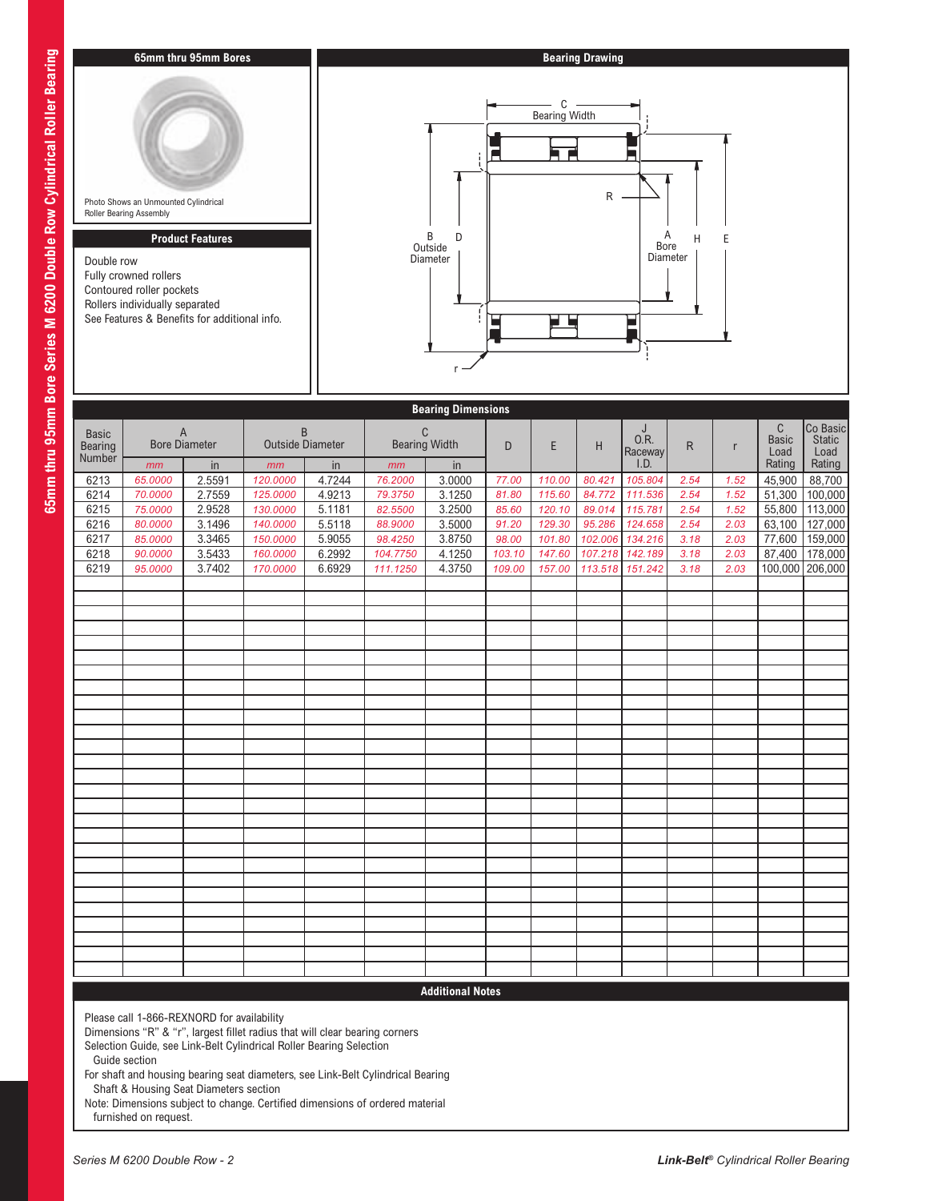## 65mm thru 95mm Bores

Photo Shows an Unmounted Cylindrical Roller Bearing Assembly

## Product Features

Double row
Fully crowned rollers
Contoured roller pockets
Rollers individually separated
See Features & Benefits for additional info.

## Bearing Drawing

C Bearing Width
R
B Outside Diameter
D
A Bore Diameter
H
E
r

## Bearing Dimensions

| Basic Bearing Number | A Bore Diameter | | B Outside Diameter | | C Bearing Width | | D | E | H | J O.R. Raceway I.D. | R | r | C Basic Load Rating | Co Basic Static Load Rating |
|---|---|---|---|---|---|---|---|---|---|---|---|---|---|---|
| | mm | in | mm | in | mm | in | | | | | | | | |
| 6213 | 65.0000 | 2.5591 | 120.0000 | 4.7244 | 76.2000 | 3.0000 | 77.00 | 110.00 | 80.421 | 105.804 | 2.54 | 1.52 | 45,900 | 88,700 |
| 6214 | 70.0000 | 2.7559 | 125.0000 | 4.9213 | 79.3750 | 3.1250 | 81.80 | 115.60 | 84.772 | 111.536 | 2.54 | 1.52 | 51,300 | 100,000 |
| 6215 | 75.0000 | 2.9528 | 130.0000 | 5.1181 | 82.5500 | 3.2500 | 85.60 | 120.10 | 89.014 | 115.781 | 2.54 | 1.52 | 55,800 | 113,000 |
| 6216 | 80.0000 | 3.1496 | 140.0000 | 5.5118 | 88.9000 | 3.5000 | 91.20 | 129.30 | 95.286 | 124.658 | 2.54 | 2.03 | 63,100 | 127,000 |
| 6217 | 85.0000 | 3.3465 | 150.0000 | 5.9055 | 98.4250 | 3.8750 | 98.00 | 101.80 | 102.006 | 134.216 | 3.18 | 2.03 | 77,600 | 159,000 |
| 6218 | 90.0000 | 3.5433 | 160.0000 | 6.2992 | 104.7750 | 4.1250 | 103.10 | 147.60 | 107.218 | 142.189 | 3.18 | 2.03 | 87,400 | 178,000 |
| 6219 | 95.0000 | 3.7402 | 170.0000 | 6.6929 | 111.1250 | 4.3750 | 109.00 | 157.00 | 113.518 | 151.242 | 3.18 | 2.03 | 100,000 | 206,000 |

## Additional Notes

Please call 1-866-REXNORD for availability
Dimensions "R" & "r", largest fillet radius that will clear bearing corners
Selection Guide, see Link-Belt Cylindrical Roller Bearing Selection Guide section
For shaft and housing bearing seat diameters, see Link-Belt Cylindrical Bearing Shaft & Housing Seat Diameters section
Note: Dimensions subject to change. Certified dimensions of ordered material furnished on request.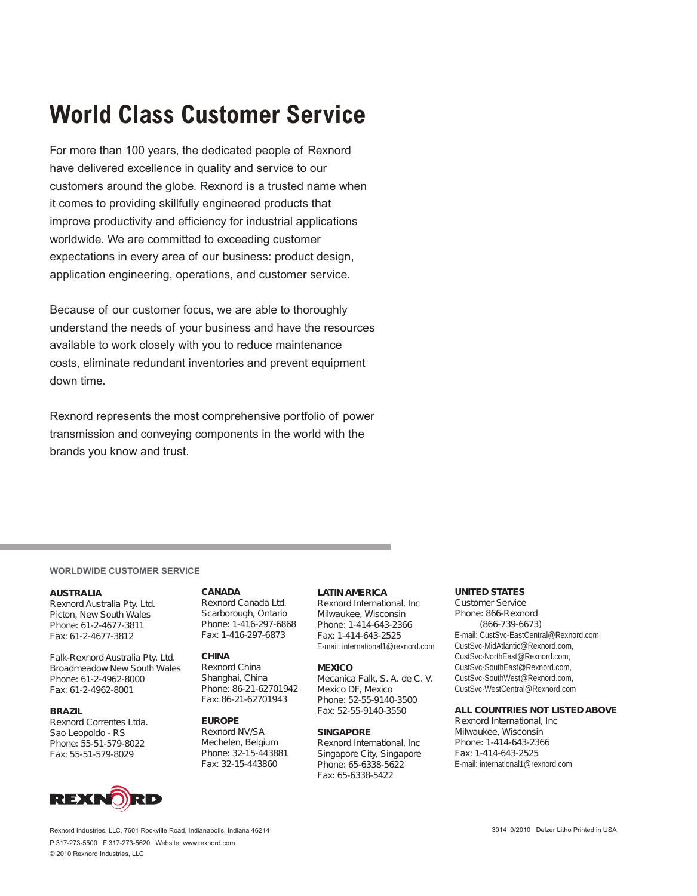# World Class Customer Service

For more than 100 years, the dedicated people of Rexnord have delivered excellence in quality and service to our customers around the globe. Rexnord is a trusted name when it comes to providing skillfully engineered products that improve productivity and efficiency for industrial applications worldwide. We are committed to exceeding customer expectations in every area of our business: product design, application engineering, operations, and customer service.

Because of our customer focus, we are able to thoroughly understand the needs of your business and have the resources available to work closely with you to reduce maintenance costs, eliminate redundant inventories and prevent equipment down time.

Rexnord represents the most comprehensive portfolio of power transmission and conveying components in the world with the brands you know and trust.

## WORLDWIDE CUSTOMER SERVICE

**AUSTRALIA**
Rexnord Australia Pty. Ltd.
Picton, New South Wales
Phone: 61-2-4677-3811
Fax: 61-2-4677-3812

Falk-Rexnord Australia Pty. Ltd.
Broadmeadow New South Wales
Phone: 61-2-4962-8000
Fax: 61-2-4962-8001

**BRAZIL**
Rexnord Correntes Ltda.
Sao Leopoldo - RS
Phone: 55-51-579-8022
Fax: 55-51-579-8029

**CANADA**
Rexnord Canada Ltd.
Scarborough, Ontario
Phone: 1-416-297-6868
Fax: 1-416-297-6873

**CHINA**
Rexnord China
Shanghai, China
Phone: 86-21-62701942
Fax: 86-21-62701943

**EUROPE**
Rexnord NV/SA
Mechelen, Belgium
Phone: 32-15-443881
Fax: 32-15-443860

**LATIN AMERICA**
Rexnord International, Inc
Milwaukee, Wisconsin
Phone: 1-414-643-2366
Fax: 1-414-643-2525
E-mail: international1@rexnord.com

**MEXICO**
Mecanica Falk, S. A. de C. V.
Mexico DF, Mexico
Phone: 52-55-9140-3500
Fax: 52-55-9140-3550

**SINGAPORE**
Rexnord International, Inc
Singapore City, Singapore
Phone: 65-6338-5622
Fax: 65-6338-5422

**UNITED STATES**
Customer Service
Phone: 866-Rexnord
(866-739-6673)
E-mail: CustSvc-EastCentral@Rexnord.com
CustSvc-MidAtlantic@Rexnord.com,
CustSvc-NorthEast@Rexnord.com,
CustSvc-SouthEast@Rexnord.com,
CustSvc-SouthWest@Rexnord.com,
CustSvc-WestCentral@Rexnord.com

**ALL COUNTRIES NOT LISTED ABOVE**
Rexnord International, Inc
Milwaukee, Wisconsin
Phone: 1-414-643-2366
Fax: 1-414-643-2525
E-mail: international1@rexnord.com

REXNORD

Rexnord Industries, LLC, 7601 Rockville Road, Indianapolis, Indiana 46214
P 317-273-5500 F 317-273-5620 Website: www.rexnord.com
© 2010 Rexnord Industries, LLC

3014 9/2010 Delzer Litho Printed in USA